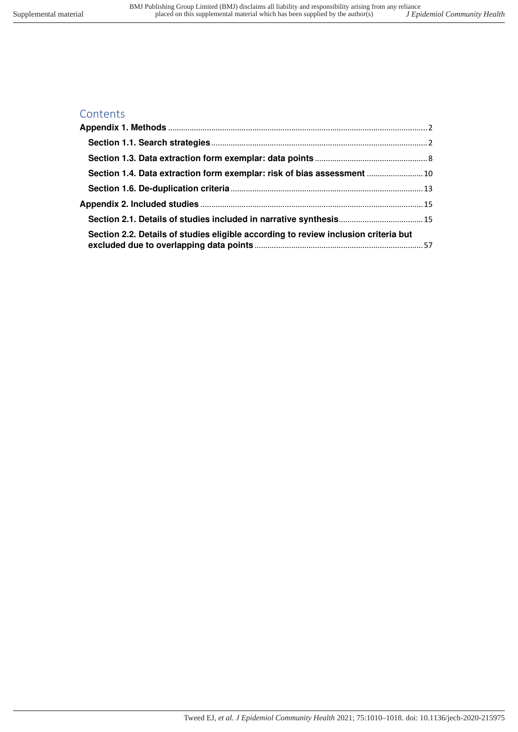## Contents

**Appendix 1. Methods** ........................................................................................................ 2

**Section 1.1. Search strategies** .................................................................................. 2

**Section 1.3. Data extraction form exemplar: data points** ................................................... 8

**Section 1.4. Data extraction form exemplar: risk of bias assessment** ......................... 10

**Section 1.6. De-duplication criteria** ........................................................................... 13

**Appendix 2. Included studies** ...................................................................................... 15

**Section 2.1. Details of studies included in narrative synthesis** ...................................... 15

**Section 2.2. Details of studies eligible according to review inclusion criteria but excluded due to overlapping data points** ............................................................................ 57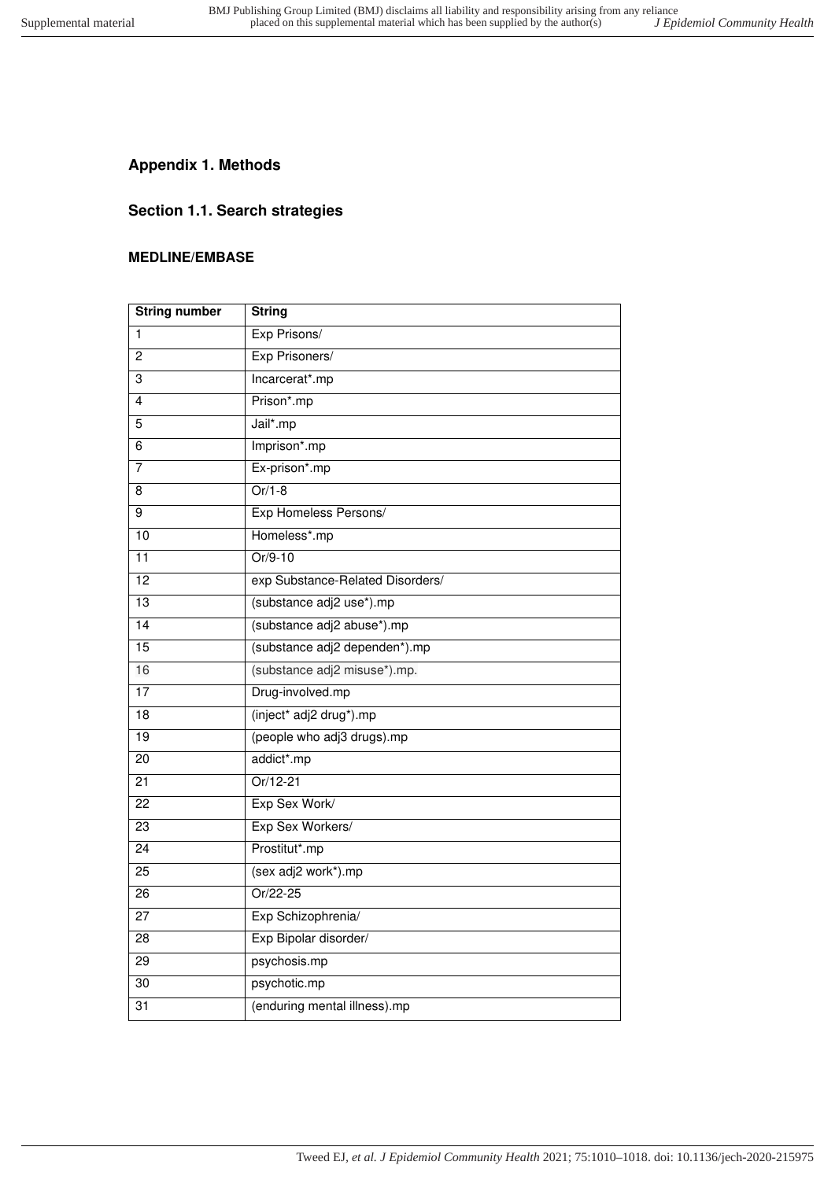## Appendix 1. Methods

### Section 1.1. Search strategies

#### MEDLINE/EMBASE

| String number | String |
|---|---|
| 1 | Exp Prisons/ |
| 2 | Exp Prisoners/ |
| 3 | Incarcerat*.mp |
| 4 | Prison*.mp |
| 5 | Jail*.mp |
| 6 | Imprison*.mp |
| 7 | Ex-prison*.mp |
| 8 | Or/1-8 |
| 9 | Exp Homeless Persons/ |
| 10 | Homeless*.mp |
| 11 | Or/9-10 |
| 12 | exp Substance-Related Disorders/ |
| 13 | (substance adj2 use*).mp |
| 14 | (substance adj2 abuse*).mp |
| 15 | (substance adj2 dependen*).mp |
| 16 | (substance adj2 misuse*).mp. |
| 17 | Drug-involved.mp |
| 18 | (inject* adj2 drug*).mp |
| 19 | (people who adj3 drugs).mp |
| 20 | addict*.mp |
| 21 | Or/12-21 |
| 22 | Exp Sex Work/ |
| 23 | Exp Sex Workers/ |
| 24 | Prostitut*.mp |
| 25 | (sex adj2 work*).mp |
| 26 | Or/22-25 |
| 27 | Exp Schizophrenia/ |
| 28 | Exp Bipolar disorder/ |
| 29 | psychosis.mp |
| 30 | psychotic.mp |
| 31 | (enduring mental illness).mp |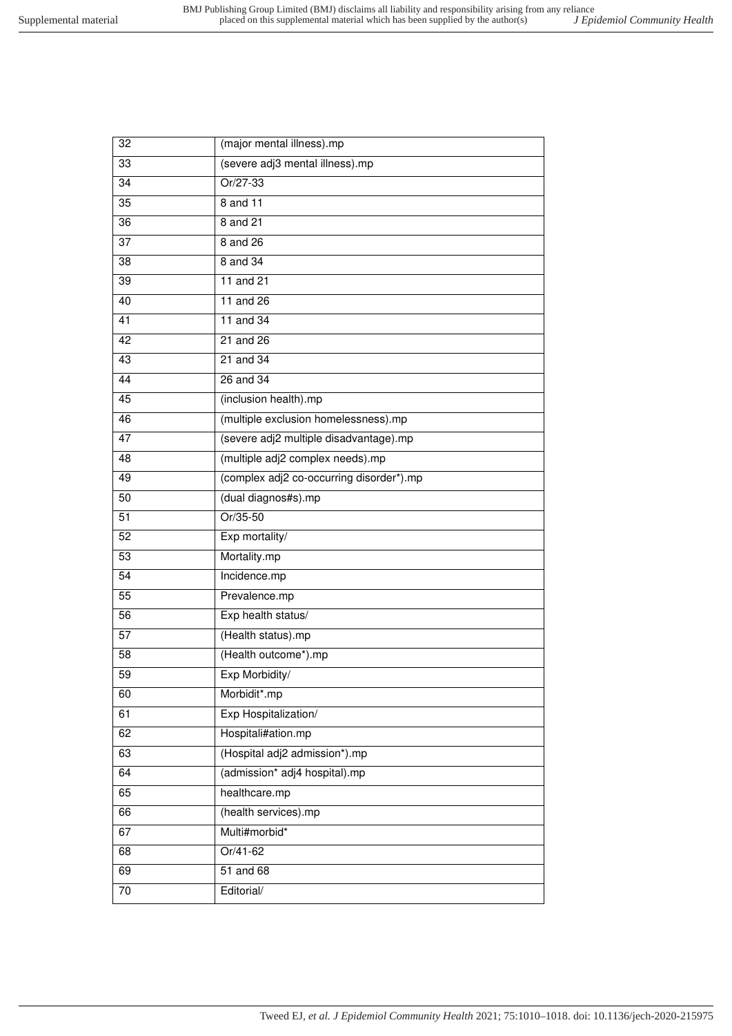| | |
|---|---|
| 32 | (major mental illness).mp |
| 33 | (severe adj3 mental illness).mp |
| 34 | Or/27-33 |
| 35 | 8 and 11 |
| 36 | 8 and 21 |
| 37 | 8 and 26 |
| 38 | 8 and 34 |
| 39 | 11 and 21 |
| 40 | 11 and 26 |
| 41 | 11 and 34 |
| 42 | 21 and 26 |
| 43 | 21 and 34 |
| 44 | 26 and 34 |
| 45 | (inclusion health).mp |
| 46 | (multiple exclusion homelessness).mp |
| 47 | (severe adj2 multiple disadvantage).mp |
| 48 | (multiple adj2 complex needs).mp |
| 49 | (complex adj2 co-occurring disorder*).mp |
| 50 | (dual diagnos#s).mp |
| 51 | Or/35-50 |
| 52 | Exp mortality/ |
| 53 | Mortality.mp |
| 54 | Incidence.mp |
| 55 | Prevalence.mp |
| 56 | Exp health status/ |
| 57 | (Health status).mp |
| 58 | (Health outcome*).mp |
| 59 | Exp Morbidity/ |
| 60 | Morbidit*.mp |
| 61 | Exp Hospitalization/ |
| 62 | Hospitali#ation.mp |
| 63 | (Hospital adj2 admission*).mp |
| 64 | (admission* adj4 hospital).mp |
| 65 | healthcare.mp |
| 66 | (health services).mp |
| 67 | Multi#morbid* |
| 68 | Or/41-62 |
| 69 | 51 and 68 |
| 70 | Editorial/ |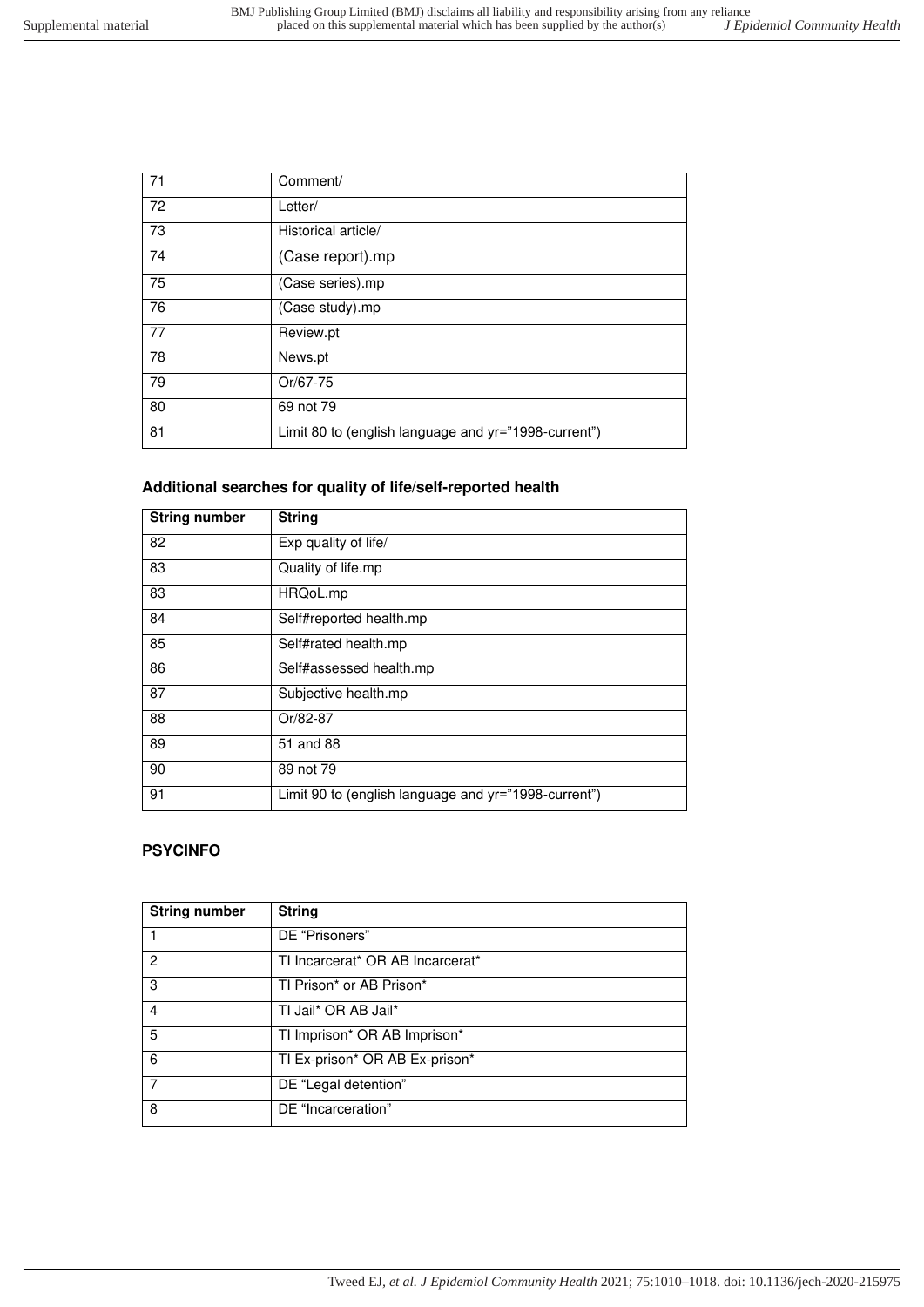| | |
|---|---|
| 71 | Comment/ |
| 72 | Letter/ |
| 73 | Historical article/ |
| 74 | (Case report).mp |
| 75 | (Case series).mp |
| 76 | (Case study).mp |
| 77 | Review.pt |
| 78 | News.pt |
| 79 | Or/67-75 |
| 80 | 69 not 79 |
| 81 | Limit 80 to (english language and yr="1998-current") |

### Additional searches for quality of life/self-reported health

| String number | String |
|---|---|
| 82 | Exp quality of life/ |
| 83 | Quality of life.mp |
| 83 | HRQoL.mp |
| 84 | Self#reported health.mp |
| 85 | Self#rated health.mp |
| 86 | Self#assessed health.mp |
| 87 | Subjective health.mp |
| 88 | Or/82-87 |
| 89 | 51 and 88 |
| 90 | 89 not 79 |
| 91 | Limit 90 to (english language and yr="1998-current") |

## PSYCINFO

| String number | String |
|---|---|
| 1 | DE "Prisoners" |
| 2 | TI Incarcerat* OR AB Incarcerat* |
| 3 | TI Prison* or AB Prison* |
| 4 | TI Jail* OR AB Jail* |
| 5 | TI Imprison* OR AB Imprison* |
| 6 | TI Ex-prison* OR AB Ex-prison* |
| 7 | DE "Legal detention" |
| 8 | DE "Incarceration" |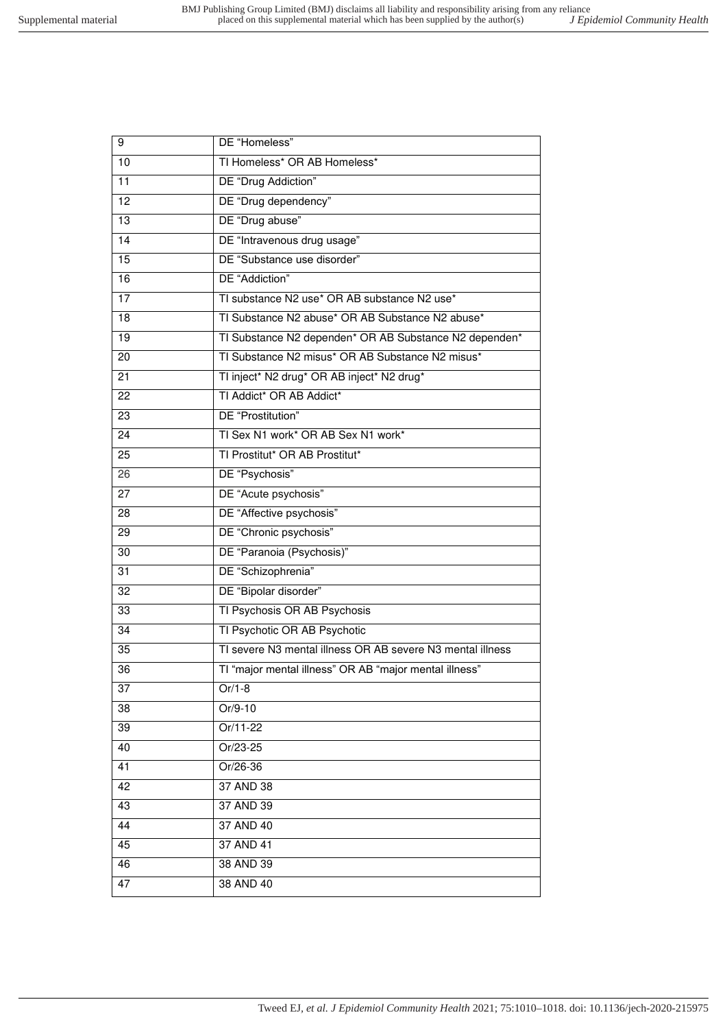| | |
|---|---|
| 9 | DE “Homeless” |
| 10 | TI Homeless* OR AB Homeless* |
| 11 | DE “Drug Addiction” |
| 12 | DE “Drug dependency” |
| 13 | DE “Drug abuse” |
| 14 | DE “Intravenous drug usage” |
| 15 | DE “Substance use disorder” |
| 16 | DE “Addiction” |
| 17 | TI substance N2 use* OR AB substance N2 use* |
| 18 | TI Substance N2 abuse* OR AB Substance N2 abuse* |
| 19 | TI Substance N2 dependen* OR AB Substance N2 dependen* |
| 20 | TI Substance N2 misus* OR AB Substance N2 misus* |
| 21 | TI inject* N2 drug* OR AB inject* N2 drug* |
| 22 | TI Addict* OR AB Addict* |
| 23 | DE “Prostitution” |
| 24 | TI Sex N1 work* OR AB Sex N1 work* |
| 25 | TI Prostitut* OR AB Prostitut* |
| 26 | DE “Psychosis” |
| 27 | DE “Acute psychosis” |
| 28 | DE “Affective psychosis” |
| 29 | DE “Chronic psychosis” |
| 30 | DE “Paranoia (Psychosis)” |
| 31 | DE “Schizophrenia” |
| 32 | DE “Bipolar disorder” |
| 33 | TI Psychosis OR AB Psychosis |
| 34 | TI Psychotic OR AB Psychotic |
| 35 | TI severe N3 mental illness OR AB severe N3 mental illness |
| 36 | TI “major mental illness” OR AB “major mental illness” |
| 37 | Or/1-8 |
| 38 | Or/9-10 |
| 39 | Or/11-22 |
| 40 | Or/23-25 |
| 41 | Or/26-36 |
| 42 | 37 AND 38 |
| 43 | 37 AND 39 |
| 44 | 37 AND 40 |
| 45 | 37 AND 41 |
| 46 | 38 AND 39 |
| 47 | 38 AND 40 |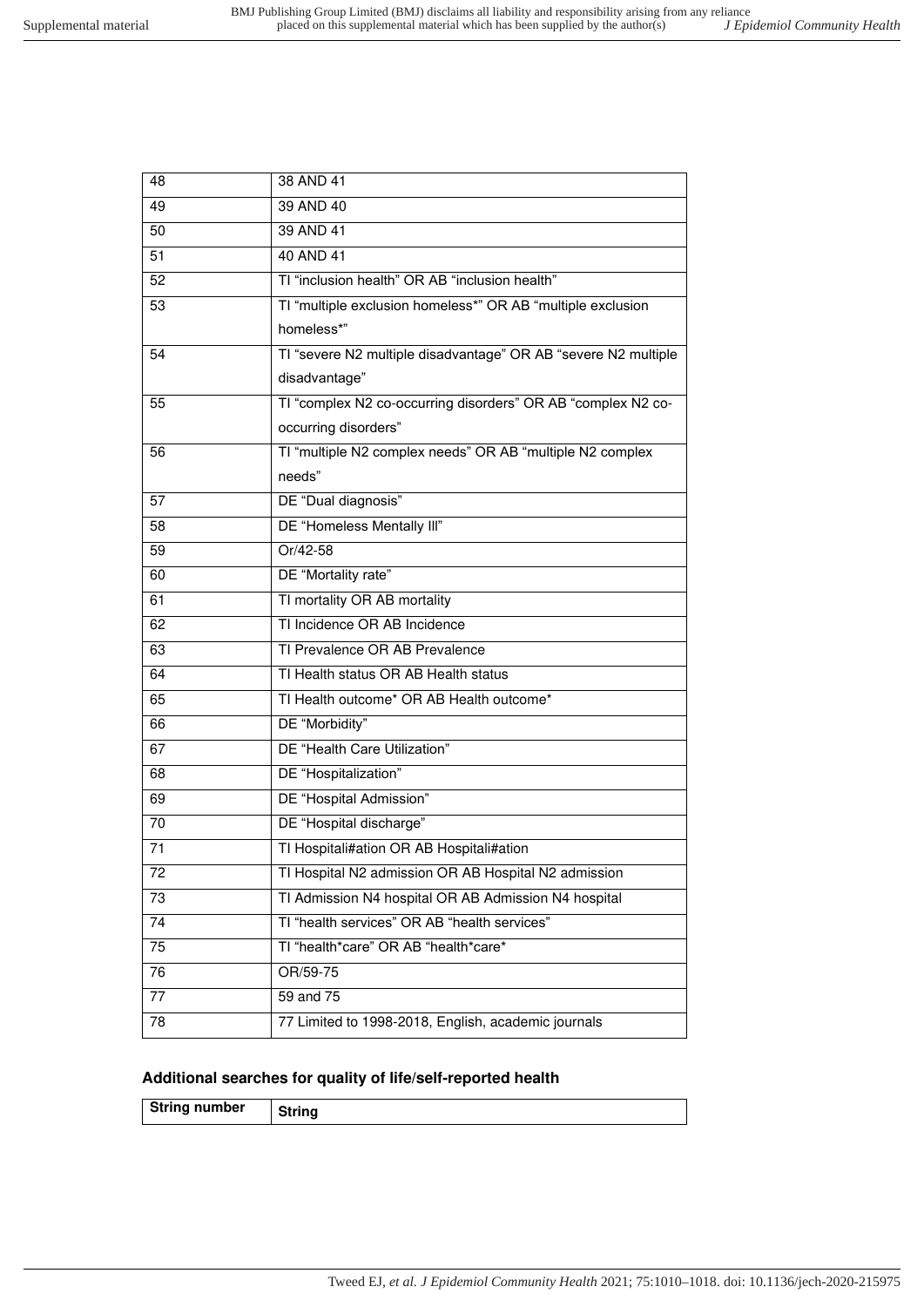| | |
|---|---|
| 48 | 38 AND 41 |
| 49 | 39 AND 40 |
| 50 | 39 AND 41 |
| 51 | 40 AND 41 |
| 52 | TI “inclusion health” OR AB “inclusion health” |
| 53 | TI “multiple exclusion homeless*” OR AB “multiple exclusion homeless*” |
| 54 | TI “severe N2 multiple disadvantage” OR AB “severe N2 multiple disadvantage” |
| 55 | TI “complex N2 co-occurring disorders” OR AB “complex N2 co-occurring disorders” |
| 56 | TI “multiple N2 complex needs” OR AB “multiple N2 complex needs” |
| 57 | DE “Dual diagnosis” |
| 58 | DE “Homeless Mentally Ill” |
| 59 | Or/42-58 |
| 60 | DE “Mortality rate” |
| 61 | TI mortality OR AB mortality |
| 62 | TI Incidence OR AB Incidence |
| 63 | TI Prevalence OR AB Prevalence |
| 64 | TI Health status OR AB Health status |
| 65 | TI Health outcome* OR AB Health outcome* |
| 66 | DE “Morbidity” |
| 67 | DE “Health Care Utilization” |
| 68 | DE “Hospitalization” |
| 69 | DE “Hospital Admission” |
| 70 | DE “Hospital discharge” |
| 71 | TI Hospitali#ation OR AB Hospitali#ation |
| 72 | TI Hospital N2 admission OR AB Hospital N2 admission |
| 73 | TI Admission N4 hospital OR AB Admission N4 hospital |
| 74 | TI “health services” OR AB “health services” |
| 75 | TI “health*care” OR AB “health*care* |
| 76 | OR/59-75 |
| 77 | 59 and 75 |
| 78 | 77 Limited to 1998-2018, English, academic journals |

### Additional searches for quality of life/self-reported health

| String number | String |
|---|---|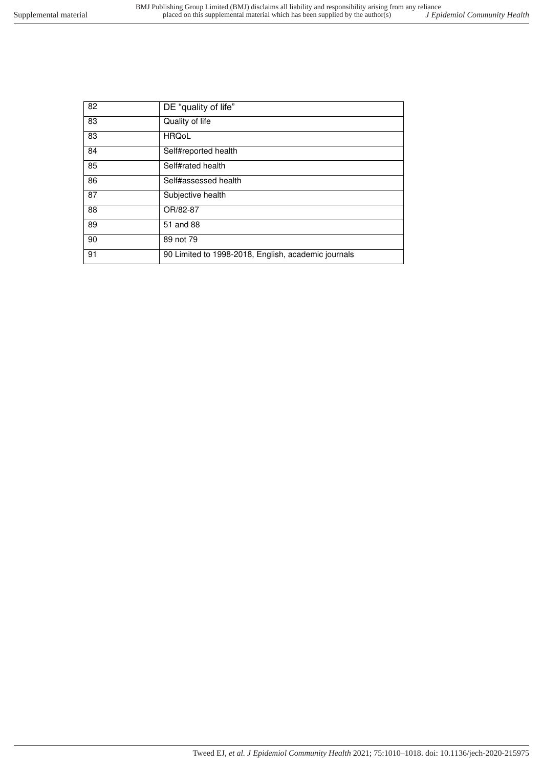| 82 | DE "quality of life" |
|---|---|
| 83 | Quality of life |
| 83 | HRQoL |
| 84 | Self#reported health |
| 85 | Self#rated health |
| 86 | Self#assessed health |
| 87 | Subjective health |
| 88 | OR/82-87 |
| 89 | 51 and 88 |
| 90 | 89 not 79 |
| 91 | 90 Limited to 1998-2018, English, academic journals |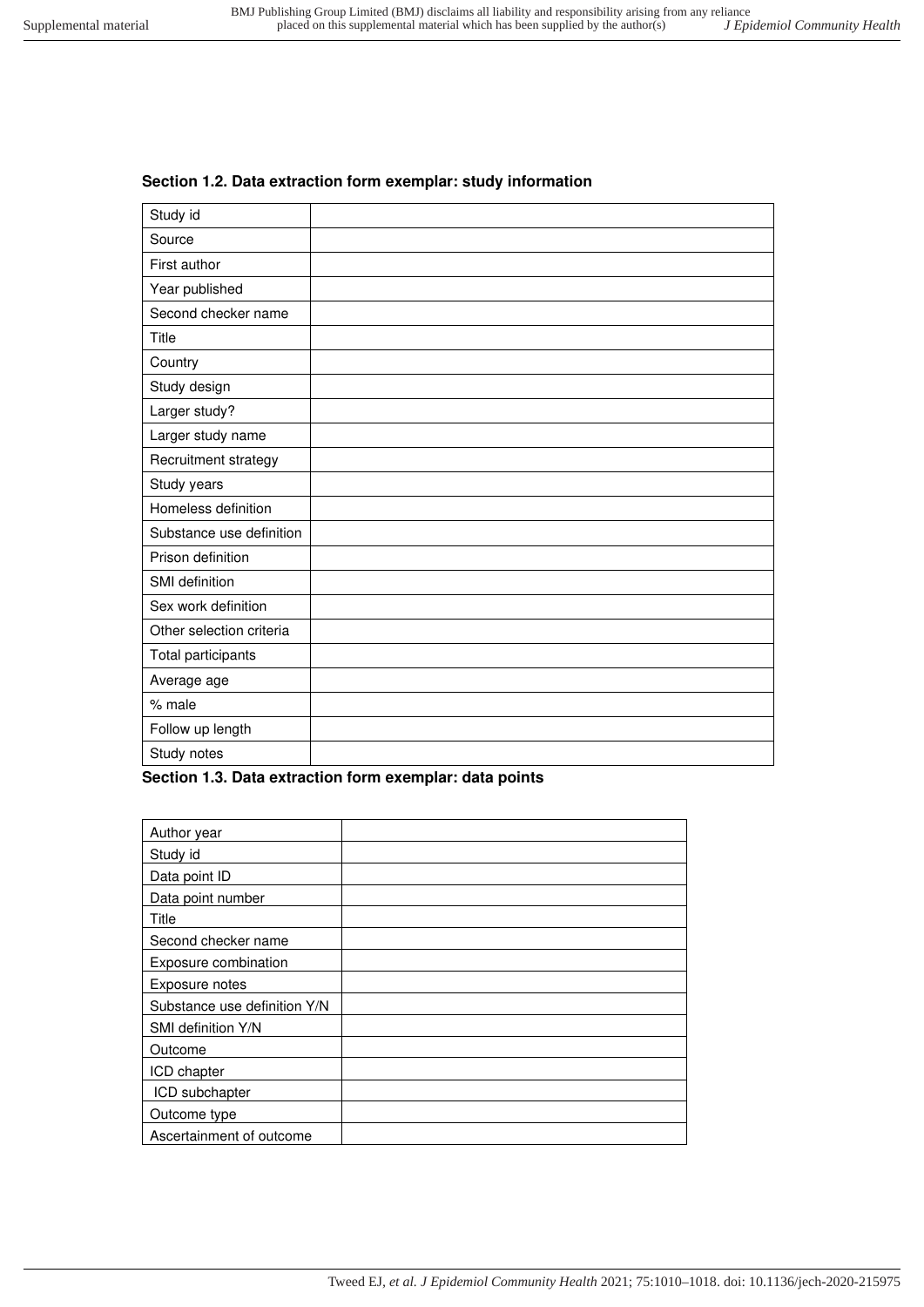### Section 1.2. Data extraction form exemplar: study information

| | |
|---|---|
| Study id | |
| Source | |
| First author | |
| Year published | |
| Second checker name | |
| Title | |
| Country | |
| Study design | |
| Larger study? | |
| Larger study name | |
| Recruitment strategy | |
| Study years | |
| Homeless definition | |
| Substance use definition | |
| Prison definition | |
| SMI definition | |
| Sex work definition | |
| Other selection criteria | |
| Total participants | |
| Average age | |
| % male | |
| Follow up length | |
| Study notes | |

### Section 1.3. Data extraction form exemplar: data points

| | |
|---|---|
| Author year | |
| Study id | |
| Data point ID | |
| Data point number | |
| Title | |
| Second checker name | |
| Exposure combination | |
| Exposure notes | |
| Substance use definition Y/N | |
| SMI definition Y/N | |
| Outcome | |
| ICD chapter | |
| ICD subchapter | |
| Outcome type | |
| Ascertainment of outcome | |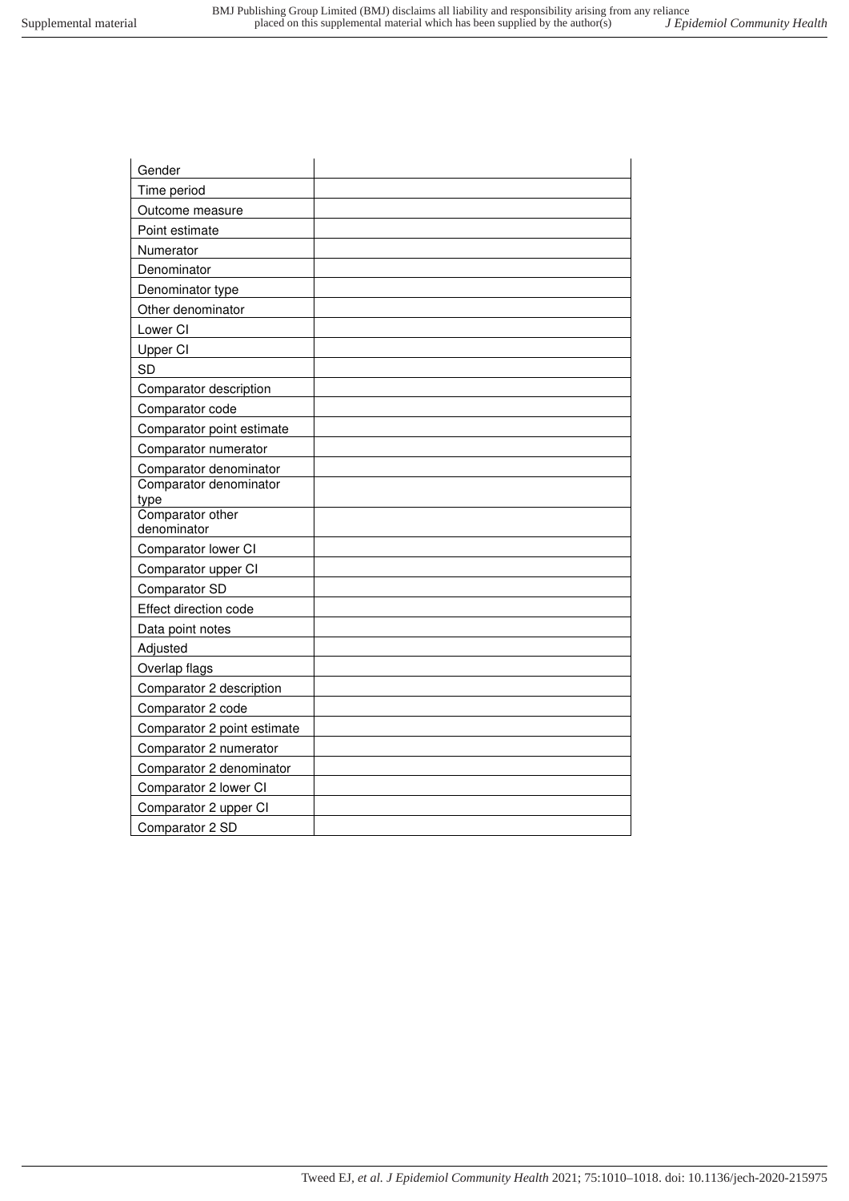| | |
|---|---|
| Gender | |
| Time period | |
| Outcome measure | |
| Point estimate | |
| Numerator | |
| Denominator | |
| Denominator type | |
| Other denominator | |
| Lower CI | |
| Upper CI | |
| SD | |
| Comparator description | |
| Comparator code | |
| Comparator point estimate | |
| Comparator numerator | |
| Comparator denominator | |
| Comparator denominator type | |
| Comparator other denominator | |
| Comparator lower CI | |
| Comparator upper CI | |
| Comparator SD | |
| Effect direction code | |
| Data point notes | |
| Adjusted | |
| Overlap flags | |
| Comparator 2 description | |
| Comparator 2 code | |
| Comparator 2 point estimate | |
| Comparator 2 numerator | |
| Comparator 2 denominator | |
| Comparator 2 lower CI | |
| Comparator 2 upper CI | |
| Comparator 2 SD | |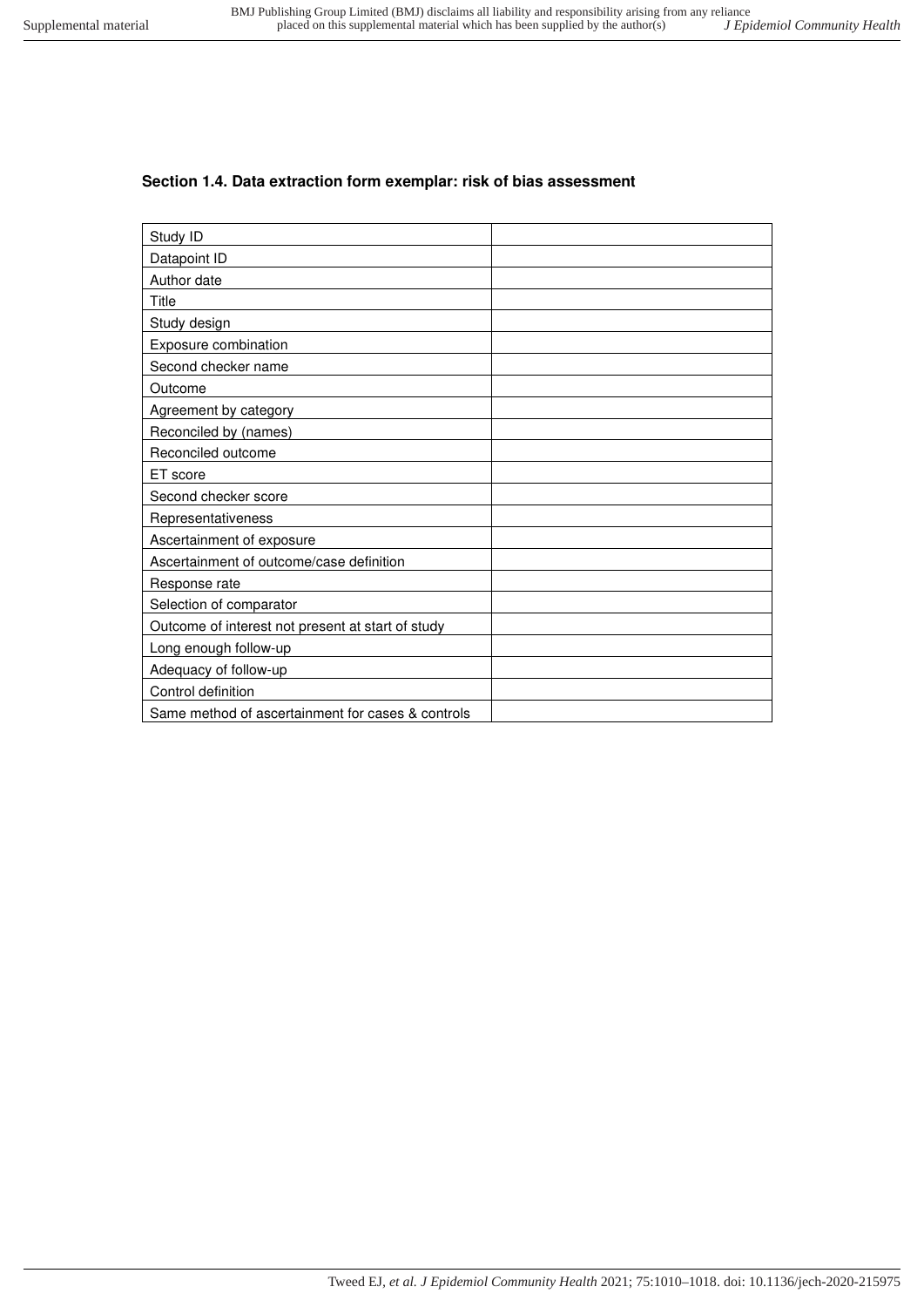### Section 1.4. Data extraction form exemplar: risk of bias assessment

| | |
|---|---|
| Study ID | |
| Datapoint ID | |
| Author date | |
| Title | |
| Study design | |
| Exposure combination | |
| Second checker name | |
| Outcome | |
| Agreement by category | |
| Reconciled by (names) | |
| Reconciled outcome | |
| ET score | |
| Second checker score | |
| Representativeness | |
| Ascertainment of exposure | |
| Ascertainment of outcome/case definition | |
| Response rate | |
| Selection of comparator | |
| Outcome of interest not present at start of study | |
| Long enough follow-up | |
| Adequacy of follow-up | |
| Control definition | |
| Same method of ascertainment for cases & controls | |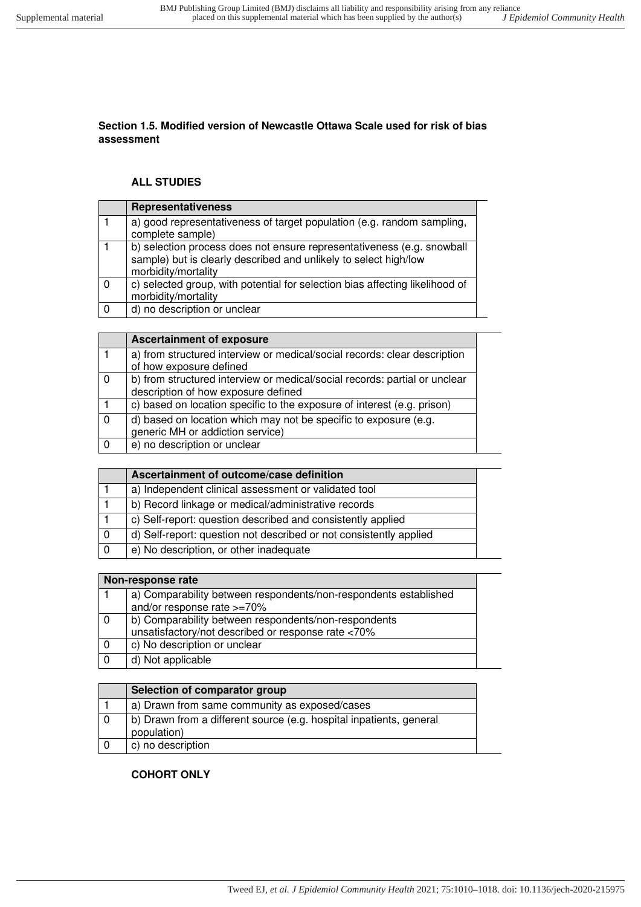**Section 1.5. Modified version of Newcastle Ottawa Scale used for risk of bias assessment**

**ALL STUDIES**

| | **Representativeness** | |
|---|---|---|
| 1 | a) good representativeness of target population (e.g. random sampling, complete sample) | |
| 1 | b) selection process does not ensure representativeness (e.g. snowball sample) but is clearly described and unlikely to select high/low morbidity/mortality | |
| 0 | c) selected group, with potential for selection bias affecting likelihood of morbidity/mortality | |
| 0 | d) no description or unclear | |

| | **Ascertainment of exposure** | |
|---|---|---|
| 1 | a) from structured interview or medical/social records: clear description of how exposure defined | |
| 0 | b) from structured interview or medical/social records: partial or unclear description of how exposure defined | |
| 1 | c) based on location specific to the exposure of interest (e.g. prison) | |
| 0 | d) based on location which may not be specific to exposure (e.g. generic MH or addiction service) | |
| 0 | e) no description or unclear | |

| | **Ascertainment of outcome/case definition** | |
|---|---|---|
| 1 | a) Independent clinical assessment or validated tool | |
| 1 | b) Record linkage or medical/administrative records | |
| 1 | c) Self-report: question described and consistently applied | |
| 0 | d) Self-report: question not described or not consistently applied | |
| 0 | e) No description, or other inadequate | |

| **Non-response rate** | | |
|---|---|---|
| 1 | a) Comparability between respondents/non-respondents established and/or response rate >=70% | |
| 0 | b) Comparability between respondents/non-respondents unsatisfactory/not described or response rate <70% | |
| 0 | c) No description or unclear | |
| 0 | d) Not applicable | |

| | **Selection of comparator group** | |
|---|---|---|
| 1 | a) Drawn from same community as exposed/cases | |
| 0 | b) Drawn from a different source (e.g. hospital inpatients, general population) | |
| 0 | c) no description | |

**COHORT ONLY**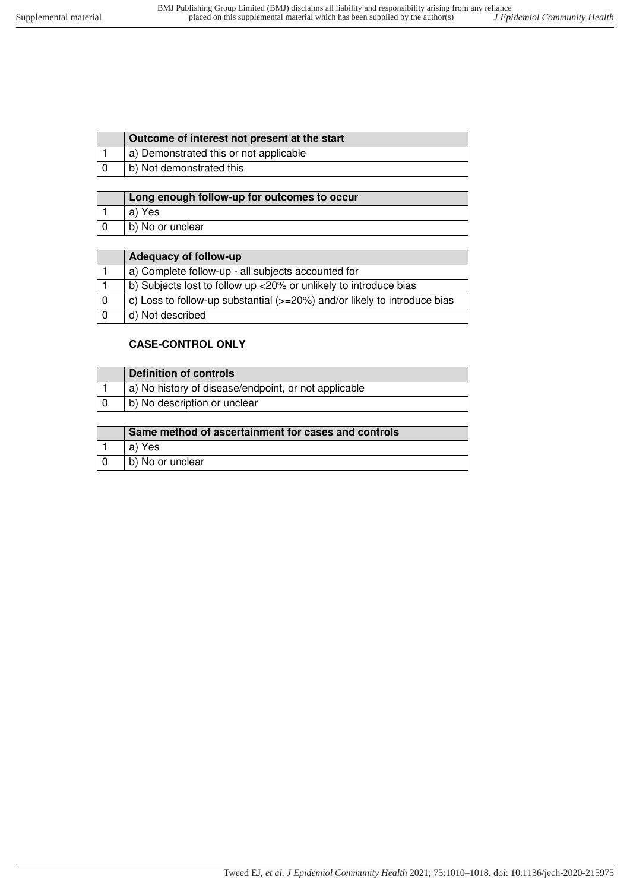| | Outcome of interest not present at the start |
|---|---|
| 1 | a) Demonstrated this or not applicable |
| 0 | b) Not demonstrated this |

| | Long enough follow-up for outcomes to occur |
|---|---|
| 1 | a) Yes |
| 0 | b) No or unclear |

| | Adequacy of follow-up |
|---|---|
| 1 | a) Complete follow-up - all subjects accounted for |
| 1 | b) Subjects lost to follow up <20% or unlikely to introduce bias |
| 0 | c) Loss to follow-up substantial (>=20%) and/or likely to introduce bias |
| 0 | d) Not described |

**CASE-CONTROL ONLY**

| | Definition of controls |
|---|---|
| 1 | a) No history of disease/endpoint, or not applicable |
| 0 | b) No description or unclear |

| | Same method of ascertainment for cases and controls |
|---|---|
| 1 | a) Yes |
| 0 | b) No or unclear |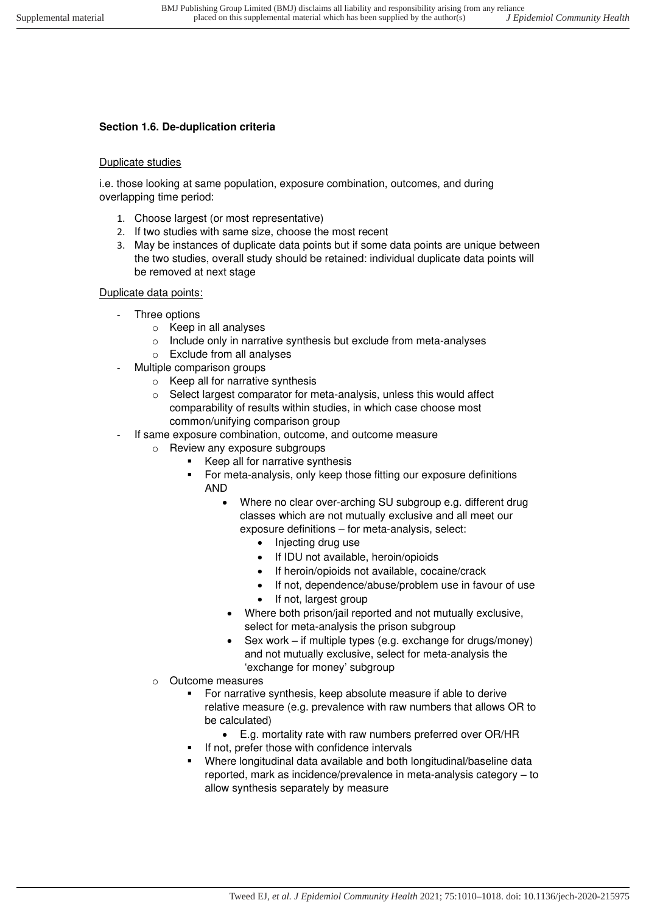### Section 1.6. De-duplication criteria

Duplicate studies

i.e. those looking at same population, exposure combination, outcomes, and during overlapping time period:

1. Choose largest (or most representative)
2. If two studies with same size, choose the most recent
3. May be instances of duplicate data points but if some data points are unique between the two studies, overall study should be retained: individual duplicate data points will be removed at next stage

Duplicate data points:

- Three options
  - Keep in all analyses
  - Include only in narrative synthesis but exclude from meta-analyses
  - Exclude from all analyses
- Multiple comparison groups
  - Keep all for narrative synthesis
  - Select largest comparator for meta-analysis, unless this would affect comparability of results within studies, in which case choose most common/unifying comparison group
- If same exposure combination, outcome, and outcome measure
  - Review any exposure subgroups
    - Keep all for narrative synthesis
    - For meta-analysis, only keep those fitting our exposure definitions AND
      - Where no clear over-arching SU subgroup e.g. different drug classes which are not mutually exclusive and all meet our exposure definitions – for meta-analysis, select:
        - Injecting drug use
        - If IDU not available, heroin/opioids
        - If heroin/opioids not available, cocaine/crack
        - If not, dependence/abuse/problem use in favour of use
        - If not, largest group
      - Where both prison/jail reported and not mutually exclusive, select for meta-analysis the prison subgroup
      - Sex work – if multiple types (e.g. exchange for drugs/money) and not mutually exclusive, select for meta-analysis the 'exchange for money' subgroup
  - Outcome measures
    - For narrative synthesis, keep absolute measure if able to derive relative measure (e.g. prevalence with raw numbers that allows OR to be calculated)
      - E.g. mortality rate with raw numbers preferred over OR/HR
    - If not, prefer those with confidence intervals
    - Where longitudinal data available and both longitudinal/baseline data reported, mark as incidence/prevalence in meta-analysis category – to allow synthesis separately by measure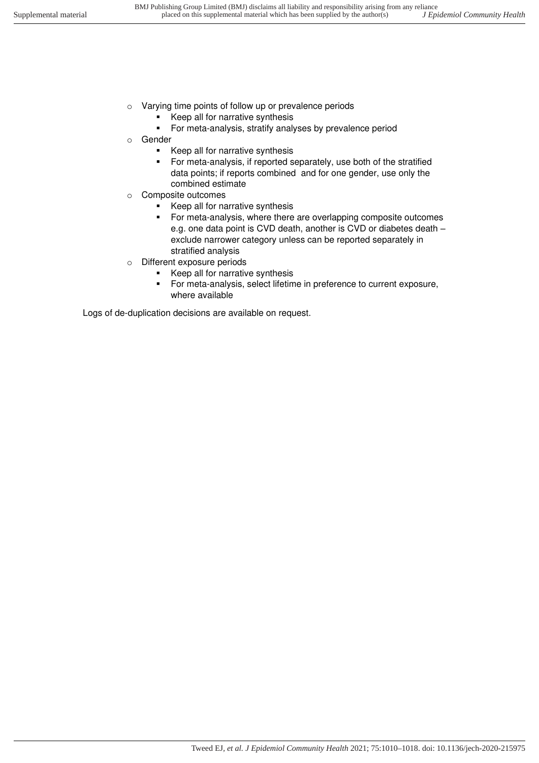- Varying time points of follow up or prevalence periods
  - Keep all for narrative synthesis
  - For meta-analysis, stratify analyses by prevalence period
- Gender
  - Keep all for narrative synthesis
  - For meta-analysis, if reported separately, use both of the stratified data points; if reports combined and for one gender, use only the combined estimate
- Composite outcomes
  - Keep all for narrative synthesis
  - For meta-analysis, where there are overlapping composite outcomes e.g. one data point is CVD death, another is CVD or diabetes death – exclude narrower category unless can be reported separately in stratified analysis
- Different exposure periods
  - Keep all for narrative synthesis
  - For meta-analysis, select lifetime in preference to current exposure, where available

Logs of de-duplication decisions are available on request.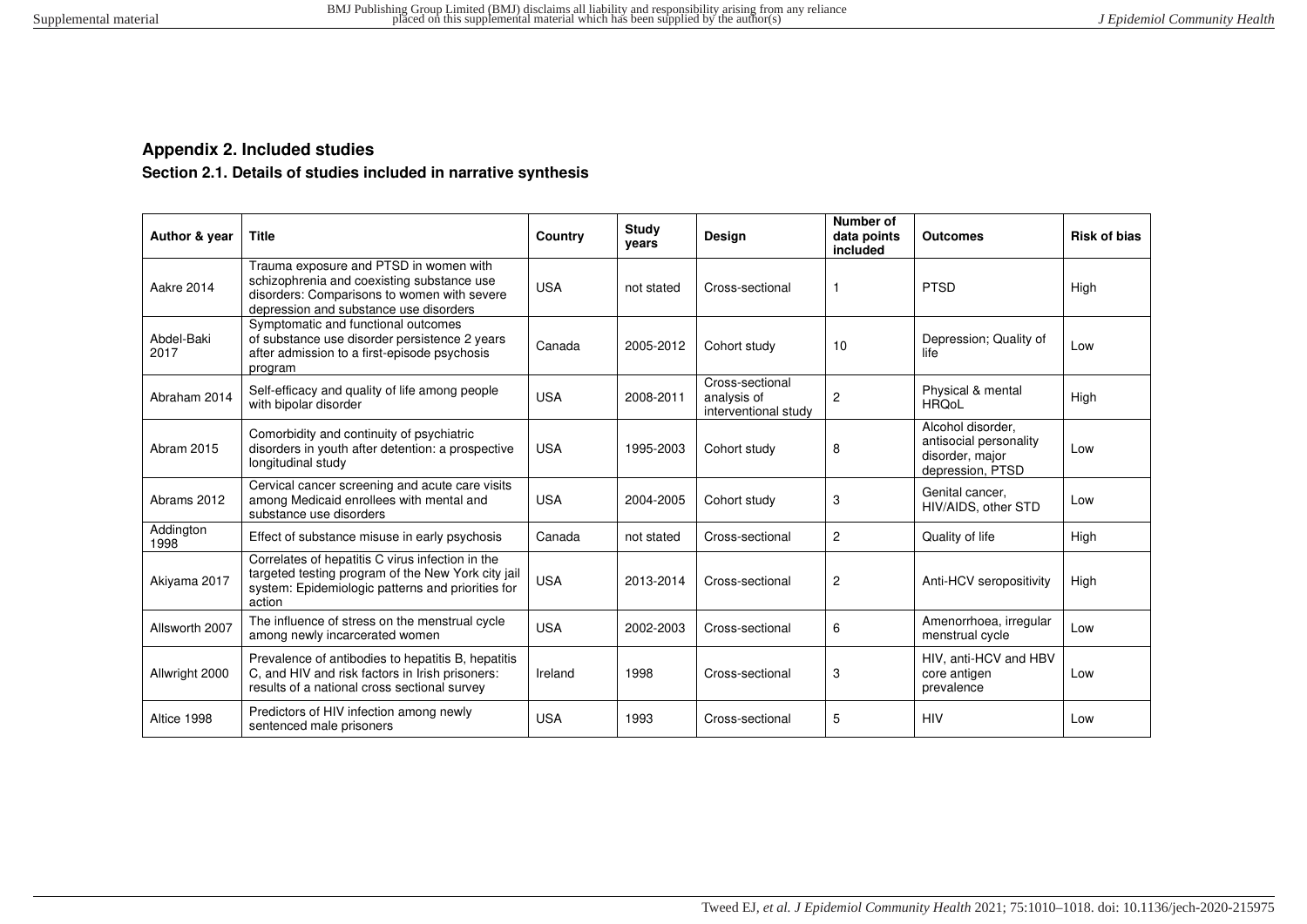## Appendix 2. Included studies

### Section 2.1. Details of studies included in narrative synthesis

| Author & year | Title | Country | Study years | Design | Number of data points included | Outcomes | Risk of bias |
|---|---|---|---|---|---|---|---|
| Aakre 2014 | Trauma exposure and PTSD in women with schizophrenia and coexisting substance use disorders: Comparisons to women with severe depression and substance use disorders | USA | not stated | Cross-sectional | 1 | PTSD | High |
| Abdel-Baki 2017 | Symptomatic and functional outcomes of substance use disorder persistence 2 years after admission to a first-episode psychosis program | Canada | 2005-2012 | Cohort study | 10 | Depression; Quality of life | Low |
| Abraham 2014 | Self-efficacy and quality of life among people with bipolar disorder | USA | 2008-2011 | Cross-sectional analysis of interventional study | 2 | Physical & mental HRQoL | High |
| Abram 2015 | Comorbidity and continuity of psychiatric disorders in youth after detention: a prospective longitudinal study | USA | 1995-2003 | Cohort study | 8 | Alcohol disorder, antisocial personality disorder, major depression, PTSD | Low |
| Abrams 2012 | Cervical cancer screening and acute care visits among Medicaid enrollees with mental and substance use disorders | USA | 2004-2005 | Cohort study | 3 | Genital cancer, HIV/AIDS, other STD | Low |
| Addington 1998 | Effect of substance misuse in early psychosis | Canada | not stated | Cross-sectional | 2 | Quality of life | High |
| Akiyama 2017 | Correlates of hepatitis C virus infection in the targeted testing program of the New York city jail system: Epidemiologic patterns and priorities for action | USA | 2013-2014 | Cross-sectional | 2 | Anti-HCV seropositivity | High |
| Allsworth 2007 | The influence of stress on the menstrual cycle among newly incarcerated women | USA | 2002-2003 | Cross-sectional | 6 | Amenorrhoea, irregular menstrual cycle | Low |
| Allwright 2000 | Prevalence of antibodies to hepatitis B, hepatitis C, and HIV and risk factors in Irish prisoners: results of a national cross sectional survey | Ireland | 1998 | Cross-sectional | 3 | HIV, anti-HCV and HBV core antigen prevalence | Low |
| Altice 1998 | Predictors of HIV infection among newly sentenced male prisoners | USA | 1993 | Cross-sectional | 5 | HIV | Low |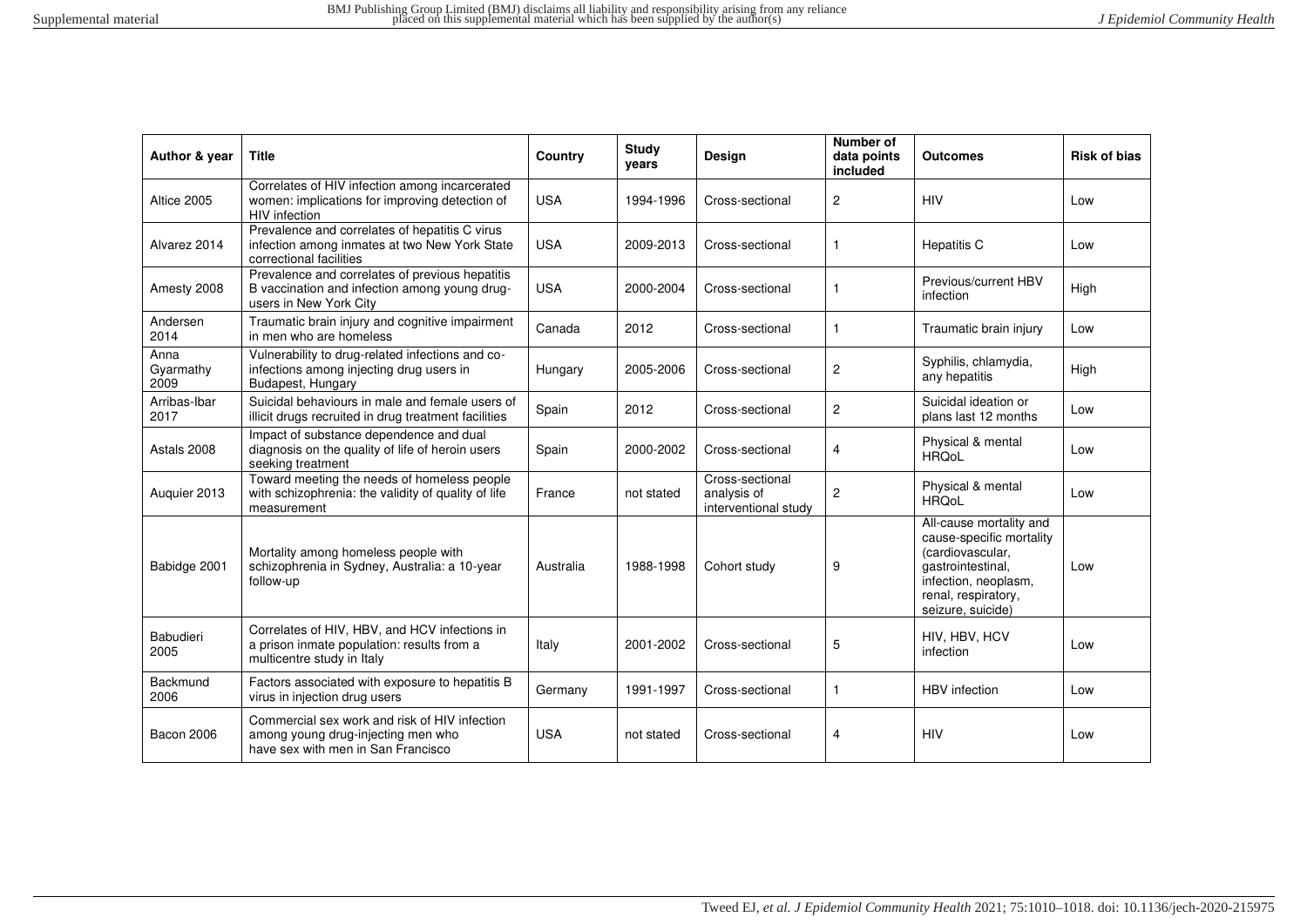| Author & year | Title | Country | Study years | Design | Number of data points included | Outcomes | Risk of bias |
|---|---|---|---|---|---|---|---|
| Altice 2005 | Correlates of HIV infection among incarcerated women: implications for improving detection of HIV infection | USA | 1994-1996 | Cross-sectional | 2 | HIV | Low |
| Alvarez 2014 | Prevalence and correlates of hepatitis C virus infection among inmates at two New York State correctional facilities | USA | 2009-2013 | Cross-sectional | 1 | Hepatitis C | Low |
| Amesty 2008 | Prevalence and correlates of previous hepatitis B vaccination and infection among young drug-users in New York City | USA | 2000-2004 | Cross-sectional | 1 | Previous/current HBV infection | High |
| Andersen 2014 | Traumatic brain injury and cognitive impairment in men who are homeless | Canada | 2012 | Cross-sectional | 1 | Traumatic brain injury | Low |
| Anna Gyarmathy 2009 | Vulnerability to drug-related infections and co-infections among injecting drug users in Budapest, Hungary | Hungary | 2005-2006 | Cross-sectional | 2 | Syphilis, chlamydia, any hepatitis | High |
| Arribas-Ibar 2017 | Suicidal behaviours in male and female users of illicit drugs recruited in drug treatment facilities | Spain | 2012 | Cross-sectional | 2 | Suicidal ideation or plans last 12 months | Low |
| Astals 2008 | Impact of substance dependence and dual diagnosis on the quality of life of heroin users seeking treatment | Spain | 2000-2002 | Cross-sectional | 4 | Physical & mental HRQoL | Low |
| Auquier 2013 | Toward meeting the needs of homeless people with schizophrenia: the validity of quality of life measurement | France | not stated | Cross-sectional analysis of interventional study | 2 | Physical & mental HRQoL | Low |
| Babidge 2001 | Mortality among homeless people with schizophrenia in Sydney, Australia: a 10-year follow-up | Australia | 1988-1998 | Cohort study | 9 | All-cause mortality and cause-specific mortality (cardiovascular, gastrointestinal, infection, neoplasm, renal, respiratory, seizure, suicide) | Low |
| Babudieri 2005 | Correlates of HIV, HBV, and HCV infections in a prison inmate population: results from a multicentre study in Italy | Italy | 2001-2002 | Cross-sectional | 5 | HIV, HBV, HCV infection | Low |
| Backmund 2006 | Factors associated with exposure to hepatitis B virus in injection drug users | Germany | 1991-1997 | Cross-sectional | 1 | HBV infection | Low |
| Bacon 2006 | Commercial sex work and risk of HIV infection among young drug-injecting men who have sex with men in San Francisco | USA | not stated | Cross-sectional | 4 | HIV | Low |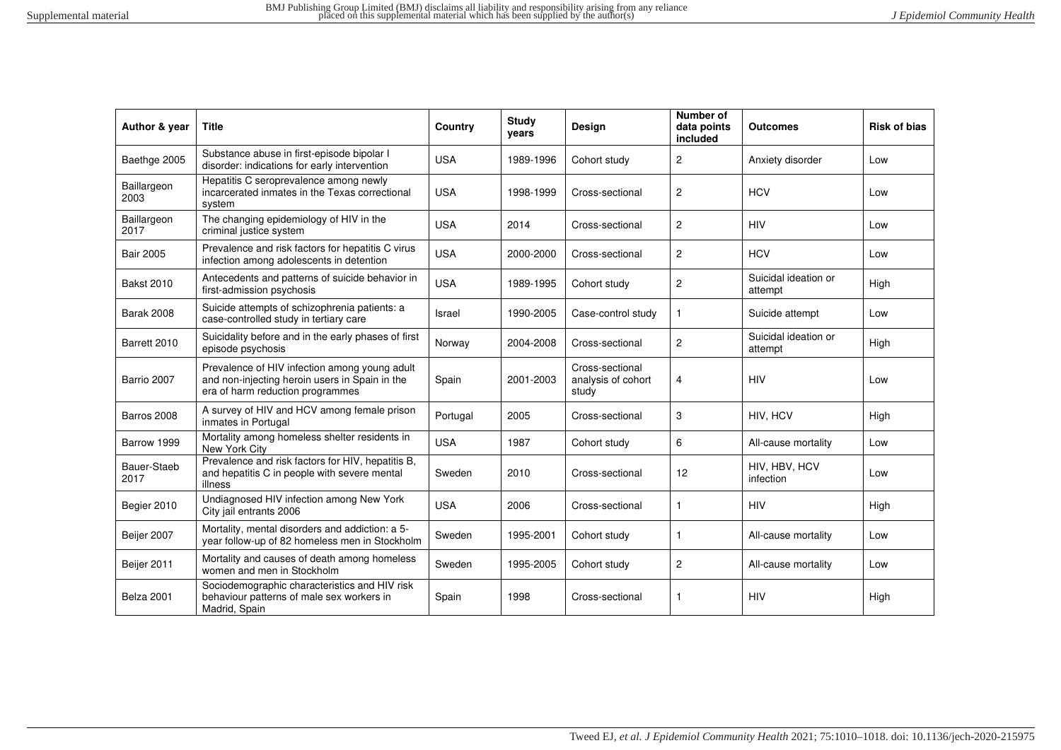| Author & year | Title | Country | Study years | Design | Number of data points included | Outcomes | Risk of bias |
|---|---|---|---|---|---|---|---|
| Baethge 2005 | Substance abuse in first-episode bipolar I disorder: indications for early intervention | USA | 1989-1996 | Cohort study | 2 | Anxiety disorder | Low |
| Baillargeon 2003 | Hepatitis C seroprevalence among newly incarcerated inmates in the Texas correctional system | USA | 1998-1999 | Cross-sectional | 2 | HCV | Low |
| Baillargeon 2017 | The changing epidemiology of HIV in the criminal justice system | USA | 2014 | Cross-sectional | 2 | HIV | Low |
| Bair 2005 | Prevalence and risk factors for hepatitis C virus infection among adolescents in detention | USA | 2000-2000 | Cross-sectional | 2 | HCV | Low |
| Bakst 2010 | Antecedents and patterns of suicide behavior in first-admission psychosis | USA | 1989-1995 | Cohort study | 2 | Suicidal ideation or attempt | High |
| Barak 2008 | Suicide attempts of schizophrenia patients: a case-controlled study in tertiary care | Israel | 1990-2005 | Case-control study | 1 | Suicide attempt | Low |
| Barrett 2010 | Suicidality before and in the early phases of first episode psychosis | Norway | 2004-2008 | Cross-sectional | 2 | Suicidal ideation or attempt | High |
| Barrio 2007 | Prevalence of HIV infection among young adult and non-injecting heroin users in Spain in the era of harm reduction programmes | Spain | 2001-2003 | Cross-sectional analysis of cohort study | 4 | HIV | Low |
| Barros 2008 | A survey of HIV and HCV among female prison inmates in Portugal | Portugal | 2005 | Cross-sectional | 3 | HIV, HCV | High |
| Barrow 1999 | Mortality among homeless shelter residents in New York City | USA | 1987 | Cohort study | 6 | All-cause mortality | Low |
| Bauer-Staeb 2017 | Prevalence and risk factors for HIV, hepatitis B, and hepatitis C in people with severe mental illness | Sweden | 2010 | Cross-sectional | 12 | HIV, HBV, HCV infection | Low |
| Begier 2010 | Undiagnosed HIV infection among New York City jail entrants 2006 | USA | 2006 | Cross-sectional | 1 | HIV | High |
| Beijer 2007 | Mortality, mental disorders and addiction: a 5-year follow-up of 82 homeless men in Stockholm | Sweden | 1995-2001 | Cohort study | 1 | All-cause mortality | Low |
| Beijer 2011 | Mortality and causes of death among homeless women and men in Stockholm | Sweden | 1995-2005 | Cohort study | 2 | All-cause mortality | Low |
| Belza 2001 | Sociodemographic characteristics and HIV risk behaviour patterns of male sex workers in Madrid, Spain | Spain | 1998 | Cross-sectional | 1 | HIV | High |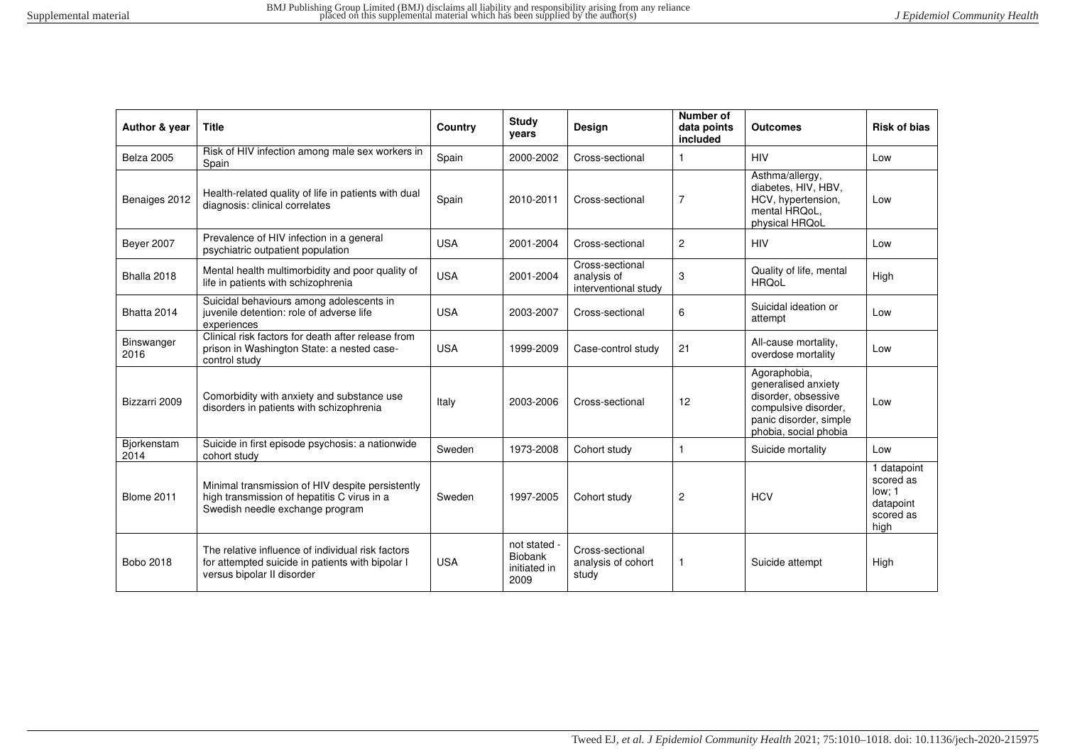| Author & year | Title | Country | Study years | Design | Number of data points included | Outcomes | Risk of bias |
|---|---|---|---|---|---|---|---|
| Belza 2005 | Risk of HIV infection among male sex workers in Spain | Spain | 2000-2002 | Cross-sectional | 1 | HIV | Low |
| Benaiges 2012 | Health-related quality of life in patients with dual diagnosis: clinical correlates | Spain | 2010-2011 | Cross-sectional | 7 | Asthma/allergy, diabetes, HIV, HBV, HCV, hypertension, mental HRQoL, physical HRQoL | Low |
| Beyer 2007 | Prevalence of HIV infection in a general psychiatric outpatient population | USA | 2001-2004 | Cross-sectional | 2 | HIV | Low |
| Bhalla 2018 | Mental health multimorbidity and poor quality of life in patients with schizophrenia | USA | 2001-2004 | Cross-sectional analysis of interventional study | 3 | Quality of life, mental HRQoL | High |
| Bhatta 2014 | Suicidal behaviours among adolescents in juvenile detention: role of adverse life experiences | USA | 2003-2007 | Cross-sectional | 6 | Suicidal ideation or attempt | Low |
| Binswanger 2016 | Clinical risk factors for death after release from prison in Washington State: a nested case-control study | USA | 1999-2009 | Case-control study | 21 | All-cause mortality, overdose mortality | Low |
| Bizzarri 2009 | Comorbidity with anxiety and substance use disorders in patients with schizophrenia | Italy | 2003-2006 | Cross-sectional | 12 | Agoraphobia, generalised anxiety disorder, obsessive compulsive disorder, panic disorder, simple phobia, social phobia | Low |
| Bjorkenstam 2014 | Suicide in first episode psychosis: a nationwide cohort study | Sweden | 1973-2008 | Cohort study | 1 | Suicide mortality | Low |
| Blome 2011 | Minimal transmission of HIV despite persistently high transmission of hepatitis C virus in a Swedish needle exchange program | Sweden | 1997-2005 | Cohort study | 2 | HCV | 1 datapoint scored as low; 1 datapoint scored as high |
| Bobo 2018 | The relative influence of individual risk factors for attempted suicide in patients with bipolar I versus bipolar II disorder | USA | not stated - Biobank initiated in 2009 | Cross-sectional analysis of cohort study | 1 | Suicide attempt | High |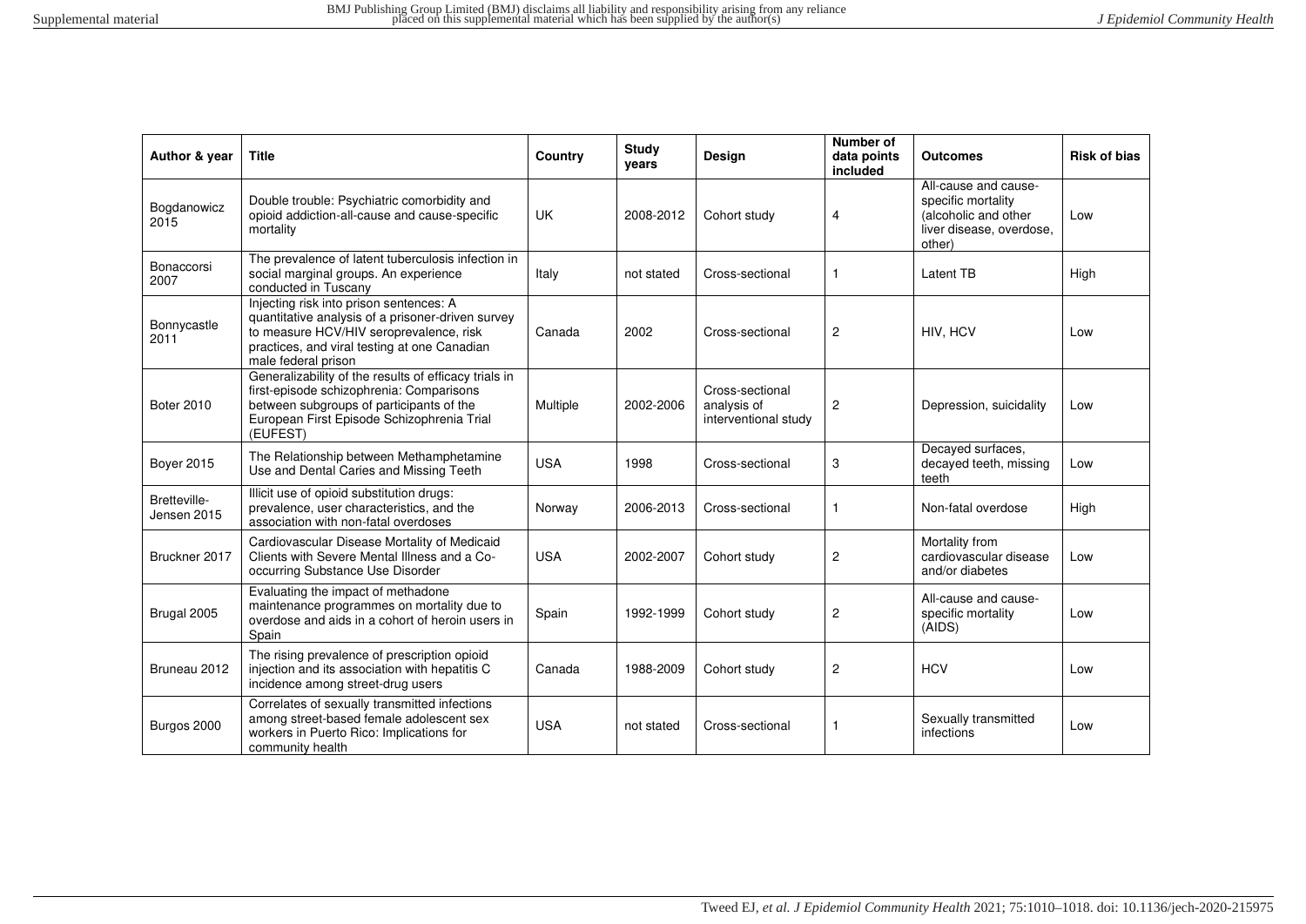| Author & year | Title | Country | Study years | Design | Number of data points included | Outcomes | Risk of bias |
|---|---|---|---|---|---|---|---|
| Bogdanowicz 2015 | Double trouble: Psychiatric comorbidity and opioid addiction-all-cause and cause-specific mortality | UK | 2008-2012 | Cohort study | 4 | All-cause and cause-specific mortality (alcoholic and other liver disease, overdose, other) | Low |
| Bonaccorsi 2007 | The prevalence of latent tuberculosis infection in social marginal groups. An experience conducted in Tuscany | Italy | not stated | Cross-sectional | 1 | Latent TB | High |
| Bonnycastle 2011 | Injecting risk into prison sentences: A quantitative analysis of a prisoner-driven survey to measure HCV/HIV seroprevalence, risk practices, and viral testing at one Canadian male federal prison | Canada | 2002 | Cross-sectional | 2 | HIV, HCV | Low |
| Boter 2010 | Generalizability of the results of efficacy trials in first-episode schizophrenia: Comparisons between subgroups of participants of the European First Episode Schizophrenia Trial (EUFEST) | Multiple | 2002-2006 | Cross-sectional analysis of interventional study | 2 | Depression, suicidality | Low |
| Boyer 2015 | The Relationship between Methamphetamine Use and Dental Caries and Missing Teeth | USA | 1998 | Cross-sectional | 3 | Decayed surfaces, decayed teeth, missing teeth | Low |
| Bretteville-Jensen 2015 | Illicit use of opioid substitution drugs: prevalence, user characteristics, and the association with non-fatal overdoses | Norway | 2006-2013 | Cross-sectional | 1 | Non-fatal overdose | High |
| Bruckner 2017 | Cardiovascular Disease Mortality of Medicaid Clients with Severe Mental Illness and a Co-occurring Substance Use Disorder | USA | 2002-2007 | Cohort study | 2 | Mortality from cardiovascular disease and/or diabetes | Low |
| Brugal 2005 | Evaluating the impact of methadone maintenance programmes on mortality due to overdose and aids in a cohort of heroin users in Spain | Spain | 1992-1999 | Cohort study | 2 | All-cause and cause-specific mortality (AIDS) | Low |
| Bruneau 2012 | The rising prevalence of prescription opioid injection and its association with hepatitis C incidence among street-drug users | Canada | 1988-2009 | Cohort study | 2 | HCV | Low |
| Burgos 2000 | Correlates of sexually transmitted infections among street-based female adolescent sex workers in Puerto Rico: Implications for community health | USA | not stated | Cross-sectional | 1 | Sexually transmitted infections | Low |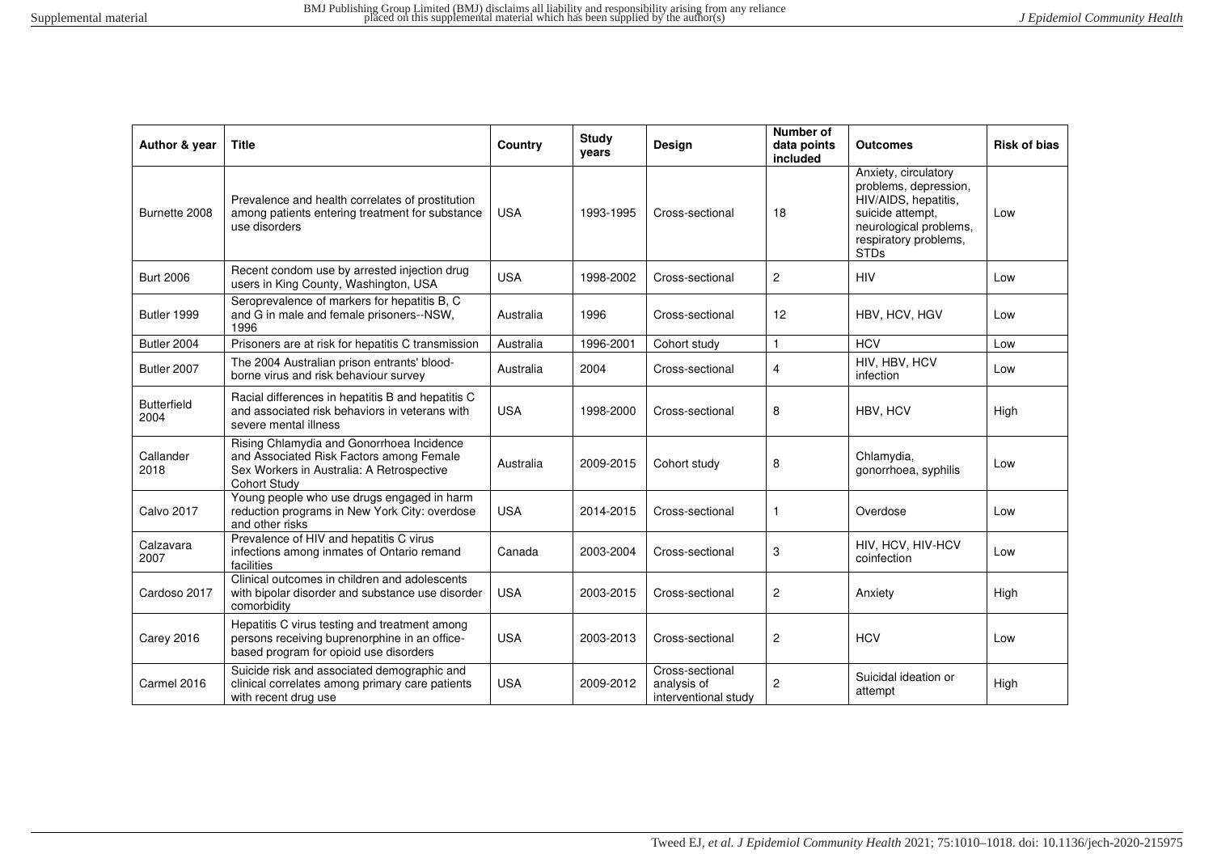| Author & year | Title | Country | Study years | Design | Number of data points included | Outcomes | Risk of bias |
|---|---|---|---|---|---|---|---|
| Burnette 2008 | Prevalence and health correlates of prostitution among patients entering treatment for substance use disorders | USA | 1993-1995 | Cross-sectional | 18 | Anxiety, circulatory problems, depression, HIV/AIDS, hepatitis, suicide attempt, neurological problems, respiratory problems, STDs | Low |
| Burt 2006 | Recent condom use by arrested injection drug users in King County, Washington, USA | USA | 1998-2002 | Cross-sectional | 2 | HIV | Low |
| Butler 1999 | Seroprevalence of markers for hepatitis B, C and G in male and female prisoners--NSW, 1996 | Australia | 1996 | Cross-sectional | 12 | HBV, HCV, HGV | Low |
| Butler 2004 | Prisoners are at risk for hepatitis C transmission | Australia | 1996-2001 | Cohort study | 1 | HCV | Low |
| Butler 2007 | The 2004 Australian prison entrants' blood-borne virus and risk behaviour survey | Australia | 2004 | Cross-sectional | 4 | HIV, HBV, HCV infection | Low |
| Butterfield 2004 | Racial differences in hepatitis B and hepatitis C and associated risk behaviors in veterans with severe mental illness | USA | 1998-2000 | Cross-sectional | 8 | HBV, HCV | High |
| Callander 2018 | Rising Chlamydia and Gonorrhoea Incidence and Associated Risk Factors among Female Sex Workers in Australia: A Retrospective Cohort Study | Australia | 2009-2015 | Cohort study | 8 | Chlamydia, gonorrhoea, syphilis | Low |
| Calvo 2017 | Young people who use drugs engaged in harm reduction programs in New York City: overdose and other risks | USA | 2014-2015 | Cross-sectional | 1 | Overdose | Low |
| Calzavara 2007 | Prevalence of HIV and hepatitis C virus infections among inmates of Ontario remand facilities | Canada | 2003-2004 | Cross-sectional | 3 | HIV, HCV, HIV-HCV coinfection | Low |
| Cardoso 2017 | Clinical outcomes in children and adolescents with bipolar disorder and substance use disorder comorbidity | USA | 2003-2015 | Cross-sectional | 2 | Anxiety | High |
| Carey 2016 | Hepatitis C virus testing and treatment among persons receiving buprenorphine in an office-based program for opioid use disorders | USA | 2003-2013 | Cross-sectional | 2 | HCV | Low |
| Carmel 2016 | Suicide risk and associated demographic and clinical correlates among primary care patients with recent drug use | USA | 2009-2012 | Cross-sectional analysis of interventional study | 2 | Suicidal ideation or attempt | High |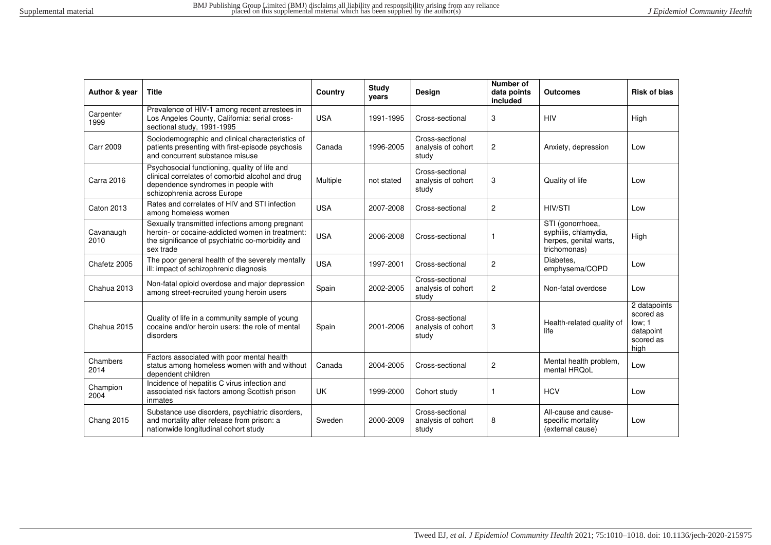| Author & year | Title | Country | Study years | Design | Number of data points included | Outcomes | Risk of bias |
|---|---|---|---|---|---|---|---|
| Carpenter 1999 | Prevalence of HIV-1 among recent arrestees in Los Angeles County, California: serial cross-sectional study, 1991-1995 | USA | 1991-1995 | Cross-sectional | 3 | HIV | High |
| Carr 2009 | Sociodemographic and clinical characteristics of patients presenting with first-episode psychosis and concurrent substance misuse | Canada | 1996-2005 | Cross-sectional analysis of cohort study | 2 | Anxiety, depression | Low |
| Carra 2016 | Psychosocial functioning, quality of life and clinical correlates of comorbid alcohol and drug dependence syndromes in people with schizophrenia across Europe | Multiple | not stated | Cross-sectional analysis of cohort study | 3 | Quality of life | Low |
| Caton 2013 | Rates and correlates of HIV and STI infection among homeless women | USA | 2007-2008 | Cross-sectional | 2 | HIV/STI | Low |
| Cavanaugh 2010 | Sexually transmitted infections among pregnant heroin- or cocaine-addicted women in treatment: the significance of psychiatric co-morbidity and sex trade | USA | 2006-2008 | Cross-sectional | 1 | STI (gonorrhoea, syphilis, chlamydia, herpes, genital warts, trichomonas) | High |
| Chafetz 2005 | The poor general health of the severely mentally ill: impact of schizophrenic diagnosis | USA | 1997-2001 | Cross-sectional | 2 | Diabetes, emphysema/COPD | Low |
| Chahua 2013 | Non-fatal opioid overdose and major depression among street-recruited young heroin users | Spain | 2002-2005 | Cross-sectional analysis of cohort study | 2 | Non-fatal overdose | Low |
| Chahua 2015 | Quality of life in a community sample of young cocaine and/or heroin users: the role of mental disorders | Spain | 2001-2006 | Cross-sectional analysis of cohort study | 3 | Health-related quality of life | 2 datapoints scored as low; 1 datapoint scored as high |
| Chambers 2014 | Factors associated with poor mental health status among homeless women with and without dependent children | Canada | 2004-2005 | Cross-sectional | 2 | Mental health problem, mental HRQoL | Low |
| Champion 2004 | Incidence of hepatitis C virus infection and associated risk factors among Scottish prison inmates | UK | 1999-2000 | Cohort study | 1 | HCV | Low |
| Chang 2015 | Substance use disorders, psychiatric disorders, and mortality after release from prison: a nationwide longitudinal cohort study | Sweden | 2000-2009 | Cross-sectional analysis of cohort study | 8 | All-cause and cause-specific mortality (external cause) | Low |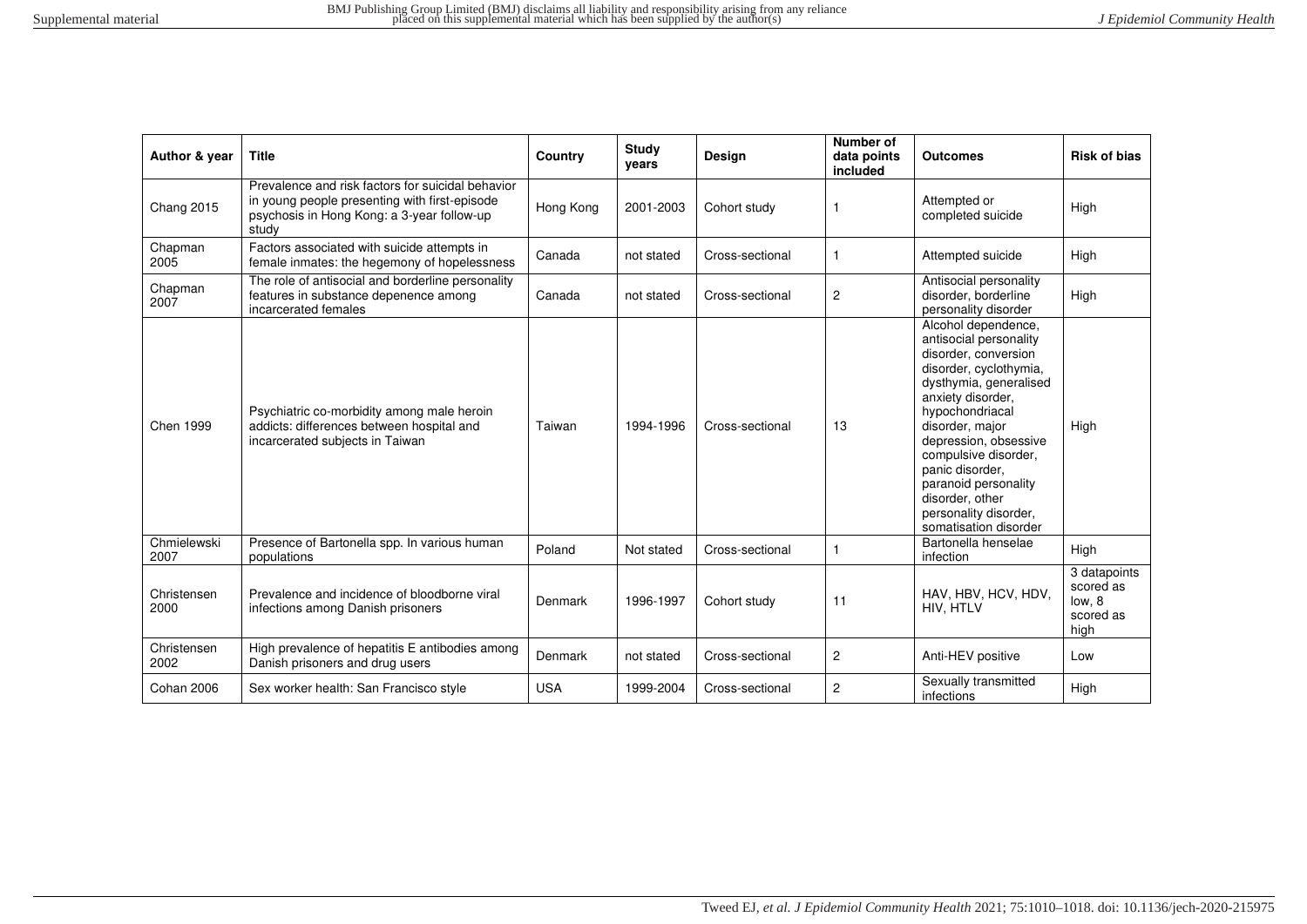| Author & year | Title | Country | Study years | Design | Number of data points included | Outcomes | Risk of bias |
|---|---|---|---|---|---|---|---|
| Chang 2015 | Prevalence and risk factors for suicidal behavior in young people presenting with first-episode psychosis in Hong Kong: a 3-year follow-up study | Hong Kong | 2001-2003 | Cohort study | 1 | Attempted or completed suicide | High |
| Chapman 2005 | Factors associated with suicide attempts in female inmates: the hegemony of hopelessness | Canada | not stated | Cross-sectional | 1 | Attempted suicide | High |
| Chapman 2007 | The role of antisocial and borderline personality features in substance depenence among incarcerated females | Canada | not stated | Cross-sectional | 2 | Antisocial personality disorder, borderline personality disorder | High |
| Chen 1999 | Psychiatric co-morbidity among male heroin addicts: differences between hospital and incarcerated subjects in Taiwan | Taiwan | 1994-1996 | Cross-sectional | 13 | Alcohol dependence, antisocial personality disorder, conversion disorder, cyclothymia, dysthymia, generalised anxiety disorder, hypochondriacal disorder, major depression, obsessive compulsive disorder, panic disorder, paranoid personality disorder, other personality disorder, somatisation disorder | High |
| Chmielewski 2007 | Presence of Bartonella spp. In various human populations | Poland | Not stated | Cross-sectional | 1 | Bartonella henselae infection | High |
| Christensen 2000 | Prevalence and incidence of bloodborne viral infections among Danish prisoners | Denmark | 1996-1997 | Cohort study | 11 | HAV, HBV, HCV, HDV, HIV, HTLV | 3 datapoints scored as low, 8 scored as high |
| Christensen 2002 | High prevalence of hepatitis E antibodies among Danish prisoners and drug users | Denmark | not stated | Cross-sectional | 2 | Anti-HEV positive | Low |
| Cohan 2006 | Sex worker health: San Francisco style | USA | 1999-2004 | Cross-sectional | 2 | Sexually transmitted infections | High |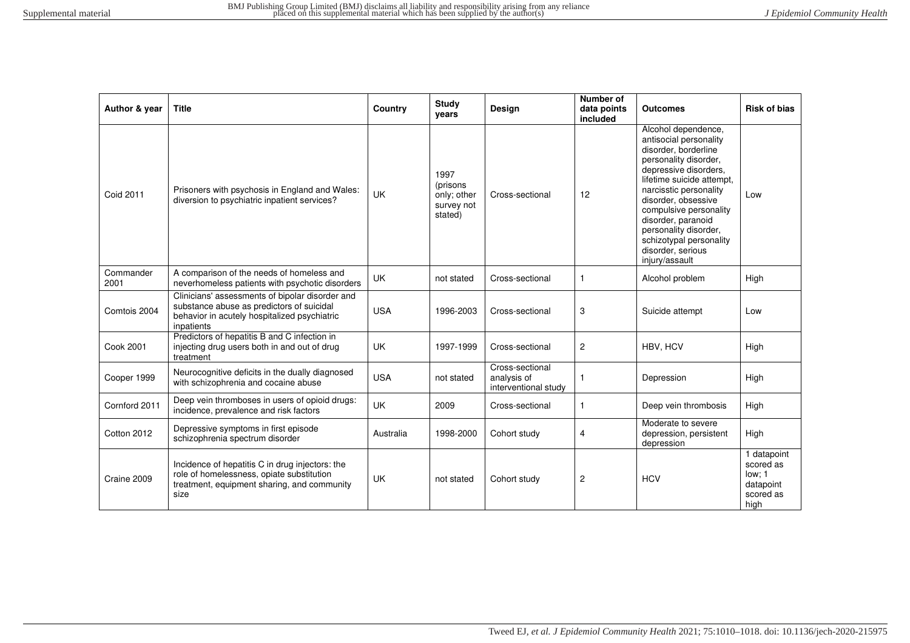| Author & year | Title | Country | Study years | Design | Number of data points included | Outcomes | Risk of bias |
|---|---|---|---|---|---|---|---|
| Coid 2011 | Prisoners with psychosis in England and Wales: diversion to psychiatric inpatient services? | UK | 1997 (prisons only; other survey not stated) | Cross-sectional | 12 | Alcohol dependence, antisocial personality disorder, borderline personality disorder, depressive disorders, lifetime suicide attempt, narcisstic personality disorder, obsessive compulsive personality disorder, paranoid personality disorder, schizotypal personality disorder, serious injury/assault | Low |
| Commander 2001 | A comparison of the needs of homeless and neverhomeless patients with psychotic disorders | UK | not stated | Cross-sectional | 1 | Alcohol problem | High |
| Comtois 2004 | Clinicians' assessments of bipolar disorder and substance abuse as predictors of suicidal behavior in acutely hospitalized psychiatric inpatients | USA | 1996-2003 | Cross-sectional | 3 | Suicide attempt | Low |
| Cook 2001 | Predictors of hepatitis B and C infection in injecting drug users both in and out of drug treatment | UK | 1997-1999 | Cross-sectional | 2 | HBV, HCV | High |
| Cooper 1999 | Neurocognitive deficits in the dually diagnosed with schizophrenia and cocaine abuse | USA | not stated | Cross-sectional analysis of interventional study | 1 | Depression | High |
| Cornford 2011 | Deep vein thromboses in users of opioid drugs: incidence, prevalence and risk factors | UK | 2009 | Cross-sectional | 1 | Deep vein thrombosis | High |
| Cotton 2012 | Depressive symptoms in first episode schizophrenia spectrum disorder | Australia | 1998-2000 | Cohort study | 4 | Moderate to severe depression, persistent depression | High |
| Craine 2009 | Incidence of hepatitis C in drug injectors: the role of homelessness, opiate substitution treatment, equipment sharing, and community size | UK | not stated | Cohort study | 2 | HCV | 1 datapoint scored as low; 1 datapoint scored as high |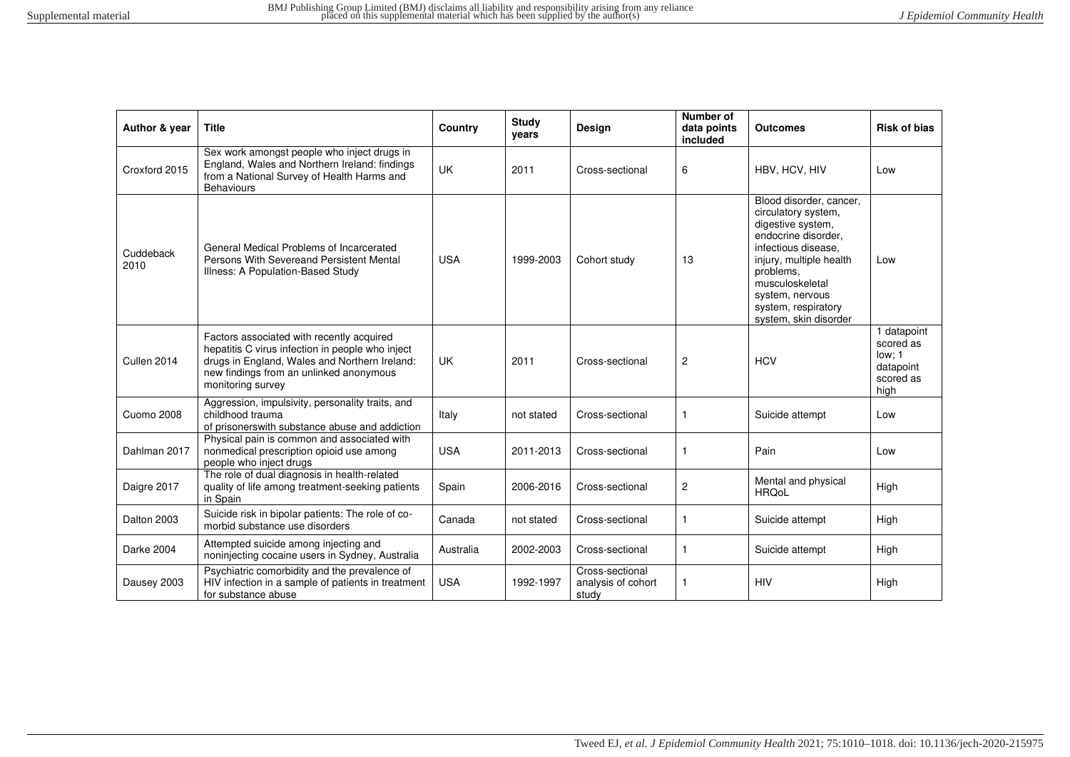| Author & year | Title | Country | Study years | Design | Number of data points included | Outcomes | Risk of bias |
|---|---|---|---|---|---|---|---|
| Croxford 2015 | Sex work amongst people who inject drugs in England, Wales and Northern Ireland: findings from a National Survey of Health Harms and Behaviours | UK | 2011 | Cross-sectional | 6 | HBV, HCV, HIV | Low |
| Cuddeback 2010 | General Medical Problems of Incarcerated Persons With Severeand Persistent Mental Illness: A Population-Based Study | USA | 1999-2003 | Cohort study | 13 | Blood disorder, cancer, circulatory system, digestive system, endocrine disorder, infectious disease, injury, multiple health problems, musculoskeletal system, nervous system, respiratory system, skin disorder | Low |
| Cullen 2014 | Factors associated with recently acquired hepatitis C virus infection in people who inject drugs in England, Wales and Northern Ireland: new findings from an unlinked anonymous monitoring survey | UK | 2011 | Cross-sectional | 2 | HCV | 1 datapoint scored as low; 1 datapoint scored as high |
| Cuomo 2008 | Aggression, impulsivity, personality traits, and childhood trauma of prisonerswith substance abuse and addiction | Italy | not stated | Cross-sectional | 1 | Suicide attempt | Low |
| Dahlman 2017 | Physical pain is common and associated with nonmedical prescription opioid use among people who inject drugs | USA | 2011-2013 | Cross-sectional | 1 | Pain | Low |
| Daigre 2017 | The role of dual diagnosis in health-related quality of life among treatment-seeking patients in Spain | Spain | 2006-2016 | Cross-sectional | 2 | Mental and physical HRQoL | High |
| Dalton 2003 | Suicide risk in bipolar patients: The role of co-morbid substance use disorders | Canada | not stated | Cross-sectional | 1 | Suicide attempt | High |
| Darke 2004 | Attempted suicide among injecting and noninjecting cocaine users in Sydney, Australia | Australia | 2002-2003 | Cross-sectional | 1 | Suicide attempt | High |
| Dausey 2003 | Psychiatric comorbidity and the prevalence of HIV infection in a sample of patients in treatment for substance abuse | USA | 1992-1997 | Cross-sectional analysis of cohort study | 1 | HIV | High |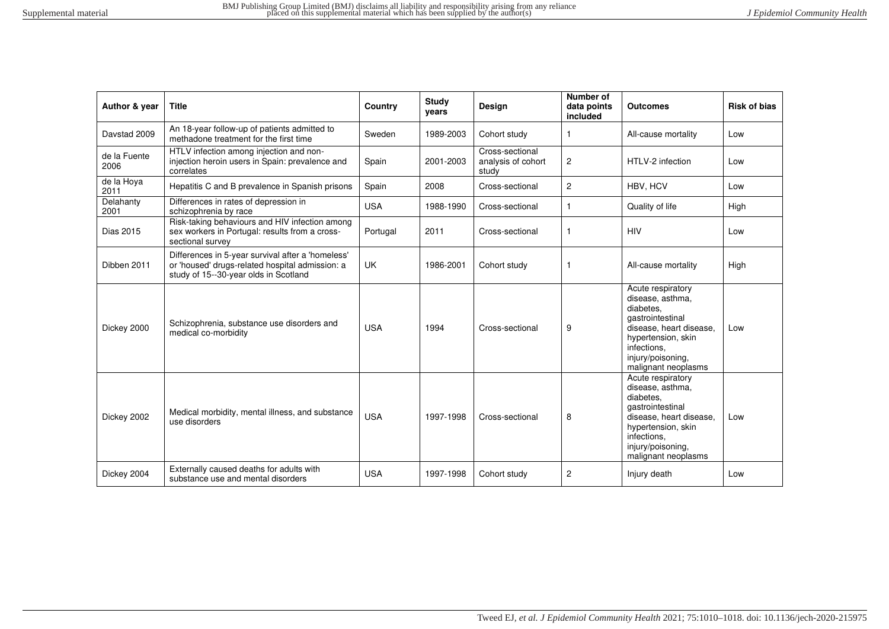| Author & year | Title | Country | Study years | Design | Number of data points included | Outcomes | Risk of bias |
|---|---|---|---|---|---|---|---|
| Davstad 2009 | An 18-year follow-up of patients admitted to methadone treatment for the first time | Sweden | 1989-2003 | Cohort study | 1 | All-cause mortality | Low |
| de la Fuente 2006 | HTLV infection among injection and non-injection heroin users in Spain: prevalence and correlates | Spain | 2001-2003 | Cross-sectional analysis of cohort study | 2 | HTLV-2 infection | Low |
| de la Hoya 2011 | Hepatitis C and B prevalence in Spanish prisons | Spain | 2008 | Cross-sectional | 2 | HBV, HCV | Low |
| Delahanty 2001 | Differences in rates of depression in schizophrenia by race | USA | 1988-1990 | Cross-sectional | 1 | Quality of life | High |
| Dias 2015 | Risk-taking behaviours and HIV infection among sex workers in Portugal: results from a cross-sectional survey | Portugal | 2011 | Cross-sectional | 1 | HIV | Low |
| Dibben 2011 | Differences in 5-year survival after a 'homeless' or 'housed' drugs-related hospital admission: a study of 15--30-year olds in Scotland | UK | 1986-2001 | Cohort study | 1 | All-cause mortality | High |
| Dickey 2000 | Schizophrenia, substance use disorders and medical co-morbidity | USA | 1994 | Cross-sectional | 9 | Acute respiratory disease, asthma, diabetes, gastrointestinal disease, heart disease, hypertension, skin infections, injury/poisoning, malignant neoplasms | Low |
| Dickey 2002 | Medical morbidity, mental illness, and substance use disorders | USA | 1997-1998 | Cross-sectional | 8 | Acute respiratory disease, asthma, diabetes, gastrointestinal disease, heart disease, hypertension, skin infections, injury/poisoning, malignant neoplasms | Low |
| Dickey 2004 | Externally caused deaths for adults with substance use and mental disorders | USA | 1997-1998 | Cohort study | 2 | Injury death | Low |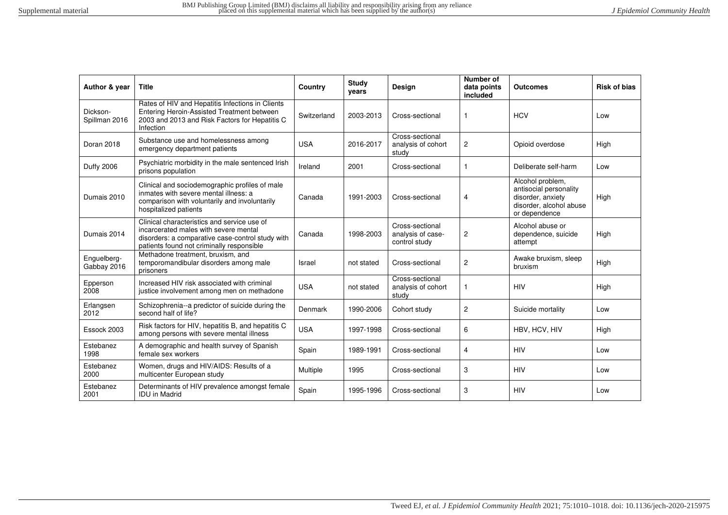| Author & year | Title | Country | Study years | Design | Number of data points included | Outcomes | Risk of bias |
|---|---|---|---|---|---|---|---|
| Dickson-Spillman 2016 | Rates of HIV and Hepatitis Infections in Clients Entering Heroin-Assisted Treatment between 2003 and 2013 and Risk Factors for Hepatitis C Infection | Switzerland | 2003-2013 | Cross-sectional | 1 | HCV | Low |
| Doran 2018 | Substance use and homelessness among emergency department patients | USA | 2016-2017 | Cross-sectional analysis of cohort study | 2 | Opioid overdose | High |
| Duffy 2006 | Psychiatric morbidity in the male sentenced Irish prisons population | Ireland | 2001 | Cross-sectional | 1 | Deliberate self-harm | Low |
| Dumais 2010 | Clinical and sociodemographic profiles of male inmates with severe mental illness: a comparison with voluntarily and involuntarily hospitalized patients | Canada | 1991-2003 | Cross-sectional | 4 | Alcohol problem, antisocial personality disorder, anxiety disorder, alcohol abuse or dependence | High |
| Dumais 2014 | Clinical characteristics and service use of incarcerated males with severe mental disorders: a comparative case-control study with patients found not criminally responsible | Canada | 1998-2003 | Cross-sectional analysis of case-control study | 2 | Alcohol abuse or dependence, suicide attempt | High |
| Enguelberg-Gabbay 2016 | Methadone treatment, bruxism, and temporomandibular disorders among male prisoners | Israel | not stated | Cross-sectional | 2 | Awake bruxism, sleep bruxism | High |
| Epperson 2008 | Increased HIV risk associated with criminal justice involvement among men on methadone | USA | not stated | Cross-sectional analysis of cohort study | 1 | HIV | High |
| Erlangsen 2012 | Schizophrenia--a predictor of suicide during the second half of life? | Denmark | 1990-2006 | Cohort study | 2 | Suicide mortality | Low |
| Essock 2003 | Risk factors for HIV, hepatitis B, and hepatitis C among persons with severe mental illness | USA | 1997-1998 | Cross-sectional | 6 | HBV, HCV, HIV | High |
| Estebanez 1998 | A demographic and health survey of Spanish female sex workers | Spain | 1989-1991 | Cross-sectional | 4 | HIV | Low |
| Estebanez 2000 | Women, drugs and HIV/AIDS: Results of a multicenter European study | Multiple | 1995 | Cross-sectional | 3 | HIV | Low |
| Estebanez 2001 | Determinants of HIV prevalence amongst female IDU in Madrid | Spain | 1995-1996 | Cross-sectional | 3 | HIV | Low |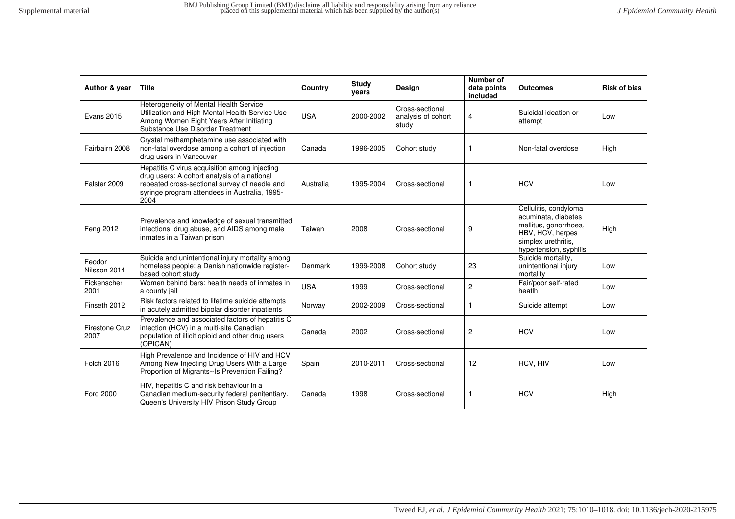| Author & year | Title | Country | Study years | Design | Number of data points included | Outcomes | Risk of bias |
|---|---|---|---|---|---|---|---|
| Evans 2015 | Heterogeneity of Mental Health Service Utilization and High Mental Health Service Use Among Women Eight Years After Initiating Substance Use Disorder Treatment | USA | 2000-2002 | Cross-sectional analysis of cohort study | 4 | Suicidal ideation or attempt | Low |
| Fairbairn 2008 | Crystal methamphetamine use associated with non-fatal overdose among a cohort of injection drug users in Vancouver | Canada | 1996-2005 | Cohort study | 1 | Non-fatal overdose | High |
| Falster 2009 | Hepatitis C virus acquisition among injecting drug users: A cohort analysis of a national repeated cross-sectional survey of needle and syringe program attendees in Australia, 1995-2004 | Australia | 1995-2004 | Cross-sectional | 1 | HCV | Low |
| Feng 2012 | Prevalence and knowledge of sexual transmitted infections, drug abuse, and AIDS among male inmates in a Taiwan prison | Taiwan | 2008 | Cross-sectional | 9 | Cellulitis, condyloma acuminata, diabetes mellitus, gonorrhoea, HBV, HCV, herpes simplex urethritis, hypertension, syphilis | High |
| Feodor Nilsson 2014 | Suicide and unintentional injury mortality among homeless people: a Danish nationwide register-based cohort study | Denmark | 1999-2008 | Cohort study | 23 | Suicide mortality, unintentional injury mortality | Low |
| Fickenscher 2001 | Women behind bars: health needs of inmates in a county jail | USA | 1999 | Cross-sectional | 2 | Fair/poor self-rated heatlh | Low |
| Finseth 2012 | Risk factors related to lifetime suicide attempts in acutely admitted bipolar disorder inpatients | Norway | 2002-2009 | Cross-sectional | 1 | Suicide attempt | Low |
| Firestone Cruz 2007 | Prevalence and associated factors of hepatitis C infection (HCV) in a multi-site Canadian population of illicit opioid and other drug users (OPICAN) | Canada | 2002 | Cross-sectional | 2 | HCV | Low |
| Folch 2016 | High Prevalence and Incidence of HIV and HCV Among New Injecting Drug Users With a Large Proportion of Migrants--Is Prevention Failing? | Spain | 2010-2011 | Cross-sectional | 12 | HCV, HIV | Low |
| Ford 2000 | HIV, hepatitis C and risk behaviour in a Canadian medium-security federal penitentiary. Queen's University HIV Prison Study Group | Canada | 1998 | Cross-sectional | 1 | HCV | High |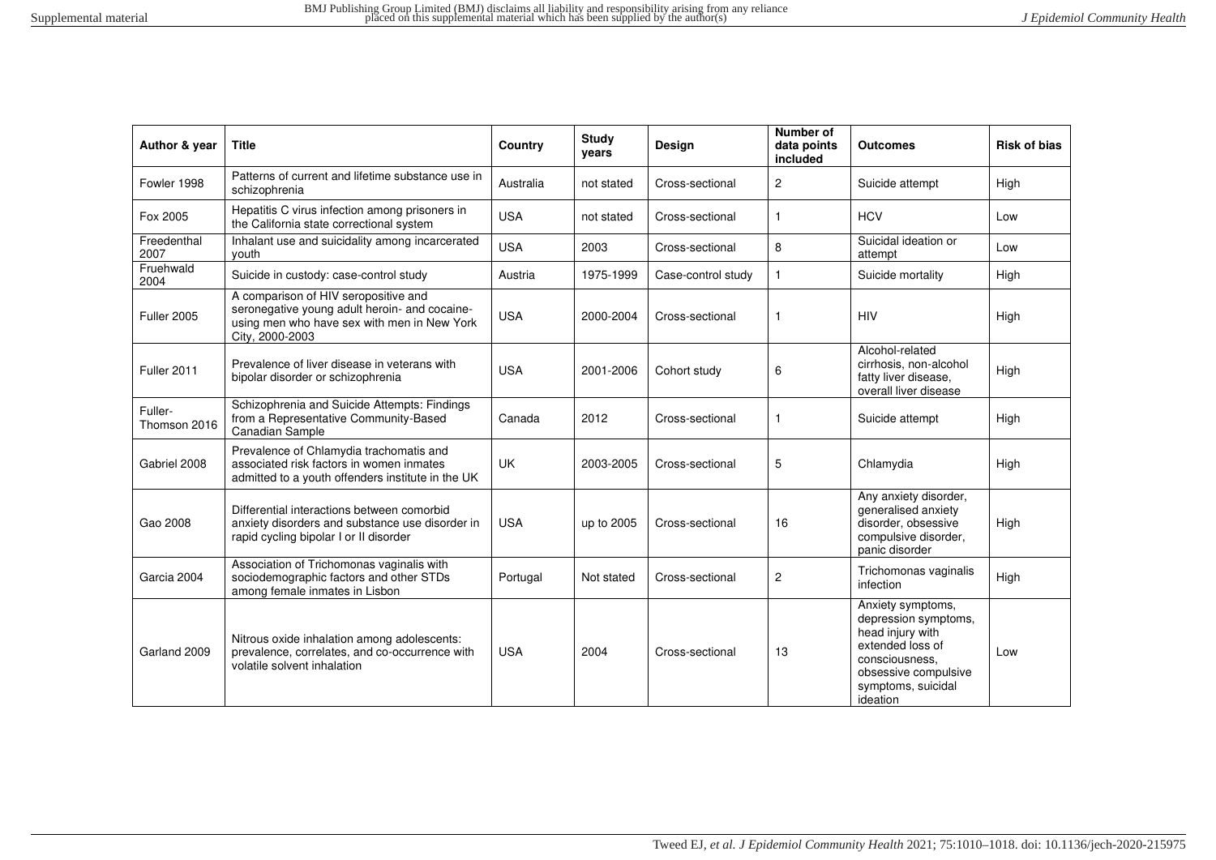| Author & year | Title | Country | Study years | Design | Number of data points included | Outcomes | Risk of bias |
|---|---|---|---|---|---|---|---|
| Fowler 1998 | Patterns of current and lifetime substance use in schizophrenia | Australia | not stated | Cross-sectional | 2 | Suicide attempt | High |
| Fox 2005 | Hepatitis C virus infection among prisoners in the California state correctional system | USA | not stated | Cross-sectional | 1 | HCV | Low |
| Freedenthal 2007 | Inhalant use and suicidality among incarcerated youth | USA | 2003 | Cross-sectional | 8 | Suicidal ideation or attempt | Low |
| Fruehwald 2004 | Suicide in custody: case-control study | Austria | 1975-1999 | Case-control study | 1 | Suicide mortality | High |
| Fuller 2005 | A comparison of HIV seropositive and seronegative young adult heroin- and cocaine-using men who have sex with men in New York City, 2000-2003 | USA | 2000-2004 | Cross-sectional | 1 | HIV | High |
| Fuller 2011 | Prevalence of liver disease in veterans with bipolar disorder or schizophrenia | USA | 2001-2006 | Cohort study | 6 | Alcohol-related cirrhosis, non-alcohol fatty liver disease, overall liver disease | High |
| Fuller-Thomson 2016 | Schizophrenia and Suicide Attempts: Findings from a Representative Community-Based Canadian Sample | Canada | 2012 | Cross-sectional | 1 | Suicide attempt | High |
| Gabriel 2008 | Prevalence of Chlamydia trachomatis and associated risk factors in women inmates admitted to a youth offenders institute in the UK | UK | 2003-2005 | Cross-sectional | 5 | Chlamydia | High |
| Gao 2008 | Differential interactions between comorbid anxiety disorders and substance use disorder in rapid cycling bipolar I or II disorder | USA | up to 2005 | Cross-sectional | 16 | Any anxiety disorder, generalised anxiety disorder, obsessive compulsive disorder, panic disorder | High |
| Garcia 2004 | Association of Trichomonas vaginalis with sociodemographic factors and other STDs among female inmates in Lisbon | Portugal | Not stated | Cross-sectional | 2 | Trichomonas vaginalis infection | High |
| Garland 2009 | Nitrous oxide inhalation among adolescents: prevalence, correlates, and co-occurrence with volatile solvent inhalation | USA | 2004 | Cross-sectional | 13 | Anxiety symptoms, depression symptoms, head injury with extended loss of consciousness, obsessive compulsive symptoms, suicidal ideation | Low |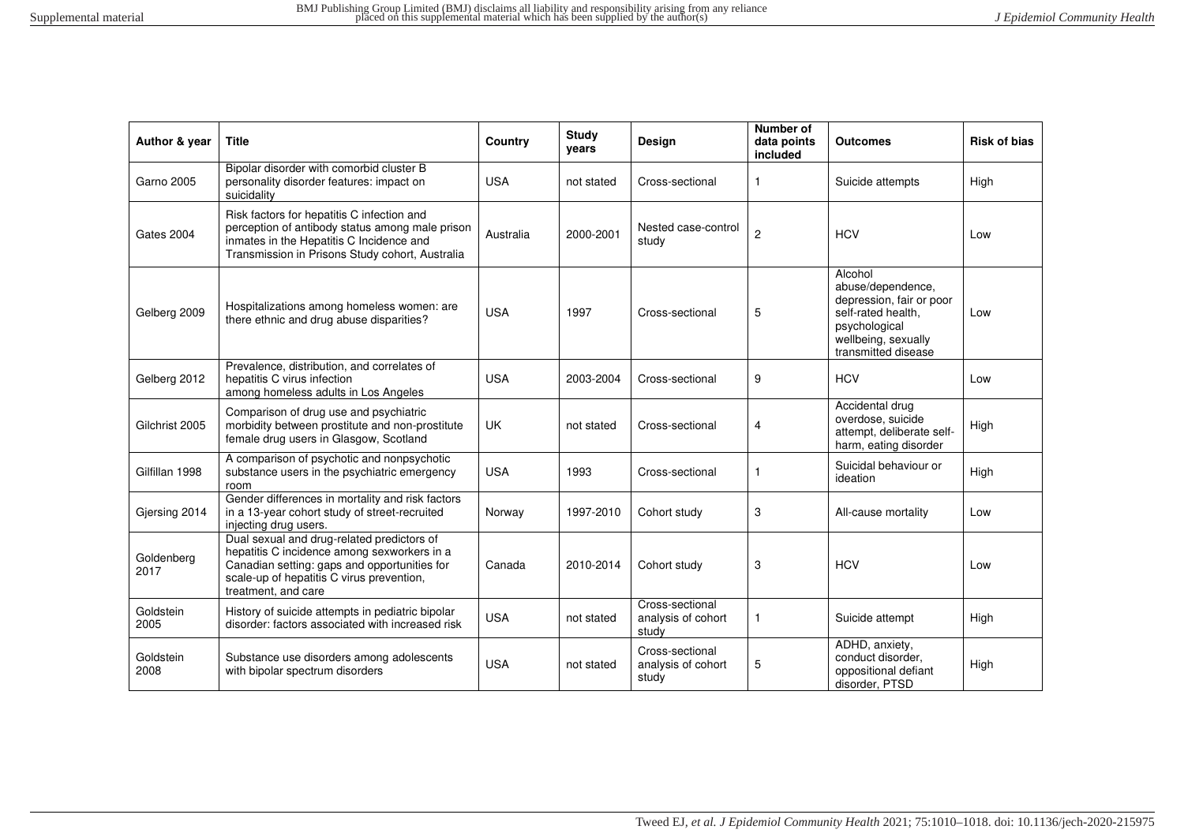| Author & year | Title | Country | Study years | Design | Number of data points included | Outcomes | Risk of bias |
|---|---|---|---|---|---|---|---|
| Garno 2005 | Bipolar disorder with comorbid cluster B personality disorder features: impact on suicidality | USA | not stated | Cross-sectional | 1 | Suicide attempts | High |
| Gates 2004 | Risk factors for hepatitis C infection and perception of antibody status among male prison inmates in the Hepatitis C Incidence and Transmission in Prisons Study cohort, Australia | Australia | 2000-2001 | Nested case-control study | 2 | HCV | Low |
| Gelberg 2009 | Hospitalizations among homeless women: are there ethnic and drug abuse disparities? | USA | 1997 | Cross-sectional | 5 | Alcohol abuse/dependence, depression, fair or poor self-rated health, psychological wellbeing, sexually transmitted disease | Low |
| Gelberg 2012 | Prevalence, distribution, and correlates of hepatitis C virus infection among homeless adults in Los Angeles | USA | 2003-2004 | Cross-sectional | 9 | HCV | Low |
| Gilchrist 2005 | Comparison of drug use and psychiatric morbidity between prostitute and non-prostitute female drug users in Glasgow, Scotland | UK | not stated | Cross-sectional | 4 | Accidental drug overdose, suicide attempt, deliberate self-harm, eating disorder | High |
| Gilfillan 1998 | A comparison of psychotic and nonpsychotic substance users in the psychiatric emergency room | USA | 1993 | Cross-sectional | 1 | Suicidal behaviour or ideation | High |
| Gjersing 2014 | Gender differences in mortality and risk factors in a 13-year cohort study of street-recruited injecting drug users. | Norway | 1997-2010 | Cohort study | 3 | All-cause mortality | Low |
| Goldenberg 2017 | Dual sexual and drug-related predictors of hepatitis C incidence among sexworkers in a Canadian setting: gaps and opportunities for scale-up of hepatitis C virus prevention, treatment, and care | Canada | 2010-2014 | Cohort study | 3 | HCV | Low |
| Goldstein 2005 | History of suicide attempts in pediatric bipolar disorder: factors associated with increased risk | USA | not stated | Cross-sectional analysis of cohort study | 1 | Suicide attempt | High |
| Goldstein 2008 | Substance use disorders among adolescents with bipolar spectrum disorders | USA | not stated | Cross-sectional analysis of cohort study | 5 | ADHD, anxiety, conduct disorder, oppositional defiant disorder, PTSD | High |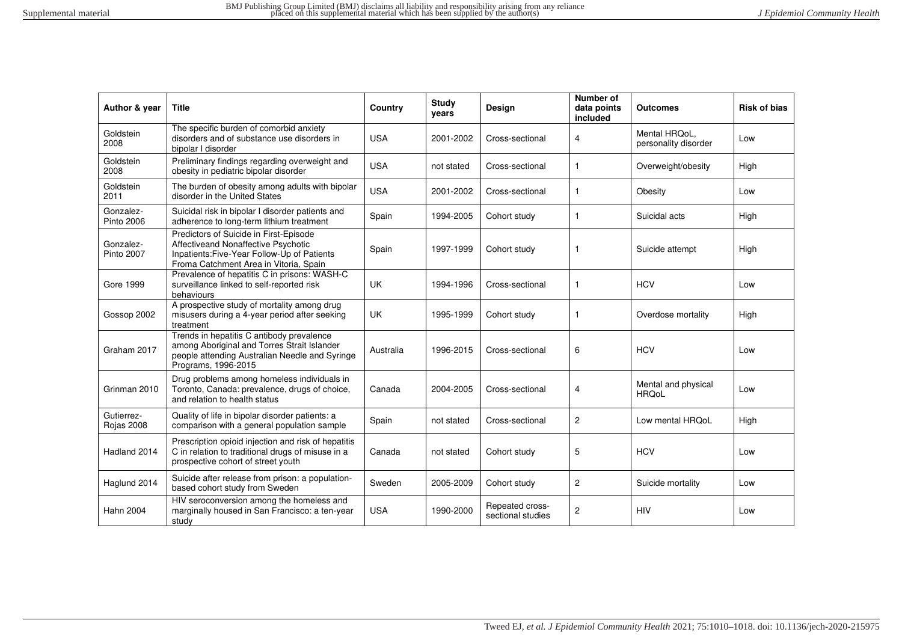| Author & year | Title | Country | Study years | Design | Number of data points included | Outcomes | Risk of bias |
|---|---|---|---|---|---|---|---|
| Goldstein 2008 | The specific burden of comorbid anxiety disorders and of substance use disorders in bipolar I disorder | USA | 2001-2002 | Cross-sectional | 4 | Mental HRQoL, personality disorder | Low |
| Goldstein 2008 | Preliminary findings regarding overweight and obesity in pediatric bipolar disorder | USA | not stated | Cross-sectional | 1 | Overweight/obesity | High |
| Goldstein 2011 | The burden of obesity among adults with bipolar disorder in the United States | USA | 2001-2002 | Cross-sectional | 1 | Obesity | Low |
| Gonzalez-Pinto 2006 | Suicidal risk in bipolar I disorder patients and adherence to long-term lithium treatment | Spain | 1994-2005 | Cohort study | 1 | Suicidal acts | High |
| Gonzalez-Pinto 2007 | Predictors of Suicide in First-Episode Affectiveand Nonaffective Psychotic Inpatients:Five-Year Follow-Up of Patients Froma Catchment Area in Vitoria, Spain | Spain | 1997-1999 | Cohort study | 1 | Suicide attempt | High |
| Gore 1999 | Prevalence of hepatitis C in prisons: WASH-C surveillance linked to self-reported risk behaviours | UK | 1994-1996 | Cross-sectional | 1 | HCV | Low |
| Gossop 2002 | A prospective study of mortality among drug misusers during a 4-year period after seeking treatment | UK | 1995-1999 | Cohort study | 1 | Overdose mortality | High |
| Graham 2017 | Trends in hepatitis C antibody prevalence among Aboriginal and Torres Strait Islander people attending Australian Needle and Syringe Programs, 1996-2015 | Australia | 1996-2015 | Cross-sectional | 6 | HCV | Low |
| Grinman 2010 | Drug problems among homeless individuals in Toronto, Canada: prevalence, drugs of choice, and relation to health status | Canada | 2004-2005 | Cross-sectional | 4 | Mental and physical HRQoL | Low |
| Gutierrez-Rojas 2008 | Quality of life in bipolar disorder patients: a comparison with a general population sample | Spain | not stated | Cross-sectional | 2 | Low mental HRQoL | High |
| Hadland 2014 | Prescription opioid injection and risk of hepatitis C in relation to traditional drugs of misuse in a prospective cohort of street youth | Canada | not stated | Cohort study | 5 | HCV | Low |
| Haglund 2014 | Suicide after release from prison: a population-based cohort study from Sweden | Sweden | 2005-2009 | Cohort study | 2 | Suicide mortality | Low |
| Hahn 2004 | HIV seroconversion among the homeless and marginally housed in San Francisco: a ten-year study | USA | 1990-2000 | Repeated cross-sectional studies | 2 | HIV | Low |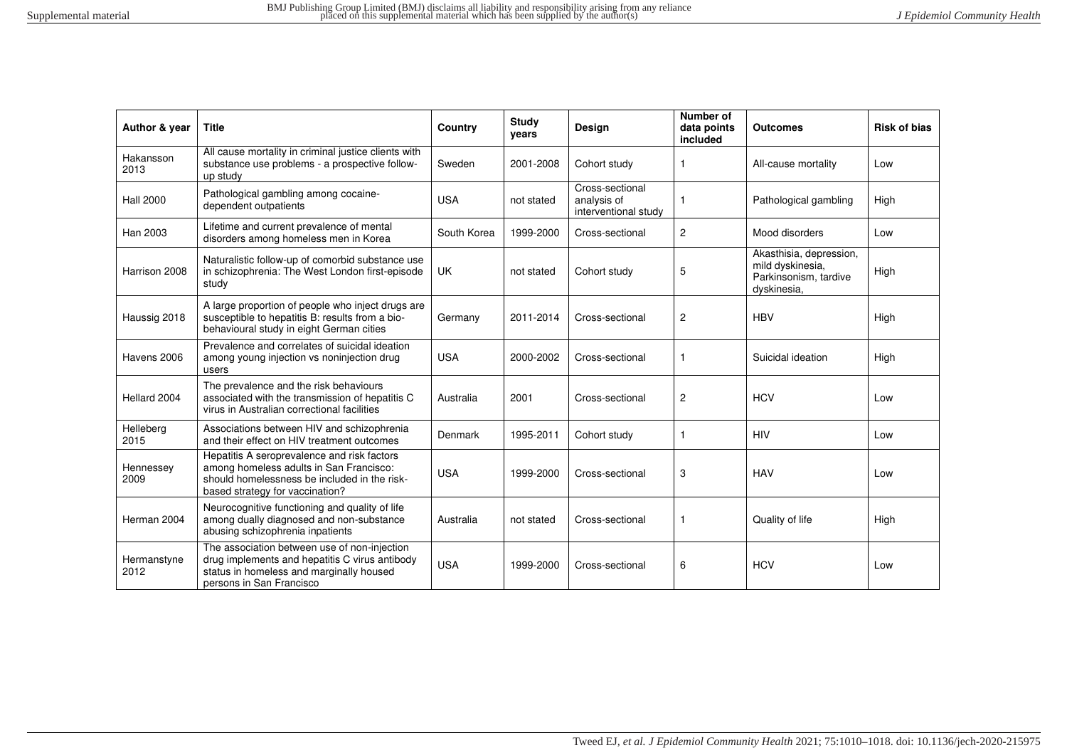| Author & year | Title | Country | Study years | Design | Number of data points included | Outcomes | Risk of bias |
|---|---|---|---|---|---|---|---|
| Hakansson 2013 | All cause mortality in criminal justice clients with substance use problems - a prospective follow-up study | Sweden | 2001-2008 | Cohort study | 1 | All-cause mortality | Low |
| Hall 2000 | Pathological gambling among cocaine-dependent outpatients | USA | not stated | Cross-sectional analysis of interventional study | 1 | Pathological gambling | High |
| Han 2003 | Lifetime and current prevalence of mental disorders among homeless men in Korea | South Korea | 1999-2000 | Cross-sectional | 2 | Mood disorders | Low |
| Harrison 2008 | Naturalistic follow-up of comorbid substance use in schizophrenia: The West London first-episode study | UK | not stated | Cohort study | 5 | Akasthisia, depression, mild dyskinesia, Parkinsonism, tardive dyskinesia, | High |
| Haussig 2018 | A large proportion of people who inject drugs are susceptible to hepatitis B: results from a bio-behavioural study in eight German cities | Germany | 2011-2014 | Cross-sectional | 2 | HBV | High |
| Havens 2006 | Prevalence and correlates of suicidal ideation among young injection vs noninjection drug users | USA | 2000-2002 | Cross-sectional | 1 | Suicidal ideation | High |
| Hellard 2004 | The prevalence and the risk behaviours associated with the transmission of hepatitis C virus in Australian correctional facilities | Australia | 2001 | Cross-sectional | 2 | HCV | Low |
| Helleberg 2015 | Associations between HIV and schizophrenia and their effect on HIV treatment outcomes | Denmark | 1995-2011 | Cohort study | 1 | HIV | Low |
| Hennessey 2009 | Hepatitis A seroprevalence and risk factors among homeless adults in San Francisco: should homelessness be included in the risk-based strategy for vaccination? | USA | 1999-2000 | Cross-sectional | 3 | HAV | Low |
| Herman 2004 | Neurocognitive functioning and quality of life among dually diagnosed and non-substance abusing schizophrenia inpatients | Australia | not stated | Cross-sectional | 1 | Quality of life | High |
| Hermanstyne 2012 | The association between use of non-injection drug implements and hepatitis C virus antibody status in homeless and marginally housed persons in San Francisco | USA | 1999-2000 | Cross-sectional | 6 | HCV | Low |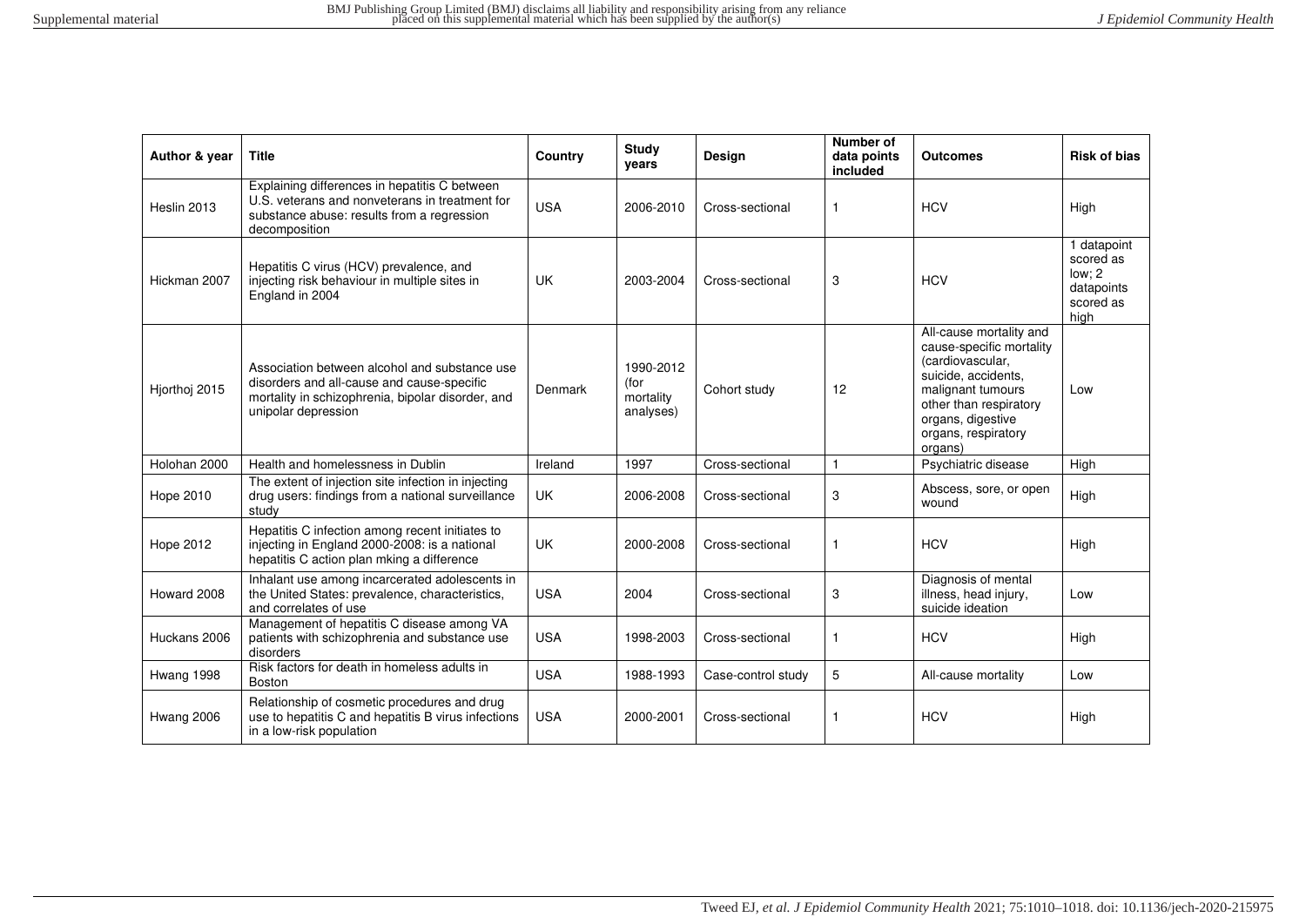| Author & year | Title | Country | Study years | Design | Number of data points included | Outcomes | Risk of bias |
|---|---|---|---|---|---|---|---|
| Heslin 2013 | Explaining differences in hepatitis C between U.S. veterans and nonveterans in treatment for substance abuse: results from a regression decomposition | USA | 2006-2010 | Cross-sectional | 1 | HCV | High |
| Hickman 2007 | Hepatitis C virus (HCV) prevalence, and injecting risk behaviour in multiple sites in England in 2004 | UK | 2003-2004 | Cross-sectional | 3 | HCV | 1 datapoint scored as low; 2 datapoints scored as high |
| Hjorthoj 2015 | Association between alcohol and substance use disorders and all-cause and cause-specific mortality in schizophrenia, bipolar disorder, and unipolar depression | Denmark | 1990-2012 (for mortality analyses) | Cohort study | 12 | All-cause mortality and cause-specific mortality (cardiovascular, suicide, accidents, malignant tumours other than respiratory organs, digestive organs, respiratory organs) | Low |
| Holohan 2000 | Health and homelessness in Dublin | Ireland | 1997 | Cross-sectional | 1 | Psychiatric disease | High |
| Hope 2010 | The extent of injection site infection in injecting drug users: findings from a national surveillance study | UK | 2006-2008 | Cross-sectional | 3 | Abscess, sore, or open wound | High |
| Hope 2012 | Hepatitis C infection among recent initiates to injecting in England 2000-2008: is a national hepatitis C action plan mking a difference | UK | 2000-2008 | Cross-sectional | 1 | HCV | High |
| Howard 2008 | Inhalant use among incarcerated adolescents in the United States: prevalence, characteristics, and correlates of use | USA | 2004 | Cross-sectional | 3 | Diagnosis of mental illness, head injury, suicide ideation | Low |
| Huckans 2006 | Management of hepatitis C disease among VA patients with schizophrenia and substance use disorders | USA | 1998-2003 | Cross-sectional | 1 | HCV | High |
| Hwang 1998 | Risk factors for death in homeless adults in Boston | USA | 1988-1993 | Case-control study | 5 | All-cause mortality | Low |
| Hwang 2006 | Relationship of cosmetic procedures and drug use to hepatitis C and hepatitis B virus infections in a low-risk population | USA | 2000-2001 | Cross-sectional | 1 | HCV | High |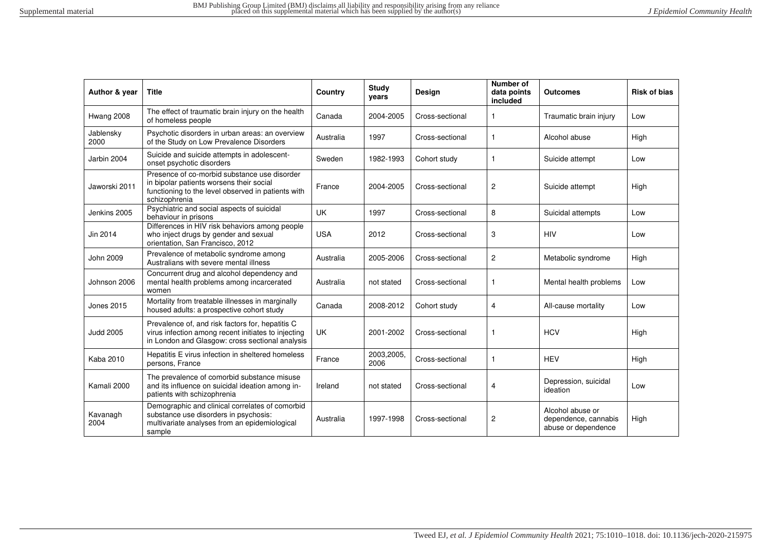| Author & year | Title | Country | Study years | Design | Number of data points included | Outcomes | Risk of bias |
|---|---|---|---|---|---|---|---|
| Hwang 2008 | The effect of traumatic brain injury on the health of homeless people | Canada | 2004-2005 | Cross-sectional | 1 | Traumatic brain injury | Low |
| Jablensky 2000 | Psychotic disorders in urban areas: an overview of the Study on Low Prevalence Disorders | Australia | 1997 | Cross-sectional | 1 | Alcohol abuse | High |
| Jarbin 2004 | Suicide and suicide attempts in adolescent-onset psychotic disorders | Sweden | 1982-1993 | Cohort study | 1 | Suicide attempt | Low |
| Jaworski 2011 | Presence of co-morbid substance use disorder in bipolar patients worsens their social functioning to the level observed in patients with schizophrenia | France | 2004-2005 | Cross-sectional | 2 | Suicide attempt | High |
| Jenkins 2005 | Psychiatric and social aspects of suicidal behaviour in prisons | UK | 1997 | Cross-sectional | 8 | Suicidal attempts | Low |
| Jin 2014 | Differences in HIV risk behaviors among people who inject drugs by gender and sexual orientation, San Francisco, 2012 | USA | 2012 | Cross-sectional | 3 | HIV | Low |
| John 2009 | Prevalence of metabolic syndrome among Australians with severe mental illness | Australia | 2005-2006 | Cross-sectional | 2 | Metabolic syndrome | High |
| Johnson 2006 | Concurrent drug and alcohol dependency and mental health problems among incarcerated women | Australia | not stated | Cross-sectional | 1 | Mental health problems | Low |
| Jones 2015 | Mortality from treatable illnesses in marginally housed adults: a prospective cohort study | Canada | 2008-2012 | Cohort study | 4 | All-cause mortality | Low |
| Judd 2005 | Prevalence of, and risk factors for, hepatitis C virus infection among recent initiates to injecting in London and Glasgow: cross sectional analysis | UK | 2001-2002 | Cross-sectional | 1 | HCV | High |
| Kaba 2010 | Hepatitis E virus infection in sheltered homeless persons, France | France | 2003,2005, 2006 | Cross-sectional | 1 | HEV | High |
| Kamali 2000 | The prevalence of comorbid substance misuse and its influence on suicidal ideation among in-patients with schizophrenia | Ireland | not stated | Cross-sectional | 4 | Depression, suicidal ideation | Low |
| Kavanagh 2004 | Demographic and clinical correlates of comorbid substance use disorders in psychosis: multivariate analyses from an epidemiological sample | Australia | 1997-1998 | Cross-sectional | 2 | Alcohol abuse or dependence, cannabis abuse or dependence | High |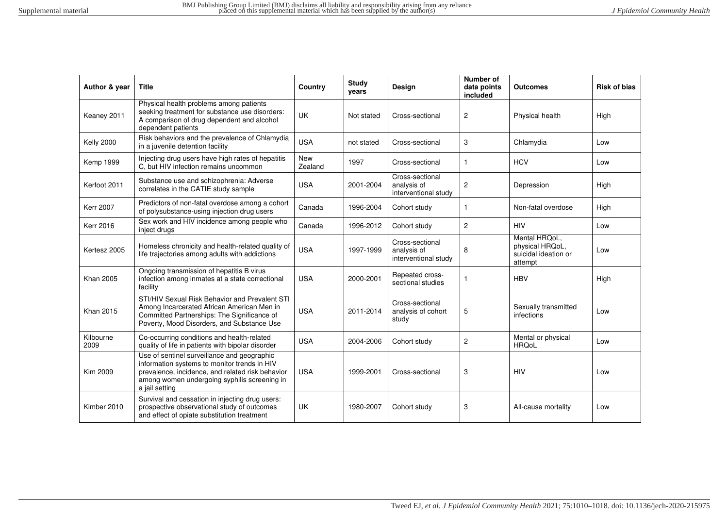| Author & year | Title | Country | Study years | Design | Number of data points included | Outcomes | Risk of bias |
|---|---|---|---|---|---|---|---|
| Keaney 2011 | Physical health problems among patients seeking treatment for substance use disorders: A comparison of drug dependent and alcohol dependent patients | UK | Not stated | Cross-sectional | 2 | Physical health | High |
| Kelly 2000 | Risk behaviors and the prevalence of Chlamydia in a juvenile detention facility | USA | not stated | Cross-sectional | 3 | Chlamydia | Low |
| Kemp 1999 | Injecting drug users have high rates of hepatitis C, but HIV infection remains uncommon | New Zealand | 1997 | Cross-sectional | 1 | HCV | Low |
| Kerfoot 2011 | Substance use and schizophrenia: Adverse correlates in the CATIE study sample | USA | 2001-2004 | Cross-sectional analysis of interventional study | 2 | Depression | High |
| Kerr 2007 | Predictors of non-fatal overdose among a cohort of polysubstance-using injection drug users | Canada | 1996-2004 | Cohort study | 1 | Non-fatal overdose | High |
| Kerr 2016 | Sex work and HIV incidence among people who inject drugs | Canada | 1996-2012 | Cohort study | 2 | HIV | Low |
| Kertesz 2005 | Homeless chronicity and health-related quality of life trajectories among adults with addictions | USA | 1997-1999 | Cross-sectional analysis of interventional study | 8 | Mental HRQoL, physical HRQoL, suicidal ideation or attempt | Low |
| Khan 2005 | Ongoing transmission of hepatitis B virus infection among inmates at a state correctional facility | USA | 2000-2001 | Repeated cross-sectional studies | 1 | HBV | High |
| Khan 2015 | STI/HIV Sexual Risk Behavior and Prevalent STI Among Incarcerated African American Men in Committed Partnerships: The Significance of Poverty, Mood Disorders, and Substance Use | USA | 2011-2014 | Cross-sectional analysis of cohort study | 5 | Sexually transmitted infections | Low |
| Kilbourne 2009 | Co-occurring conditions and health-related quality of life in patients with bipolar disorder | USA | 2004-2006 | Cohort study | 2 | Mental or physical HRQoL | Low |
| Kim 2009 | Use of sentinel surveillance and geographic information systems to monitor trends in HIV prevalence, incidence, and related risk behavior among women undergoing syphilis screening in a jail setting | USA | 1999-2001 | Cross-sectional | 3 | HIV | Low |
| Kimber 2010 | Survival and cessation in injecting drug users: prospective observational study of outcomes and effect of opiate substitution treatment | UK | 1980-2007 | Cohort study | 3 | All-cause mortality | Low |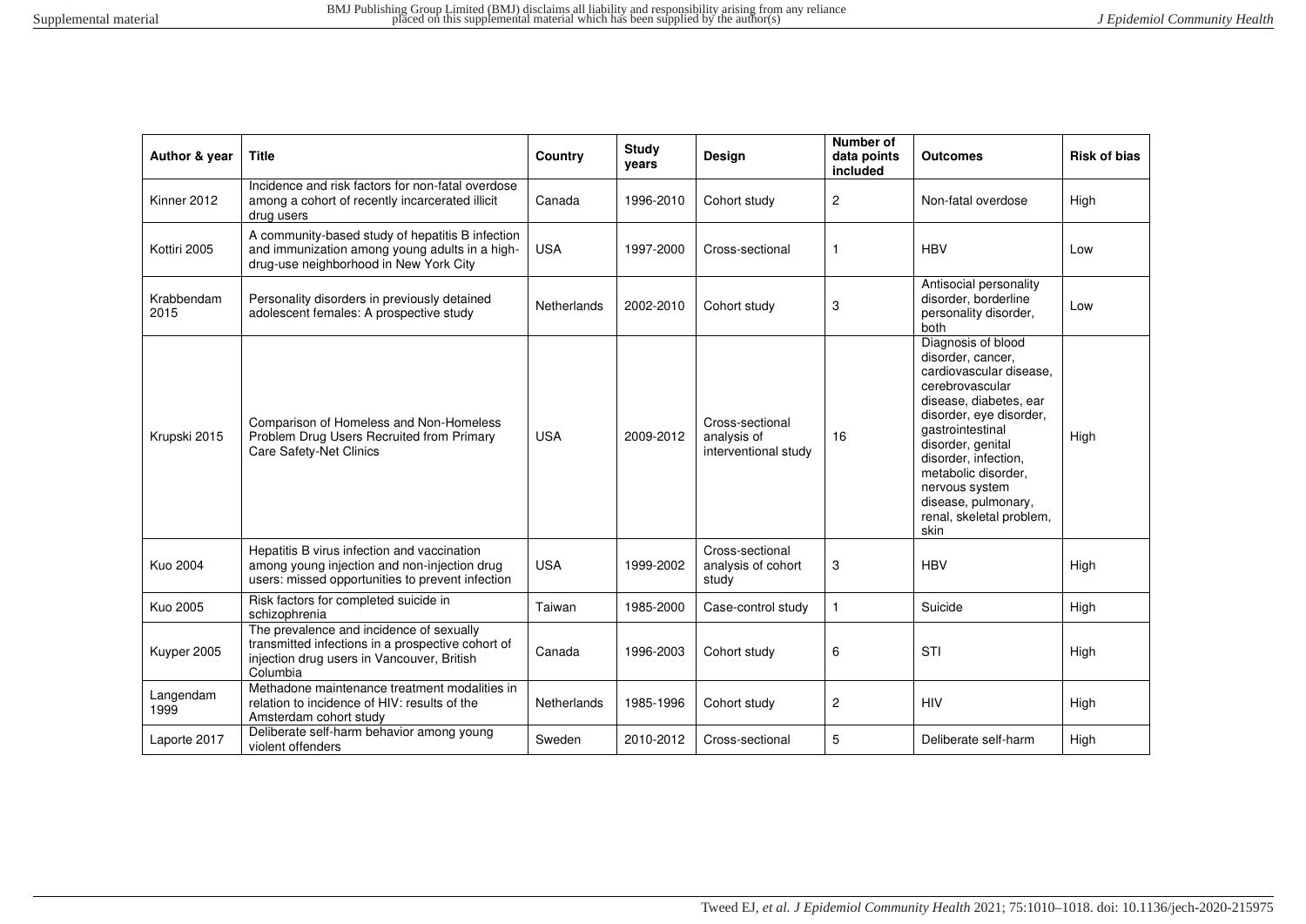| Author & year | Title | Country | Study years | Design | Number of data points included | Outcomes | Risk of bias |
|---|---|---|---|---|---|---|---|
| Kinner 2012 | Incidence and risk factors for non-fatal overdose among a cohort of recently incarcerated illicit drug users | Canada | 1996-2010 | Cohort study | 2 | Non-fatal overdose | High |
| Kottiri 2005 | A community-based study of hepatitis B infection and immunization among young adults in a high-drug-use neighborhood in New York City | USA | 1997-2000 | Cross-sectional | 1 | HBV | Low |
| Krabbendam 2015 | Personality disorders in previously detained adolescent females: A prospective study | Netherlands | 2002-2010 | Cohort study | 3 | Antisocial personality disorder, borderline personality disorder, both | Low |
| Krupski 2015 | Comparison of Homeless and Non-Homeless Problem Drug Users Recruited from Primary Care Safety-Net Clinics | USA | 2009-2012 | Cross-sectional analysis of interventional study | 16 | Diagnosis of blood disorder, cancer, cardiovascular disease, cerebrovascular disease, diabetes, ear disorder, eye disorder, gastrointestinal disorder, genital disorder, infection, metabolic disorder, nervous system disease, pulmonary, renal, skeletal problem, skin | High |
| Kuo 2004 | Hepatitis B virus infection and vaccination among young injection and non-injection drug users: missed opportunities to prevent infection | USA | 1999-2002 | Cross-sectional analysis of cohort study | 3 | HBV | High |
| Kuo 2005 | Risk factors for completed suicide in schizophrenia | Taiwan | 1985-2000 | Case-control study | 1 | Suicide | High |
| Kuyper 2005 | The prevalence and incidence of sexually transmitted infections in a prospective cohort of injection drug users in Vancouver, British Columbia | Canada | 1996-2003 | Cohort study | 6 | STI | High |
| Langendam 1999 | Methadone maintenance treatment modalities in relation to incidence of HIV: results of the Amsterdam cohort study | Netherlands | 1985-1996 | Cohort study | 2 | HIV | High |
| Laporte 2017 | Deliberate self-harm behavior among young violent offenders | Sweden | 2010-2012 | Cross-sectional | 5 | Deliberate self-harm | High |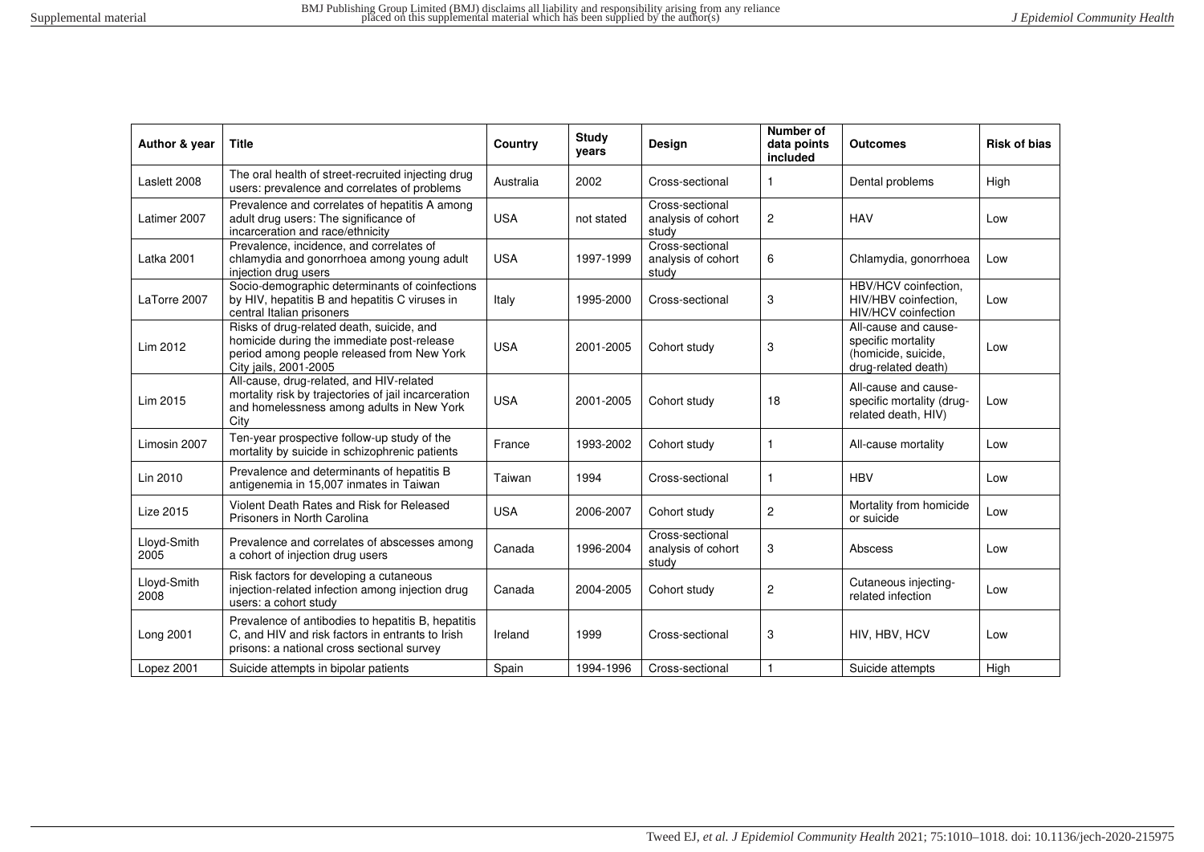| Author & year | Title | Country | Study years | Design | Number of data points included | Outcomes | Risk of bias |
|---|---|---|---|---|---|---|---|
| Laslett 2008 | The oral health of street-recruited injecting drug users: prevalence and correlates of problems | Australia | 2002 | Cross-sectional | 1 | Dental problems | High |
| Latimer 2007 | Prevalence and correlates of hepatitis A among adult drug users: The significance of incarceration and race/ethnicity | USA | not stated | Cross-sectional analysis of cohort study | 2 | HAV | Low |
| Latka 2001 | Prevalence, incidence, and correlates of chlamydia and gonorrhoea among young adult injection drug users | USA | 1997-1999 | Cross-sectional analysis of cohort study | 6 | Chlamydia, gonorrhoea | Low |
| LaTorre 2007 | Socio-demographic determinants of coinfections by HIV, hepatitis B and hepatitis C viruses in central Italian prisoners | Italy | 1995-2000 | Cross-sectional | 3 | HBV/HCV coinfection, HIV/HBV coinfection, HIV/HCV coinfection | Low |
| Lim 2012 | Risks of drug-related death, suicide, and homicide during the immediate post-release period among people released from New York City jails, 2001-2005 | USA | 2001-2005 | Cohort study | 3 | All-cause and cause-specific mortality (homicide, suicide, drug-related death) | Low |
| Lim 2015 | All-cause, drug-related, and HIV-related mortality risk by trajectories of jail incarceration and homelessness among adults in New York City | USA | 2001-2005 | Cohort study | 18 | All-cause and cause-specific mortality (drug-related death, HIV) | Low |
| Limosin 2007 | Ten-year prospective follow-up study of the mortality by suicide in schizophrenic patients | France | 1993-2002 | Cohort study | 1 | All-cause mortality | Low |
| Lin 2010 | Prevalence and determinants of hepatitis B antigenemia in 15,007 inmates in Taiwan | Taiwan | 1994 | Cross-sectional | 1 | HBV | Low |
| Lize 2015 | Violent Death Rates and Risk for Released Prisoners in North Carolina | USA | 2006-2007 | Cohort study | 2 | Mortality from homicide or suicide | Low |
| Lloyd-Smith 2005 | Prevalence and correlates of abscesses among a cohort of injection drug users | Canada | 1996-2004 | Cross-sectional analysis of cohort study | 3 | Abscess | Low |
| Lloyd-Smith 2008 | Risk factors for developing a cutaneous injection-related infection among injection drug users: a cohort study | Canada | 2004-2005 | Cohort study | 2 | Cutaneous injecting-related infection | Low |
| Long 2001 | Prevalence of antibodies to hepatitis B, hepatitis C, and HIV and risk factors in entrants to Irish prisons: a national cross sectional survey | Ireland | 1999 | Cross-sectional | 3 | HIV, HBV, HCV | Low |
| Lopez 2001 | Suicide attempts in bipolar patients | Spain | 1994-1996 | Cross-sectional | 1 | Suicide attempts | High |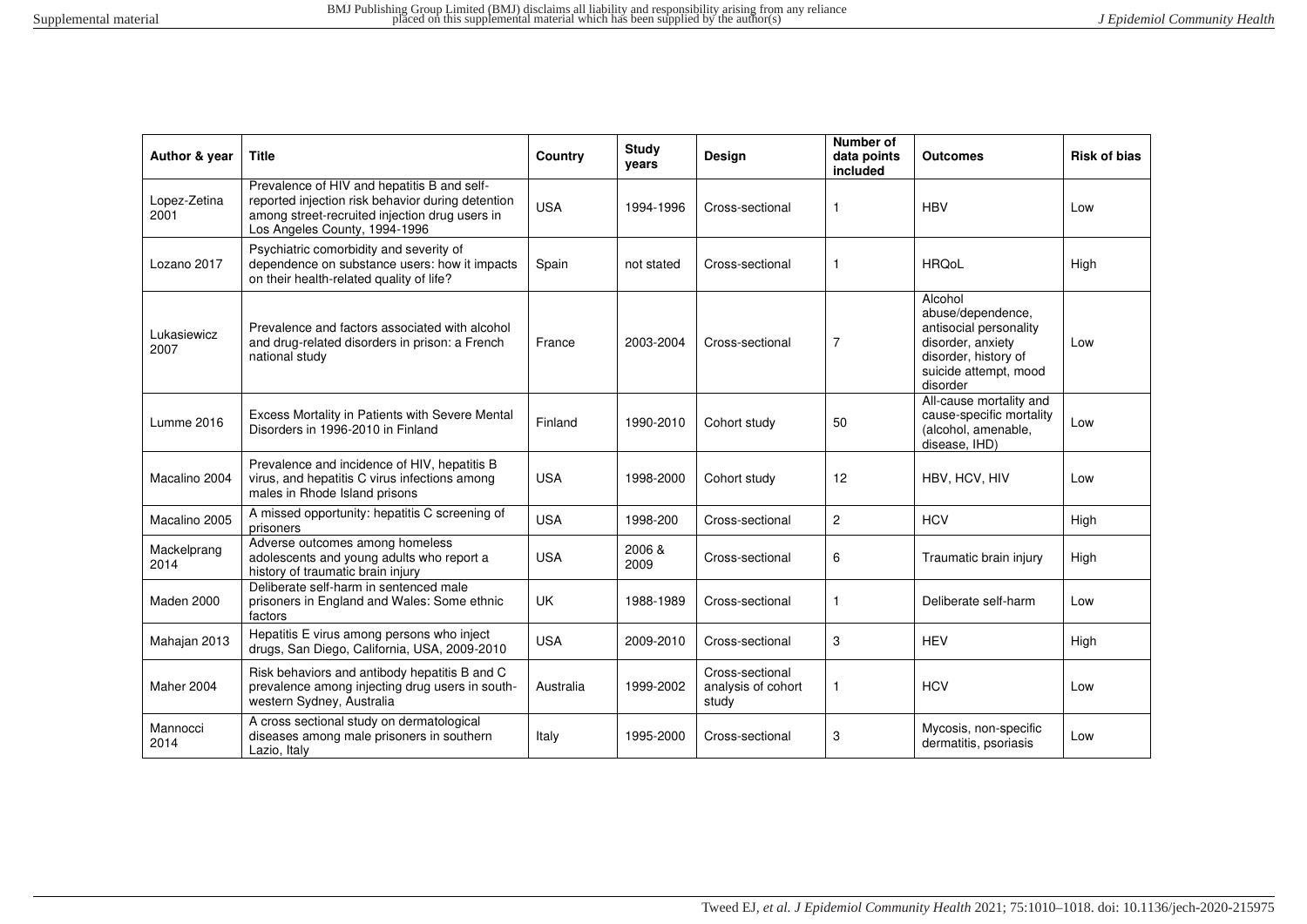| Author & year | Title | Country | Study years | Design | Number of data points included | Outcomes | Risk of bias |
|---|---|---|---|---|---|---|---|
| Lopez-Zetina 2001 | Prevalence of HIV and hepatitis B and self-reported injection risk behavior during detention among street-recruited injection drug users in Los Angeles County, 1994-1996 | USA | 1994-1996 | Cross-sectional | 1 | HBV | Low |
| Lozano 2017 | Psychiatric comorbidity and severity of dependence on substance users: how it impacts on their health-related quality of life? | Spain | not stated | Cross-sectional | 1 | HRQoL | High |
| Lukasiewicz 2007 | Prevalence and factors associated with alcohol and drug-related disorders in prison: a French national study | France | 2003-2004 | Cross-sectional | 7 | Alcohol abuse/dependence, antisocial personality disorder, anxiety disorder, history of suicide attempt, mood disorder | Low |
| Lumme 2016 | Excess Mortality in Patients with Severe Mental Disorders in 1996-2010 in Finland | Finland | 1990-2010 | Cohort study | 50 | All-cause mortality and cause-specific mortality (alcohol, amenable, disease, IHD) | Low |
| Macalino 2004 | Prevalence and incidence of HIV, hepatitis B virus, and hepatitis C virus infections among males in Rhode Island prisons | USA | 1998-2000 | Cohort study | 12 | HBV, HCV, HIV | Low |
| Macalino 2005 | A missed opportunity: hepatitis C screening of prisoners | USA | 1998-200 | Cross-sectional | 2 | HCV | High |
| Mackelprang 2014 | Adverse outcomes among homeless adolescents and young adults who report a history of traumatic brain injury | USA | 2006 & 2009 | Cross-sectional | 6 | Traumatic brain injury | High |
| Maden 2000 | Deliberate self-harm in sentenced male prisoners in England and Wales: Some ethnic factors | UK | 1988-1989 | Cross-sectional | 1 | Deliberate self-harm | Low |
| Mahajan 2013 | Hepatitis E virus among persons who inject drugs, San Diego, California, USA, 2009-2010 | USA | 2009-2010 | Cross-sectional | 3 | HEV | High |
| Maher 2004 | Risk behaviors and antibody hepatitis B and C prevalence among injecting drug users in south-western Sydney, Australia | Australia | 1999-2002 | Cross-sectional analysis of cohort study | 1 | HCV | Low |
| Mannocci 2014 | A cross sectional study on dermatological diseases among male prisoners in southern Lazio, Italy | Italy | 1995-2000 | Cross-sectional | 3 | Mycosis, non-specific dermatitis, psoriasis | Low |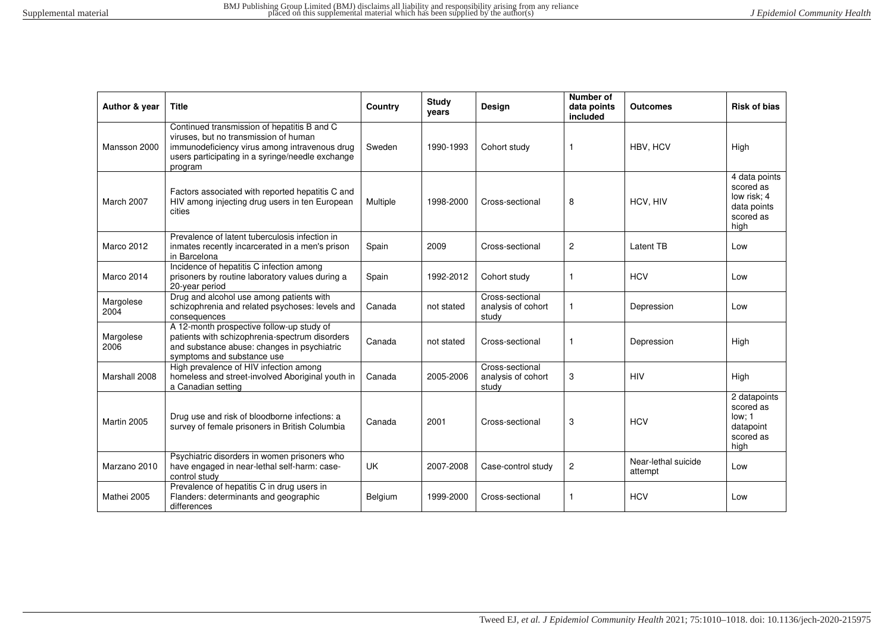| Author & year | Title | Country | Study years | Design | Number of data points included | Outcomes | Risk of bias |
|---|---|---|---|---|---|---|---|
| Mansson 2000 | Continued transmission of hepatitis B and C viruses, but no transmission of human immunodeficiency virus among intravenous drug users participating in a syringe/needle exchange program | Sweden | 1990-1993 | Cohort study | 1 | HBV, HCV | High |
| March 2007 | Factors associated with reported hepatitis C and HIV among injecting drug users in ten European cities | Multiple | 1998-2000 | Cross-sectional | 8 | HCV, HIV | 4 data points scored as low risk; 4 data points scored as high |
| Marco 2012 | Prevalence of latent tuberculosis infection in inmates recently incarcerated in a men's prison in Barcelona | Spain | 2009 | Cross-sectional | 2 | Latent TB | Low |
| Marco 2014 | Incidence of hepatitis C infection among prisoners by routine laboratory values during a 20-year period | Spain | 1992-2012 | Cohort study | 1 | HCV | Low |
| Margolese 2004 | Drug and alcohol use among patients with schizophrenia and related psychoses: levels and consequences | Canada | not stated | Cross-sectional analysis of cohort study | 1 | Depression | Low |
| Margolese 2006 | A 12-month prospective follow-up study of patients with schizophrenia-spectrum disorders and substance abuse: changes in psychiatric symptoms and substance use | Canada | not stated | Cross-sectional | 1 | Depression | High |
| Marshall 2008 | High prevalence of HIV infection among homeless and street-involved Aboriginal youth in a Canadian setting | Canada | 2005-2006 | Cross-sectional analysis of cohort study | 3 | HIV | High |
| Martin 2005 | Drug use and risk of bloodborne infections: a survey of female prisoners in British Columbia | Canada | 2001 | Cross-sectional | 3 | HCV | 2 datapoints scored as low; 1 datapoint scored as high |
| Marzano 2010 | Psychiatric disorders in women prisoners who have engaged in near-lethal self-harm: case-control study | UK | 2007-2008 | Case-control study | 2 | Near-lethal suicide attempt | Low |
| Mathei 2005 | Prevalence of hepatitis C in drug users in Flanders: determinants and geographic differences | Belgium | 1999-2000 | Cross-sectional | 1 | HCV | Low |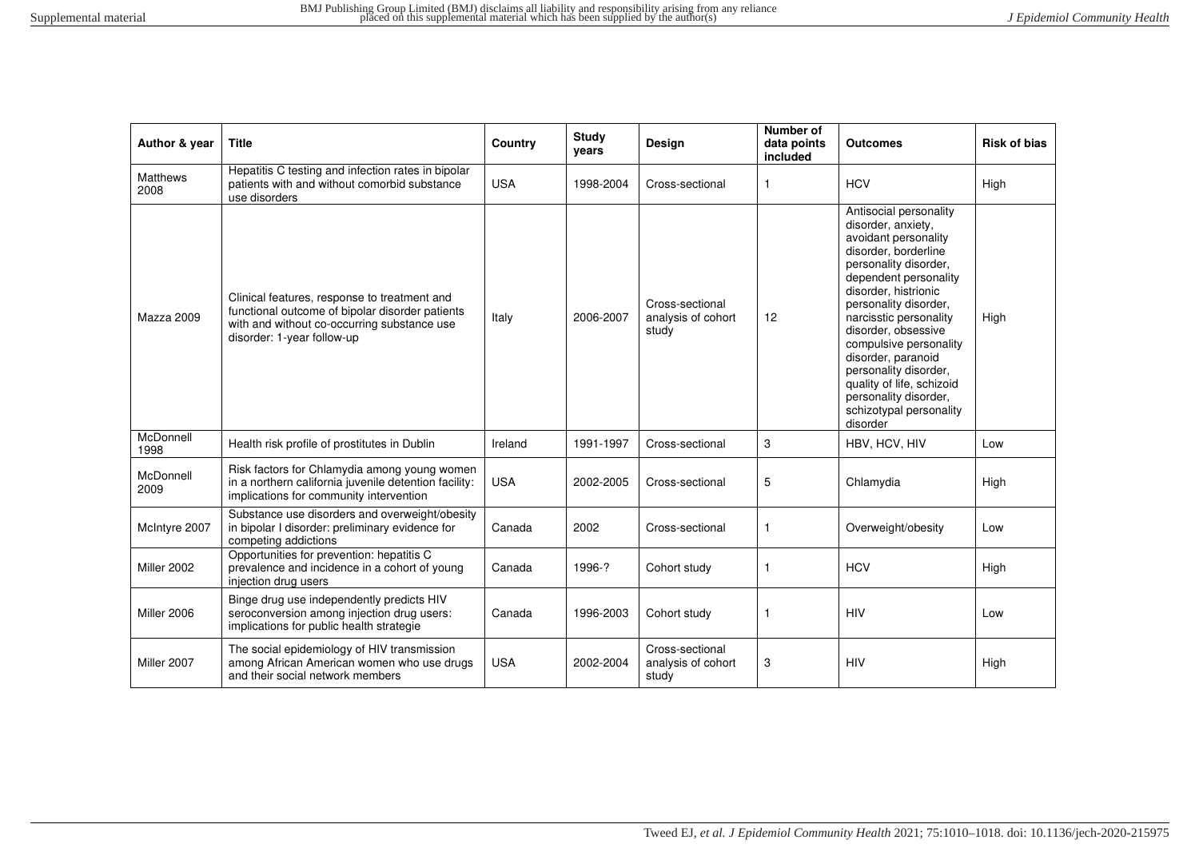| Author & year | Title | Country | Study years | Design | Number of data points included | Outcomes | Risk of bias |
|---|---|---|---|---|---|---|---|
| Matthews 2008 | Hepatitis C testing and infection rates in bipolar patients with and without comorbid substance use disorders | USA | 1998-2004 | Cross-sectional | 1 | HCV | High |
| Mazza 2009 | Clinical features, response to treatment and functional outcome of bipolar disorder patients with and without co-occurring substance use disorder: 1-year follow-up | Italy | 2006-2007 | Cross-sectional analysis of cohort study | 12 | Antisocial personality disorder, anxiety, avoidant personality disorder, borderline personality disorder, dependent personality disorder, histrionic personality disorder, narcisstic personality disorder, obsessive compulsive personality disorder, paranoid personality disorder, quality of life, schizoid personality disorder, schizotypal personality disorder | High |
| McDonnell 1998 | Health risk profile of prostitutes in Dublin | Ireland | 1991-1997 | Cross-sectional | 3 | HBV, HCV, HIV | Low |
| McDonnell 2009 | Risk factors for Chlamydia among young women in a northern california juvenile detention facility: implications for community intervention | USA | 2002-2005 | Cross-sectional | 5 | Chlamydia | High |
| McIntyre 2007 | Substance use disorders and overweight/obesity in bipolar I disorder: preliminary evidence for competing addictions | Canada | 2002 | Cross-sectional | 1 | Overweight/obesity | Low |
| Miller 2002 | Opportunities for prevention: hepatitis C prevalence and incidence in a cohort of young injection drug users | Canada | 1996-? | Cohort study | 1 | HCV | High |
| Miller 2006 | Binge drug use independently predicts HIV seroconversion among injection drug users: implications for public health strategie | Canada | 1996-2003 | Cohort study | 1 | HIV | Low |
| Miller 2007 | The social epidemiology of HIV transmission among African American women who use drugs and their social network members | USA | 2002-2004 | Cross-sectional analysis of cohort study | 3 | HIV | High |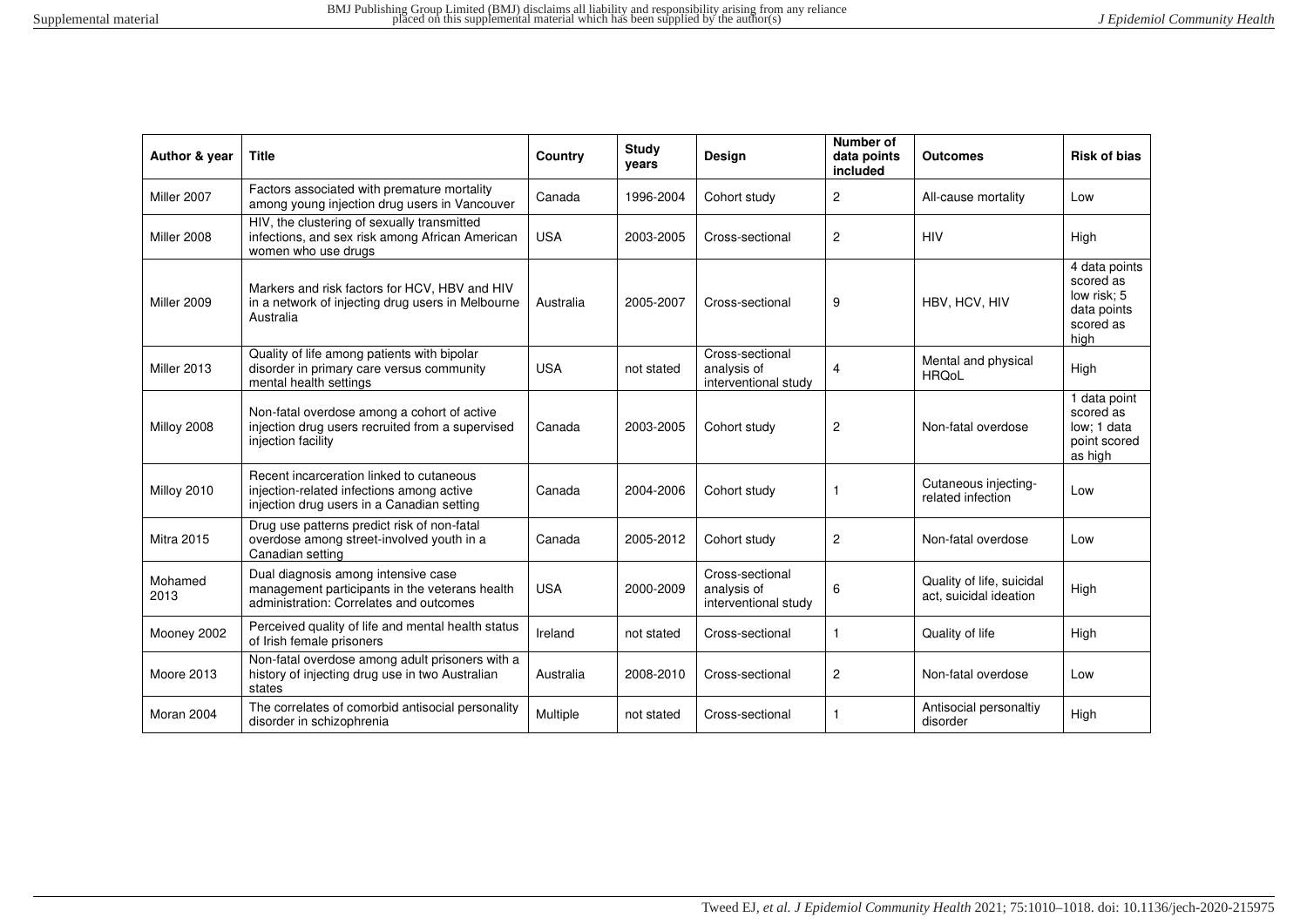| Author & year | Title | Country | Study years | Design | Number of data points included | Outcomes | Risk of bias |
|---|---|---|---|---|---|---|---|
| Miller 2007 | Factors associated with premature mortality among young injection drug users in Vancouver | Canada | 1996-2004 | Cohort study | 2 | All-cause mortality | Low |
| Miller 2008 | HIV, the clustering of sexually transmitted infections, and sex risk among African American women who use drugs | USA | 2003-2005 | Cross-sectional | 2 | HIV | High |
| Miller 2009 | Markers and risk factors for HCV, HBV and HIV in a network of injecting drug users in Melbourne Australia | Australia | 2005-2007 | Cross-sectional | 9 | HBV, HCV, HIV | 4 data points scored as low risk; 5 data points scored as high |
| Miller 2013 | Quality of life among patients with bipolar disorder in primary care versus community mental health settings | USA | not stated | Cross-sectional analysis of interventional study | 4 | Mental and physical HRQoL | High |
| Milloy 2008 | Non-fatal overdose among a cohort of active injection drug users recruited from a supervised injection facility | Canada | 2003-2005 | Cohort study | 2 | Non-fatal overdose | 1 data point scored as low; 1 data point scored as high |
| Milloy 2010 | Recent incarceration linked to cutaneous injection-related infections among active injection drug users in a Canadian setting | Canada | 2004-2006 | Cohort study | 1 | Cutaneous injecting-related infection | Low |
| Mitra 2015 | Drug use patterns predict risk of non-fatal overdose among street-involved youth in a Canadian setting | Canada | 2005-2012 | Cohort study | 2 | Non-fatal overdose | Low |
| Mohamed 2013 | Dual diagnosis among intensive case management participants in the veterans health administration: Correlates and outcomes | USA | 2000-2009 | Cross-sectional analysis of interventional study | 6 | Quality of life, suicidal act, suicidal ideation | High |
| Mooney 2002 | Perceived quality of life and mental health status of Irish female prisoners | Ireland | not stated | Cross-sectional | 1 | Quality of life | High |
| Moore 2013 | Non-fatal overdose among adult prisoners with a history of injecting drug use in two Australian states | Australia | 2008-2010 | Cross-sectional | 2 | Non-fatal overdose | Low |
| Moran 2004 | The correlates of comorbid antisocial personality disorder in schizophrenia | Multiple | not stated | Cross-sectional | 1 | Antisocial personaltiy disorder | High |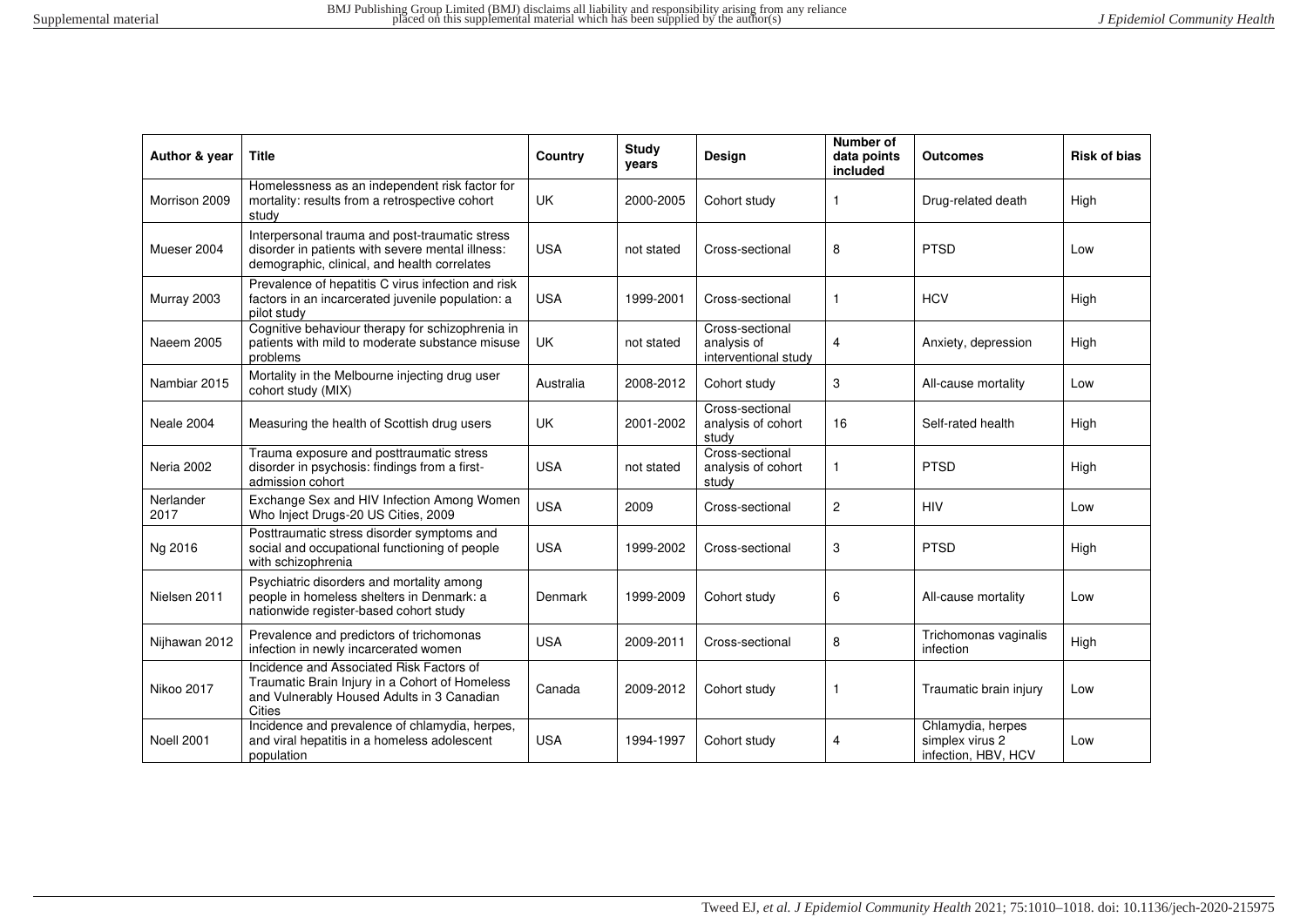| Author & year | Title | Country | Study years | Design | Number of data points included | Outcomes | Risk of bias |
|---|---|---|---|---|---|---|---|
| Morrison 2009 | Homelessness as an independent risk factor for mortality: results from a retrospective cohort study | UK | 2000-2005 | Cohort study | 1 | Drug-related death | High |
| Mueser 2004 | Interpersonal trauma and post-traumatic stress disorder in patients with severe mental illness: demographic, clinical, and health correlates | USA | not stated | Cross-sectional | 8 | PTSD | Low |
| Murray 2003 | Prevalence of hepatitis C virus infection and risk factors in an incarcerated juvenile population: a pilot study | USA | 1999-2001 | Cross-sectional | 1 | HCV | High |
| Naeem 2005 | Cognitive behaviour therapy for schizophrenia in patients with mild to moderate substance misuse problems | UK | not stated | Cross-sectional analysis of interventional study | 4 | Anxiety, depression | High |
| Nambiar 2015 | Mortality in the Melbourne injecting drug user cohort study (MIX) | Australia | 2008-2012 | Cohort study | 3 | All-cause mortality | Low |
| Neale 2004 | Measuring the health of Scottish drug users | UK | 2001-2002 | Cross-sectional analysis of cohort study | 16 | Self-rated health | High |
| Neria 2002 | Trauma exposure and posttraumatic stress disorder in psychosis: findings from a first-admission cohort | USA | not stated | Cross-sectional analysis of cohort study | 1 | PTSD | High |
| Nerlander 2017 | Exchange Sex and HIV Infection Among Women Who Inject Drugs-20 US Cities, 2009 | USA | 2009 | Cross-sectional | 2 | HIV | Low |
| Ng 2016 | Posttraumatic stress disorder symptoms and social and occupational functioning of people with schizophrenia | USA | 1999-2002 | Cross-sectional | 3 | PTSD | High |
| Nielsen 2011 | Psychiatric disorders and mortality among people in homeless shelters in Denmark: a nationwide register-based cohort study | Denmark | 1999-2009 | Cohort study | 6 | All-cause mortality | Low |
| Nijhawan 2012 | Prevalence and predictors of trichomonas infection in newly incarcerated women | USA | 2009-2011 | Cross-sectional | 8 | Trichomonas vaginalis infection | High |
| Nikoo 2017 | Incidence and Associated Risk Factors of Traumatic Brain Injury in a Cohort of Homeless and Vulnerably Housed Adults in 3 Canadian Cities | Canada | 2009-2012 | Cohort study | 1 | Traumatic brain injury | Low |
| Noell 2001 | Incidence and prevalence of chlamydia, herpes, and viral hepatitis in a homeless adolescent population | USA | 1994-1997 | Cohort study | 4 | Chlamydia, herpes simplex virus 2 infection, HBV, HCV | Low |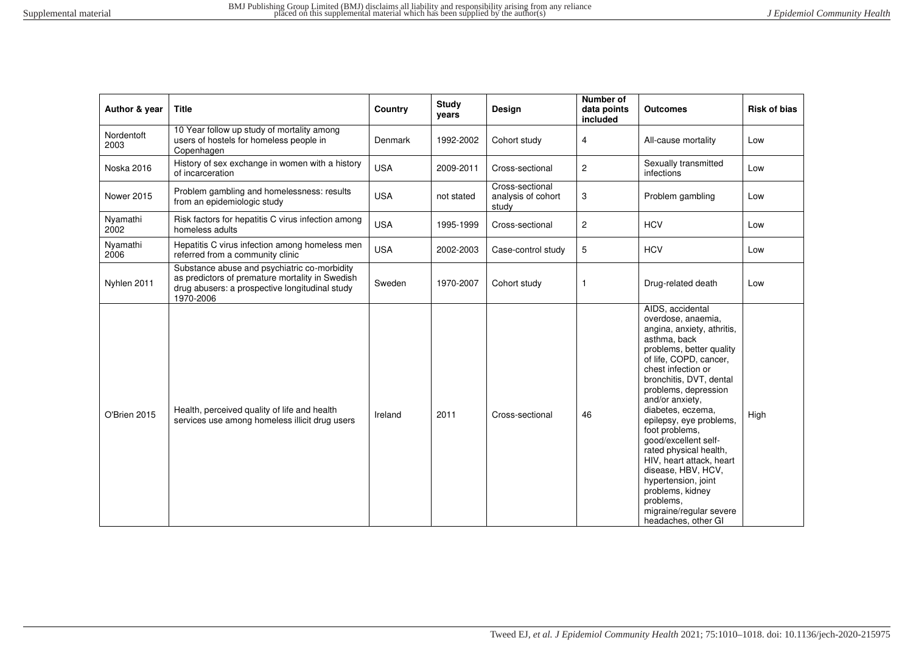| Author & year | Title | Country | Study years | Design | Number of data points included | Outcomes | Risk of bias |
|---|---|---|---|---|---|---|---|
| Nordentoft 2003 | 10 Year follow up study of mortality among users of hostels for homeless people in Copenhagen | Denmark | 1992-2002 | Cohort study | 4 | All-cause mortality | Low |
| Noska 2016 | History of sex exchange in women with a history of incarceration | USA | 2009-2011 | Cross-sectional | 2 | Sexually transmitted infections | Low |
| Nower 2015 | Problem gambling and homelessness: results from an epidemiologic study | USA | not stated | Cross-sectional analysis of cohort study | 3 | Problem gambling | Low |
| Nyamathi 2002 | Risk factors for hepatitis C virus infection among homeless adults | USA | 1995-1999 | Cross-sectional | 2 | HCV | Low |
| Nyamathi 2006 | Hepatitis C virus infection among homeless men referred from a community clinic | USA | 2002-2003 | Case-control study | 5 | HCV | Low |
| Nyhlen 2011 | Substance abuse and psychiatric co-morbidity as predictors of premature mortality in Swedish drug abusers: a prospective longitudinal study 1970-2006 | Sweden | 1970-2007 | Cohort study | 1 | Drug-related death | Low |
| O'Brien 2015 | Health, perceived quality of life and health services use among homeless illicit drug users | Ireland | 2011 | Cross-sectional | 46 | AIDS, accidental overdose, anaemia, angina, anxiety, athritis, asthma, back problems, better quality of life, COPD, cancer, chest infection or bronchitis, DVT, dental problems, depression and/or anxiety, diabetes, eczema, epilepsy, eye problems, foot problems, good/excellent self-rated physical health, HIV, heart attack, heart disease, HBV, HCV, hypertension, joint problems, kidney problems, migraine/regular severe headaches, other GI | High |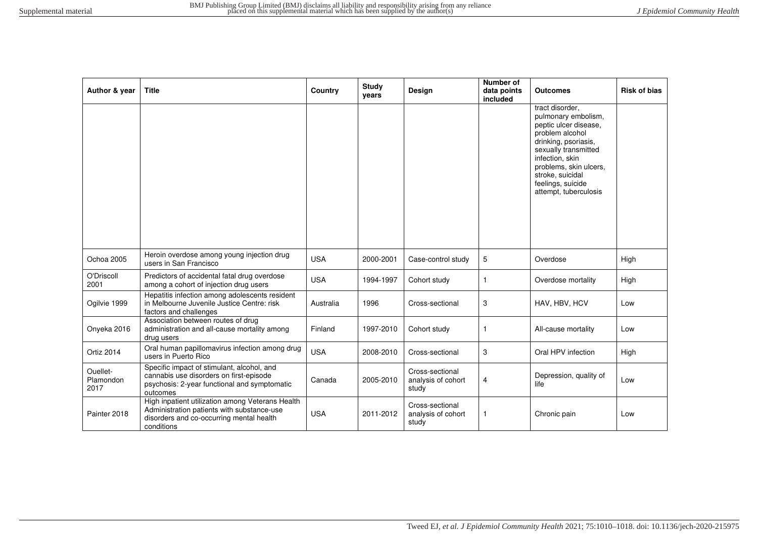| Author & year | Title | Country | Study years | Design | Number of data points included | Outcomes | Risk of bias |
|---|---|---|---|---|---|---|---|
| | | | | | | tract disorder, pulmonary embolism, peptic ulcer disease, problem alcohol drinking, psoriasis, sexually transmitted infection, skin problems, skin ulcers, stroke, suicidal feelings, suicide attempt, tuberculosis | |
| Ochoa 2005 | Heroin overdose among young injection drug users in San Francisco | USA | 2000-2001 | Case-control study | 5 | Overdose | High |
| O'Driscoll 2001 | Predictors of accidental fatal drug overdose among a cohort of injection drug users | USA | 1994-1997 | Cohort study | 1 | Overdose mortality | High |
| Ogilvie 1999 | Hepatitis infection among adolescents resident in Melbourne Juvenile Justice Centre: risk factors and challenges | Australia | 1996 | Cross-sectional | 3 | HAV, HBV, HCV | Low |
| Onyeka 2016 | Association between routes of drug administration and all-cause mortality among drug users | Finland | 1997-2010 | Cohort study | 1 | All-cause mortality | Low |
| Ortiz 2014 | Oral human papillomavirus infection among drug users in Puerto Rico | USA | 2008-2010 | Cross-sectional | 3 | Oral HPV infection | High |
| Ouellet-Plamondon 2017 | Specific impact of stimulant, alcohol, and cannabis use disorders on first-episode psychosis: 2-year functional and symptomatic outcomes | Canada | 2005-2010 | Cross-sectional analysis of cohort study | 4 | Depression, quality of life | Low |
| Painter 2018 | High inpatient utilization among Veterans Health Administration patients with substance-use disorders and co-occurring mental health conditions | USA | 2011-2012 | Cross-sectional analysis of cohort study | 1 | Chronic pain | Low |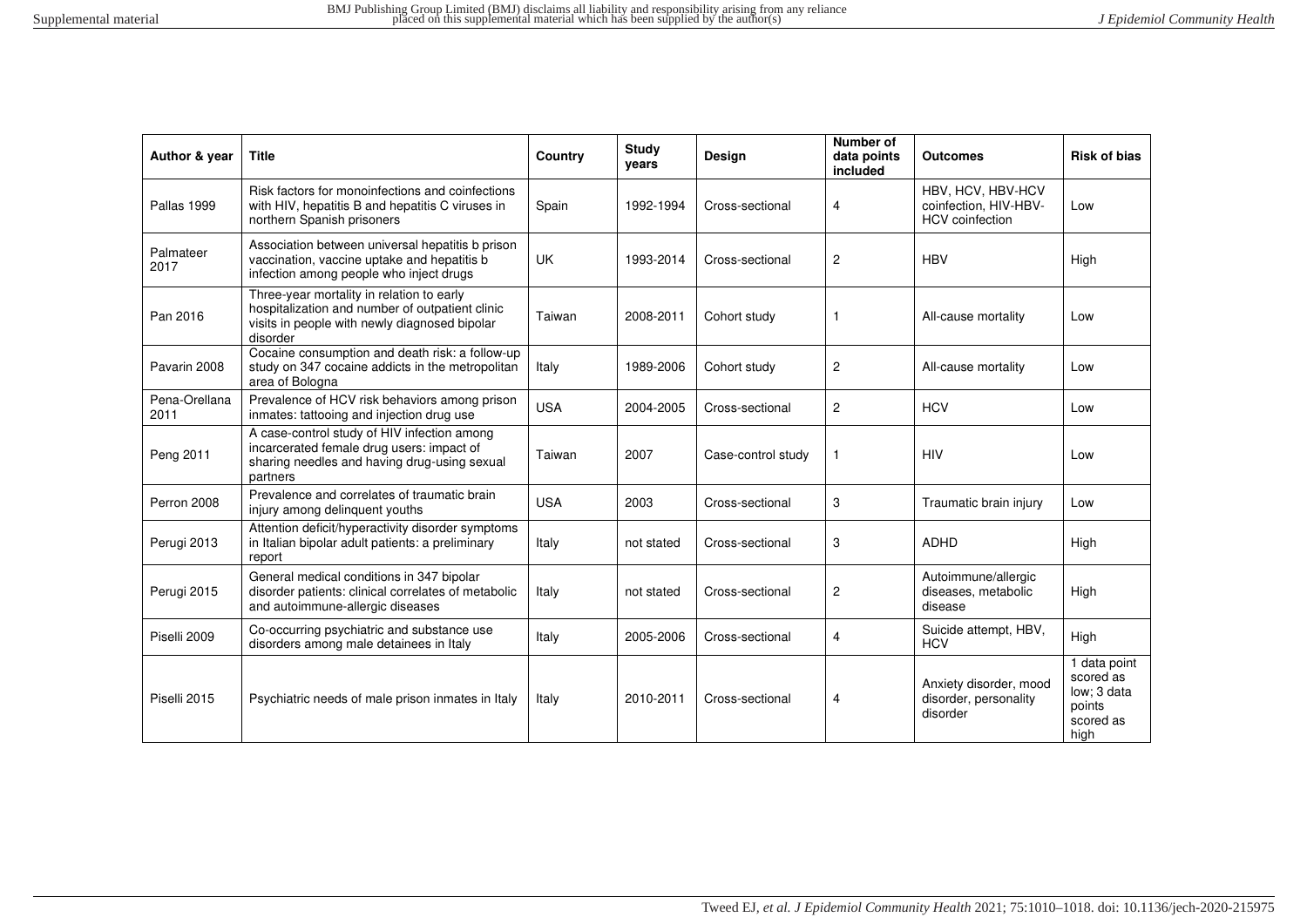| Author & year | Title | Country | Study years | Design | Number of data points included | Outcomes | Risk of bias |
|---|---|---|---|---|---|---|---|
| Pallas 1999 | Risk factors for monoinfections and coinfections with HIV, hepatitis B and hepatitis C viruses in northern Spanish prisoners | Spain | 1992-1994 | Cross-sectional | 4 | HBV, HCV, HBV-HCV coinfection, HIV-HBV-HCV coinfection | Low |
| Palmateer 2017 | Association between universal hepatitis b prison vaccination, vaccine uptake and hepatitis b infection among people who inject drugs | UK | 1993-2014 | Cross-sectional | 2 | HBV | High |
| Pan 2016 | Three-year mortality in relation to early hospitalization and number of outpatient clinic visits in people with newly diagnosed bipolar disorder | Taiwan | 2008-2011 | Cohort study | 1 | All-cause mortality | Low |
| Pavarin 2008 | Cocaine consumption and death risk: a follow-up study on 347 cocaine addicts in the metropolitan area of Bologna | Italy | 1989-2006 | Cohort study | 2 | All-cause mortality | Low |
| Pena-Orellana 2011 | Prevalence of HCV risk behaviors among prison inmates: tattooing and injection drug use | USA | 2004-2005 | Cross-sectional | 2 | HCV | Low |
| Peng 2011 | A case-control study of HIV infection among incarcerated female drug users: impact of sharing needles and having drug-using sexual partners | Taiwan | 2007 | Case-control study | 1 | HIV | Low |
| Perron 2008 | Prevalence and correlates of traumatic brain injury among delinquent youths | USA | 2003 | Cross-sectional | 3 | Traumatic brain injury | Low |
| Perugi 2013 | Attention deficit/hyperactivity disorder symptoms in Italian bipolar adult patients: a preliminary report | Italy | not stated | Cross-sectional | 3 | ADHD | High |
| Perugi 2015 | General medical conditions in 347 bipolar disorder patients: clinical correlates of metabolic and autoimmune-allergic diseases | Italy | not stated | Cross-sectional | 2 | Autoimmune/allergic diseases, metabolic disease | High |
| Piselli 2009 | Co-occurring psychiatric and substance use disorders among male detainees in Italy | Italy | 2005-2006 | Cross-sectional | 4 | Suicide attempt, HBV, HCV | High |
| Piselli 2015 | Psychiatric needs of male prison inmates in Italy | Italy | 2010-2011 | Cross-sectional | 4 | Anxiety disorder, mood disorder, personality disorder | 1 data point scored as low; 3 data points scored as high |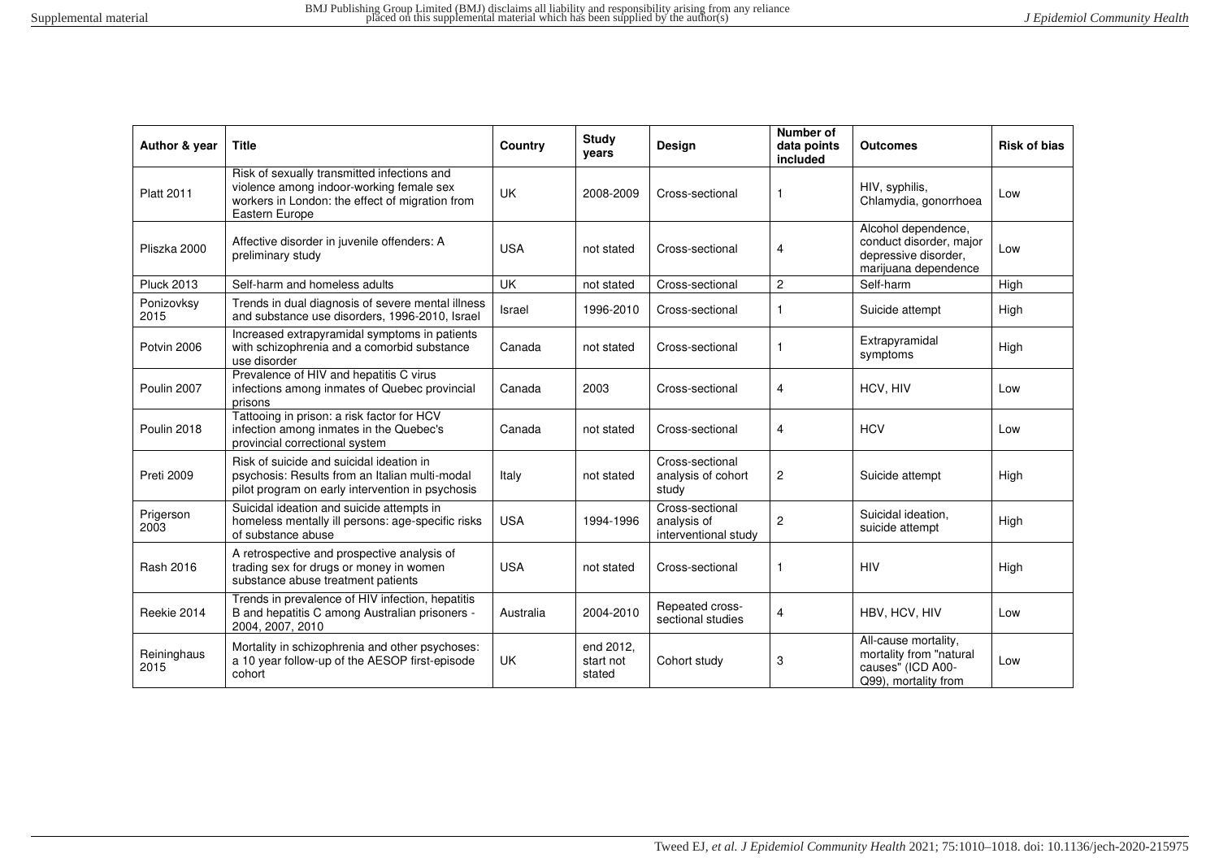| Author & year | Title | Country | Study years | Design | Number of data points included | Outcomes | Risk of bias |
|---|---|---|---|---|---|---|---|
| Platt 2011 | Risk of sexually transmitted infections and violence among indoor-working female sex workers in London: the effect of migration from Eastern Europe | UK | 2008-2009 | Cross-sectional | 1 | HIV, syphilis, Chlamydia, gonorrhoea | Low |
| Pliszka 2000 | Affective disorder in juvenile offenders: A preliminary study | USA | not stated | Cross-sectional | 4 | Alcohol dependence, conduct disorder, major depressive disorder, marijuana dependence | Low |
| Pluck 2013 | Self-harm and homeless adults | UK | not stated | Cross-sectional | 2 | Self-harm | High |
| Ponizovksy 2015 | Trends in dual diagnosis of severe mental illness and substance use disorders, 1996-2010, Israel | Israel | 1996-2010 | Cross-sectional | 1 | Suicide attempt | High |
| Potvin 2006 | Increased extrapyramidal symptoms in patients with schizophrenia and a comorbid substance use disorder | Canada | not stated | Cross-sectional | 1 | Extrapyramidal symptoms | High |
| Poulin 2007 | Prevalence of HIV and hepatitis C virus infections among inmates of Quebec provincial prisons | Canada | 2003 | Cross-sectional | 4 | HCV, HIV | Low |
| Poulin 2018 | Tattooing in prison: a risk factor for HCV infection among inmates in the Quebec's provincial correctional system | Canada | not stated | Cross-sectional | 4 | HCV | Low |
| Preti 2009 | Risk of suicide and suicidal ideation in psychosis: Results from an Italian multi-modal pilot program on early intervention in psychosis | Italy | not stated | Cross-sectional analysis of cohort study | 2 | Suicide attempt | High |
| Prigerson 2003 | Suicidal ideation and suicide attempts in homeless mentally ill persons: age-specific risks of substance abuse | USA | 1994-1996 | Cross-sectional analysis of interventional study | 2 | Suicidal ideation, suicide attempt | High |
| Rash 2016 | A retrospective and prospective analysis of trading sex for drugs or money in women substance abuse treatment patients | USA | not stated | Cross-sectional | 1 | HIV | High |
| Reekie 2014 | Trends in prevalence of HIV infection, hepatitis B and hepatitis C among Australian prisoners - 2004, 2007, 2010 | Australia | 2004-2010 | Repeated cross-sectional studies | 4 | HBV, HCV, HIV | Low |
| Reininghaus 2015 | Mortality in schizophrenia and other psychoses: a 10 year follow-up of the AESOP first-episode cohort | UK | end 2012, start not stated | Cohort study | 3 | All-cause mortality, mortality from "natural causes" (ICD A00-Q99), mortality from | Low |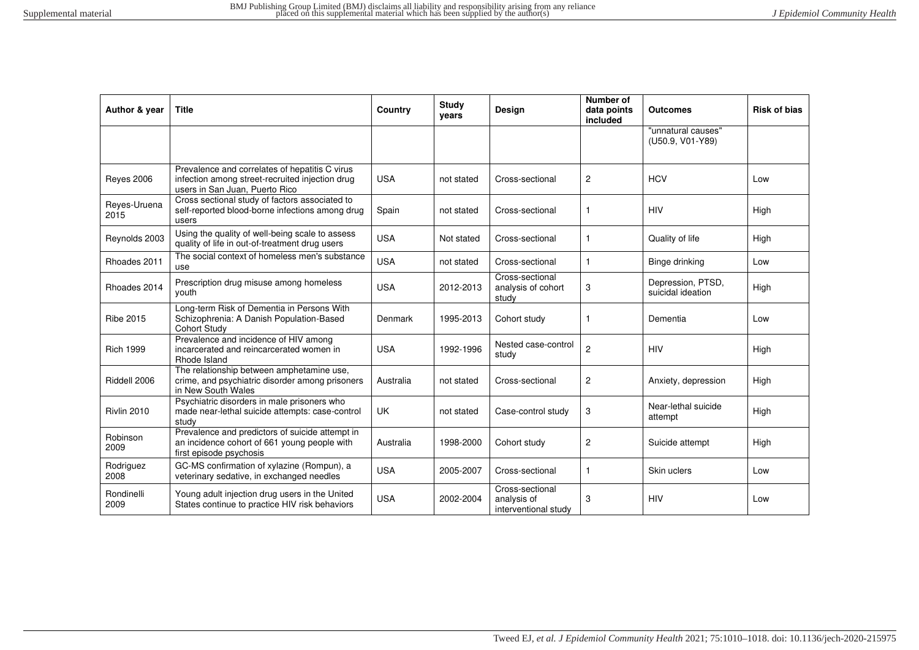| Author & year | Title | Country | Study years | Design | Number of data points included | Outcomes | Risk of bias |
|---|---|---|---|---|---|---|---|
| | | | | | | "unnatural causes" (U50.9, V01-Y89) | |
| Reyes 2006 | Prevalence and correlates of hepatitis C virus infection among street-recruited injection drug users in San Juan, Puerto Rico | USA | not stated | Cross-sectional | 2 | HCV | Low |
| Reyes-Uruena 2015 | Cross sectional study of factors associated to self-reported blood-borne infections among drug users | Spain | not stated | Cross-sectional | 1 | HIV | High |
| Reynolds 2003 | Using the quality of well-being scale to assess quality of life in out-of-treatment drug users | USA | Not stated | Cross-sectional | 1 | Quality of life | High |
| Rhoades 2011 | The social context of homeless men's substance use | USA | not stated | Cross-sectional | 1 | Binge drinking | Low |
| Rhoades 2014 | Prescription drug misuse among homeless youth | USA | 2012-2013 | Cross-sectional analysis of cohort study | 3 | Depression, PTSD, suicidal ideation | High |
| Ribe 2015 | Long-term Risk of Dementia in Persons With Schizophrenia: A Danish Population-Based Cohort Study | Denmark | 1995-2013 | Cohort study | 1 | Dementia | Low |
| Rich 1999 | Prevalence and incidence of HIV among incarcerated and reincarcerated women in Rhode Island | USA | 1992-1996 | Nested case-control study | 2 | HIV | High |
| Riddell 2006 | The relationship between amphetamine use, crime, and psychiatric disorder among prisoners in New South Wales | Australia | not stated | Cross-sectional | 2 | Anxiety, depression | High |
| Rivlin 2010 | Psychiatric disorders in male prisoners who made near-lethal suicide attempts: case-control study | UK | not stated | Case-control study | 3 | Near-lethal suicide attempt | High |
| Robinson 2009 | Prevalence and predictors of suicide attempt in an incidence cohort of 661 young people with first episode psychosis | Australia | 1998-2000 | Cohort study | 2 | Suicide attempt | High |
| Rodriguez 2008 | GC-MS confirmation of xylazine (Rompun), a veterinary sedative, in exchanged needles | USA | 2005-2007 | Cross-sectional | 1 | Skin uclers | Low |
| Rondinelli 2009 | Young adult injection drug users in the United States continue to practice HIV risk behaviors | USA | 2002-2004 | Cross-sectional analysis of interventional study | 3 | HIV | Low |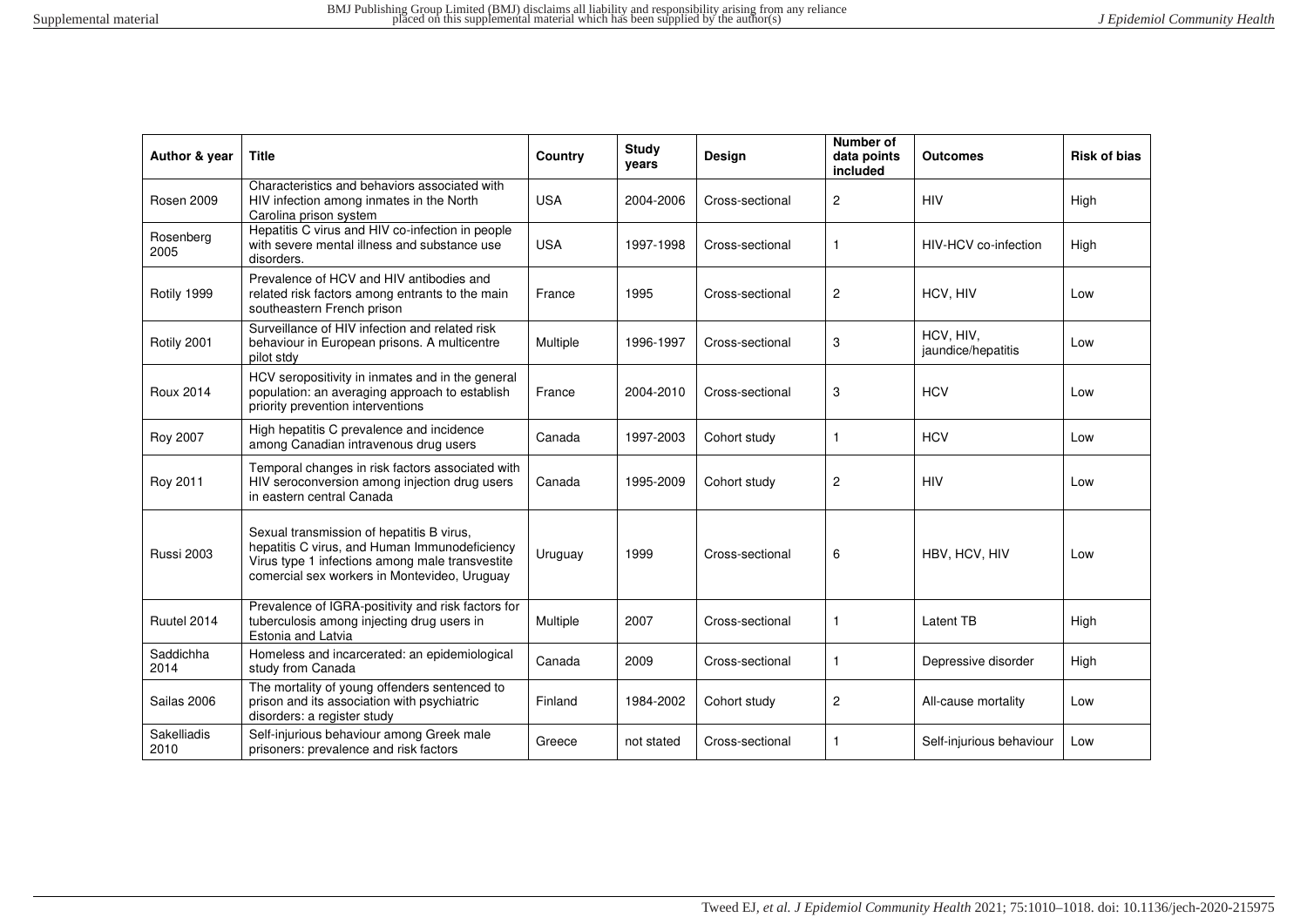| Author & year | Title | Country | Study years | Design | Number of data points included | Outcomes | Risk of bias |
|---|---|---|---|---|---|---|---|
| Rosen 2009 | Characteristics and behaviors associated with HIV infection among inmates in the North Carolina prison system | USA | 2004-2006 | Cross-sectional | 2 | HIV | High |
| Rosenberg 2005 | Hepatitis C virus and HIV co-infection in people with severe mental illness and substance use disorders. | USA | 1997-1998 | Cross-sectional | 1 | HIV-HCV co-infection | High |
| Rotily 1999 | Prevalence of HCV and HIV antibodies and related risk factors among entrants to the main southeastern French prison | France | 1995 | Cross-sectional | 2 | HCV, HIV | Low |
| Rotily 2001 | Surveillance of HIV infection and related risk behaviour in European prisons. A multicentre pilot stdy | Multiple | 1996-1997 | Cross-sectional | 3 | HCV, HIV, jaundice/hepatitis | Low |
| Roux 2014 | HCV seropositivity in inmates and in the general population: an averaging approach to establish priority prevention interventions | France | 2004-2010 | Cross-sectional | 3 | HCV | Low |
| Roy 2007 | High hepatitis C prevalence and incidence among Canadian intravenous drug users | Canada | 1997-2003 | Cohort study | 1 | HCV | Low |
| Roy 2011 | Temporal changes in risk factors associated with HIV seroconversion among injection drug users in eastern central Canada | Canada | 1995-2009 | Cohort study | 2 | HIV | Low |
| Russi 2003 | Sexual transmission of hepatitis B virus, hepatitis C virus, and Human Immunodeficiency Virus type 1 infections among male transvestite comercial sex workers in Montevideo, Uruguay | Uruguay | 1999 | Cross-sectional | 6 | HBV, HCV, HIV | Low |
| Ruutel 2014 | Prevalence of IGRA-positivity and risk factors for tuberculosis among injecting drug users in Estonia and Latvia | Multiple | 2007 | Cross-sectional | 1 | Latent TB | High |
| Saddichha 2014 | Homeless and incarcerated: an epidemiological study from Canada | Canada | 2009 | Cross-sectional | 1 | Depressive disorder | High |
| Sailas 2006 | The mortality of young offenders sentenced to prison and its association with psychiatric disorders: a register study | Finland | 1984-2002 | Cohort study | 2 | All-cause mortality | Low |
| Sakelliadis 2010 | Self-injurious behaviour among Greek male prisoners: prevalence and risk factors | Greece | not stated | Cross-sectional | 1 | Self-injurious behaviour | Low |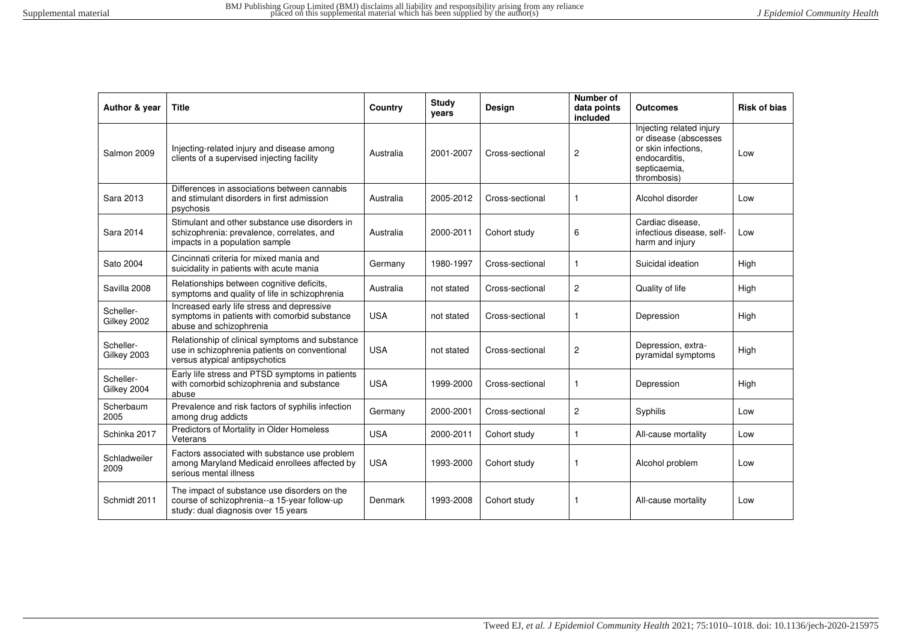| Author & year | Title | Country | Study years | Design | Number of data points included | Outcomes | Risk of bias |
|---|---|---|---|---|---|---|---|
| Salmon 2009 | Injecting-related injury and disease among clients of a supervised injecting facility | Australia | 2001-2007 | Cross-sectional | 2 | Injecting related injury or disease (abscesses or skin infections, endocarditis, septicaemia, thrombosis) | Low |
| Sara 2013 | Differences in associations between cannabis and stimulant disorders in first admission psychosis | Australia | 2005-2012 | Cross-sectional | 1 | Alcohol disorder | Low |
| Sara 2014 | Stimulant and other substance use disorders in schizophrenia: prevalence, correlates, and impacts in a population sample | Australia | 2000-2011 | Cohort study | 6 | Cardiac disease, infectious disease, self-harm and injury | Low |
| Sato 2004 | Cincinnati criteria for mixed mania and suicidality in patients with acute mania | Germany | 1980-1997 | Cross-sectional | 1 | Suicidal ideation | High |
| Savilla 2008 | Relationships between cognitive deficits, symptoms and quality of life in schizophrenia | Australia | not stated | Cross-sectional | 2 | Quality of life | High |
| Scheller-Gilkey 2002 | Increased early life stress and depressive symptoms in patients with comorbid substance abuse and schizophrenia | USA | not stated | Cross-sectional | 1 | Depression | High |
| Scheller-Gilkey 2003 | Relationship of clinical symptoms and substance use in schizophrenia patients on conventional versus atypical antipsychotics | USA | not stated | Cross-sectional | 2 | Depression, extra-pyramidal symptoms | High |
| Scheller-Gilkey 2004 | Early life stress and PTSD symptoms in patients with comorbid schizophrenia and substance abuse | USA | 1999-2000 | Cross-sectional | 1 | Depression | High |
| Scherbaum 2005 | Prevalence and risk factors of syphilis infection among drug addicts | Germany | 2000-2001 | Cross-sectional | 2 | Syphilis | Low |
| Schinka 2017 | Predictors of Mortality in Older Homeless Veterans | USA | 2000-2011 | Cohort study | 1 | All-cause mortality | Low |
| Schladweiler 2009 | Factors associated with substance use problem among Maryland Medicaid enrollees affected by serious mental illness | USA | 1993-2000 | Cohort study | 1 | Alcohol problem | Low |
| Schmidt 2011 | The impact of substance use disorders on the course of schizophrenia--a 15-year follow-up study: dual diagnosis over 15 years | Denmark | 1993-2008 | Cohort study | 1 | All-cause mortality | Low |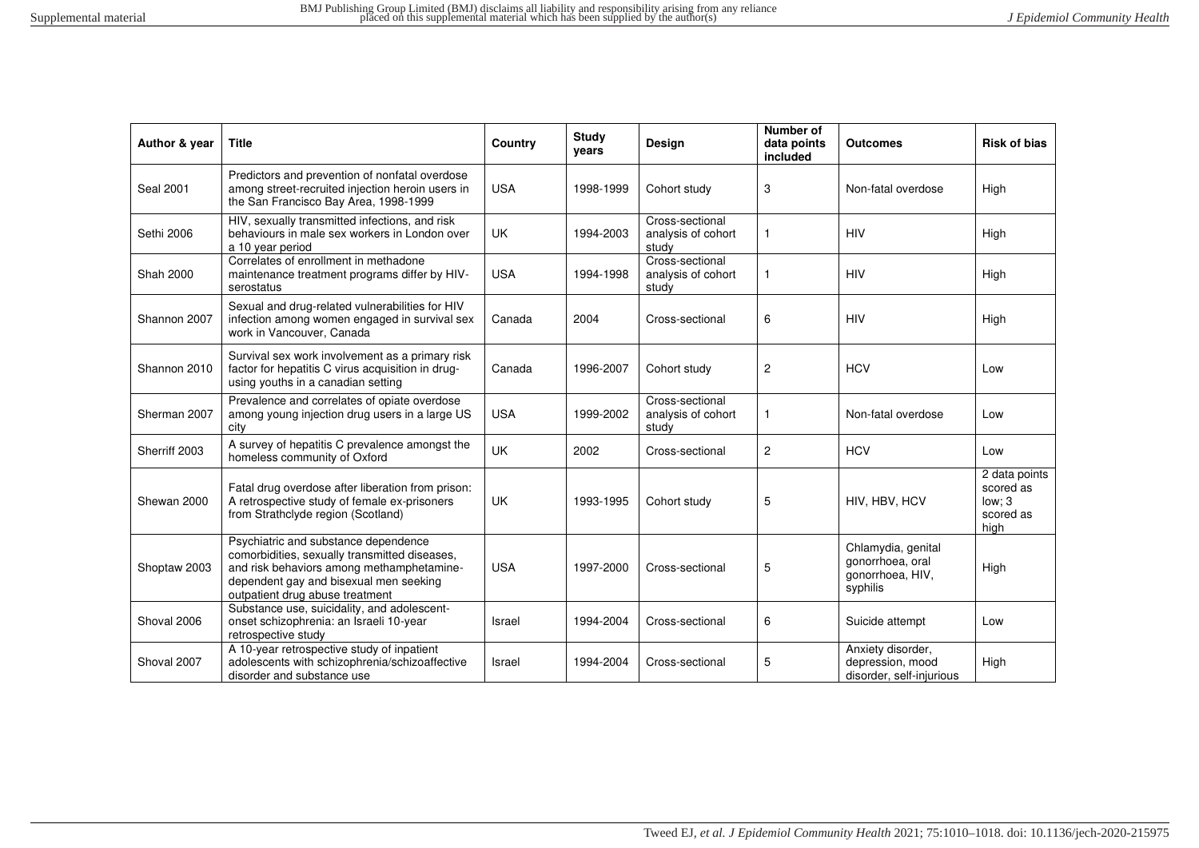| Author & year | Title | Country | Study years | Design | Number of data points included | Outcomes | Risk of bias |
|---|---|---|---|---|---|---|---|
| Seal 2001 | Predictors and prevention of nonfatal overdose among street-recruited injection heroin users in the San Francisco Bay Area, 1998-1999 | USA | 1998-1999 | Cohort study | 3 | Non-fatal overdose | High |
| Sethi 2006 | HIV, sexually transmitted infections, and risk behaviours in male sex workers in London over a 10 year period | UK | 1994-2003 | Cross-sectional analysis of cohort study | 1 | HIV | High |
| Shah 2000 | Correlates of enrollment in methadone maintenance treatment programs differ by HIV-serostatus | USA | 1994-1998 | Cross-sectional analysis of cohort study | 1 | HIV | High |
| Shannon 2007 | Sexual and drug-related vulnerabilities for HIV infection among women engaged in survival sex work in Vancouver, Canada | Canada | 2004 | Cross-sectional | 6 | HIV | High |
| Shannon 2010 | Survival sex work involvement as a primary risk factor for hepatitis C virus acquisition in drug-using youths in a canadian setting | Canada | 1996-2007 | Cohort study | 2 | HCV | Low |
| Sherman 2007 | Prevalence and correlates of opiate overdose among young injection drug users in a large US city | USA | 1999-2002 | Cross-sectional analysis of cohort study | 1 | Non-fatal overdose | Low |
| Sherriff 2003 | A survey of hepatitis C prevalence amongst the homeless community of Oxford | UK | 2002 | Cross-sectional | 2 | HCV | Low |
| Shewan 2000 | Fatal drug overdose after liberation from prison: A retrospective study of female ex-prisoners from Strathclyde region (Scotland) | UK | 1993-1995 | Cohort study | 5 | HIV, HBV, HCV | 2 data points scored as low; 3 scored as high |
| Shoptaw 2003 | Psychiatric and substance dependence comorbidities, sexually transmitted diseases, and risk behaviors among methamphetamine-dependent gay and bisexual men seeking outpatient drug abuse treatment | USA | 1997-2000 | Cross-sectional | 5 | Chlamydia, genital gonorrhoea, oral gonorrhoea, HIV, syphilis | High |
| Shoval 2006 | Substance use, suicidality, and adolescent-onset schizophrenia: an Israeli 10-year retrospective study | Israel | 1994-2004 | Cross-sectional | 6 | Suicide attempt | Low |
| Shoval 2007 | A 10-year retrospective study of inpatient adolescents with schizophrenia/schizoaffective disorder and substance use | Israel | 1994-2004 | Cross-sectional | 5 | Anxiety disorder, depression, mood disorder, self-injurious | High |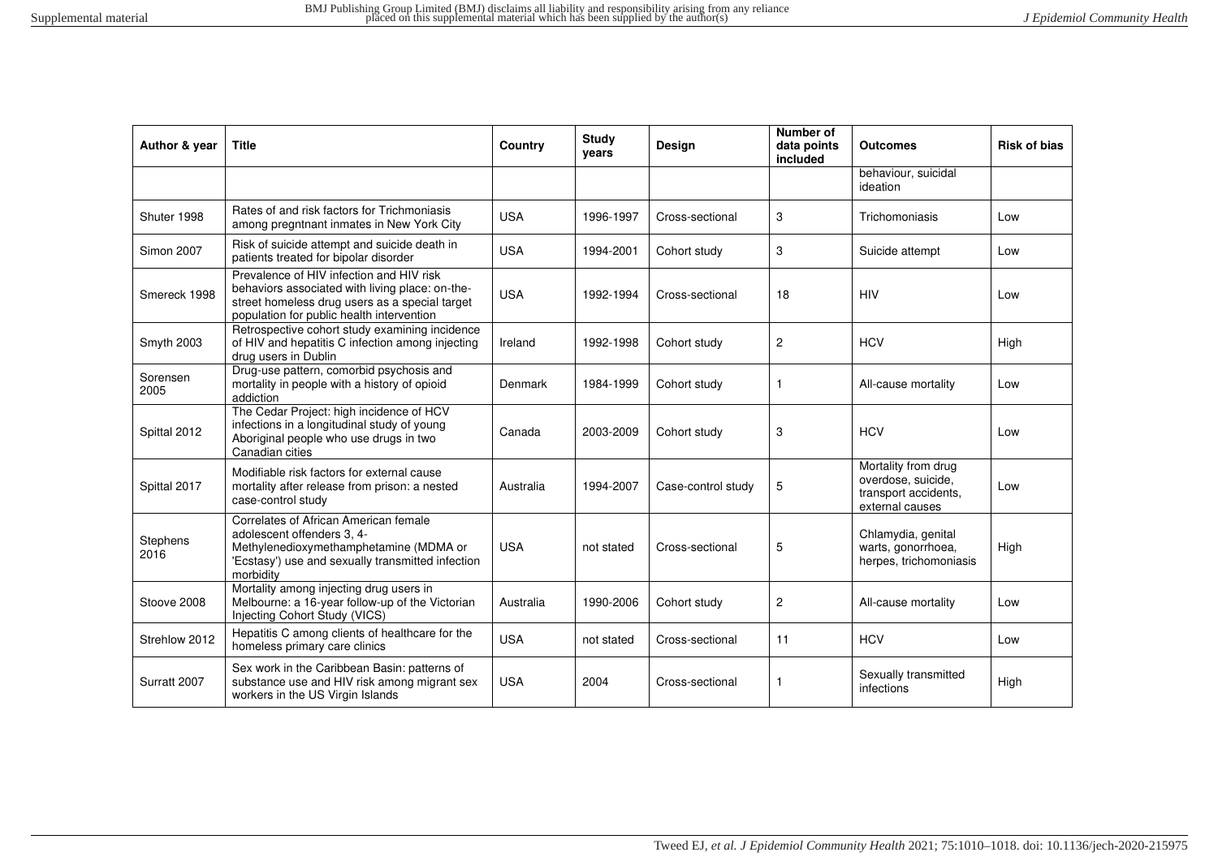| Author & year | Title | Country | Study years | Design | Number of data points included | Outcomes | Risk of bias |
|---|---|---|---|---|---|---|---|
| | | | | | | behaviour, suicidal ideation | |
| Shuter 1998 | Rates of and risk factors for Trichmoniasis among pregntnant inmates in New York City | USA | 1996-1997 | Cross-sectional | 3 | Trichomoniasis | Low |
| Simon 2007 | Risk of suicide attempt and suicide death in patients treated for bipolar disorder | USA | 1994-2001 | Cohort study | 3 | Suicide attempt | Low |
| Smereck 1998 | Prevalence of HIV infection and HIV risk behaviors associated with living place: on-the-street homeless drug users as a special target population for public health intervention | USA | 1992-1994 | Cross-sectional | 18 | HIV | Low |
| Smyth 2003 | Retrospective cohort study examining incidence of HIV and hepatitis C infection among injecting drug users in Dublin | Ireland | 1992-1998 | Cohort study | 2 | HCV | High |
| Sorensen 2005 | Drug-use pattern, comorbid psychosis and mortality in people with a history of opioid addiction | Denmark | 1984-1999 | Cohort study | 1 | All-cause mortality | Low |
| Spittal 2012 | The Cedar Project: high incidence of HCV infections in a longitudinal study of young Aboriginal people who use drugs in two Canadian cities | Canada | 2003-2009 | Cohort study | 3 | HCV | Low |
| Spittal 2017 | Modifiable risk factors for external cause mortality after release from prison: a nested case-control study | Australia | 1994-2007 | Case-control study | 5 | Mortality from drug overdose, suicide, transport accidents, external causes | Low |
| Stephens 2016 | Correlates of African American female adolescent offenders 3, 4-Methylenedioxymethamphetamine (MDMA or 'Ecstasy') use and sexually transmitted infection morbidity | USA | not stated | Cross-sectional | 5 | Chlamydia, genital warts, gonorrhoea, herpes, trichomoniasis | High |
| Stoove 2008 | Mortality among injecting drug users in Melbourne: a 16-year follow-up of the Victorian Injecting Cohort Study (VICS) | Australia | 1990-2006 | Cohort study | 2 | All-cause mortality | Low |
| Strehlow 2012 | Hepatitis C among clients of healthcare for the homeless primary care clinics | USA | not stated | Cross-sectional | 11 | HCV | Low |
| Surratt 2007 | Sex work in the Caribbean Basin: patterns of substance use and HIV risk among migrant sex workers in the US Virgin Islands | USA | 2004 | Cross-sectional | 1 | Sexually transmitted infections | High |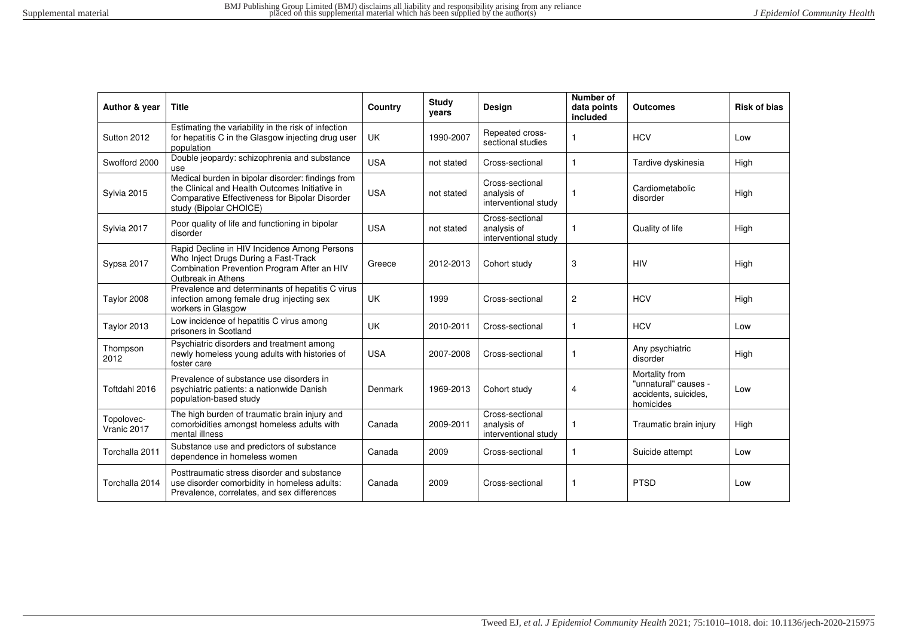| Author & year | Title | Country | Study years | Design | Number of data points included | Outcomes | Risk of bias |
|---|---|---|---|---|---|---|---|
| Sutton 2012 | Estimating the variability in the risk of infection for hepatitis C in the Glasgow injecting drug user population | UK | 1990-2007 | Repeated cross-sectional studies | 1 | HCV | Low |
| Swofford 2000 | Double jeopardy: schizophrenia and substance use | USA | not stated | Cross-sectional | 1 | Tardive dyskinesia | High |
| Sylvia 2015 | Medical burden in bipolar disorder: findings from the Clinical and Health Outcomes Initiative in Comparative Effectiveness for Bipolar Disorder study (Bipolar CHOICE) | USA | not stated | Cross-sectional analysis of interventional study | 1 | Cardiometabolic disorder | High |
| Sylvia 2017 | Poor quality of life and functioning in bipolar disorder | USA | not stated | Cross-sectional analysis of interventional study | 1 | Quality of life | High |
| Sypsa 2017 | Rapid Decline in HIV Incidence Among Persons Who Inject Drugs During a Fast-Track Combination Prevention Program After an HIV Outbreak in Athens | Greece | 2012-2013 | Cohort study | 3 | HIV | High |
| Taylor 2008 | Prevalence and determinants of hepatitis C virus infection among female drug injecting sex workers in Glasgow | UK | 1999 | Cross-sectional | 2 | HCV | High |
| Taylor 2013 | Low incidence of hepatitis C virus among prisoners in Scotland | UK | 2010-2011 | Cross-sectional | 1 | HCV | Low |
| Thompson 2012 | Psychiatric disorders and treatment among newly homeless young adults with histories of foster care | USA | 2007-2008 | Cross-sectional | 1 | Any psychiatric disorder | High |
| Toftdahl 2016 | Prevalence of substance use disorders in psychiatric patients: a nationwide Danish population-based study | Denmark | 1969-2013 | Cohort study | 4 | Mortality from "unnatural" causes - accidents, suicides, homicides | Low |
| Topolovec-Vranic 2017 | The high burden of traumatic brain injury and comorbidities amongst homeless adults with mental illness | Canada | 2009-2011 | Cross-sectional analysis of interventional study | 1 | Traumatic brain injury | High |
| Torchalla 2011 | Substance use and predictors of substance dependence in homeless women | Canada | 2009 | Cross-sectional | 1 | Suicide attempt | Low |
| Torchalla 2014 | Posttraumatic stress disorder and substance use disorder comorbidity in homeless adults: Prevalence, correlates, and sex differences | Canada | 2009 | Cross-sectional | 1 | PTSD | Low |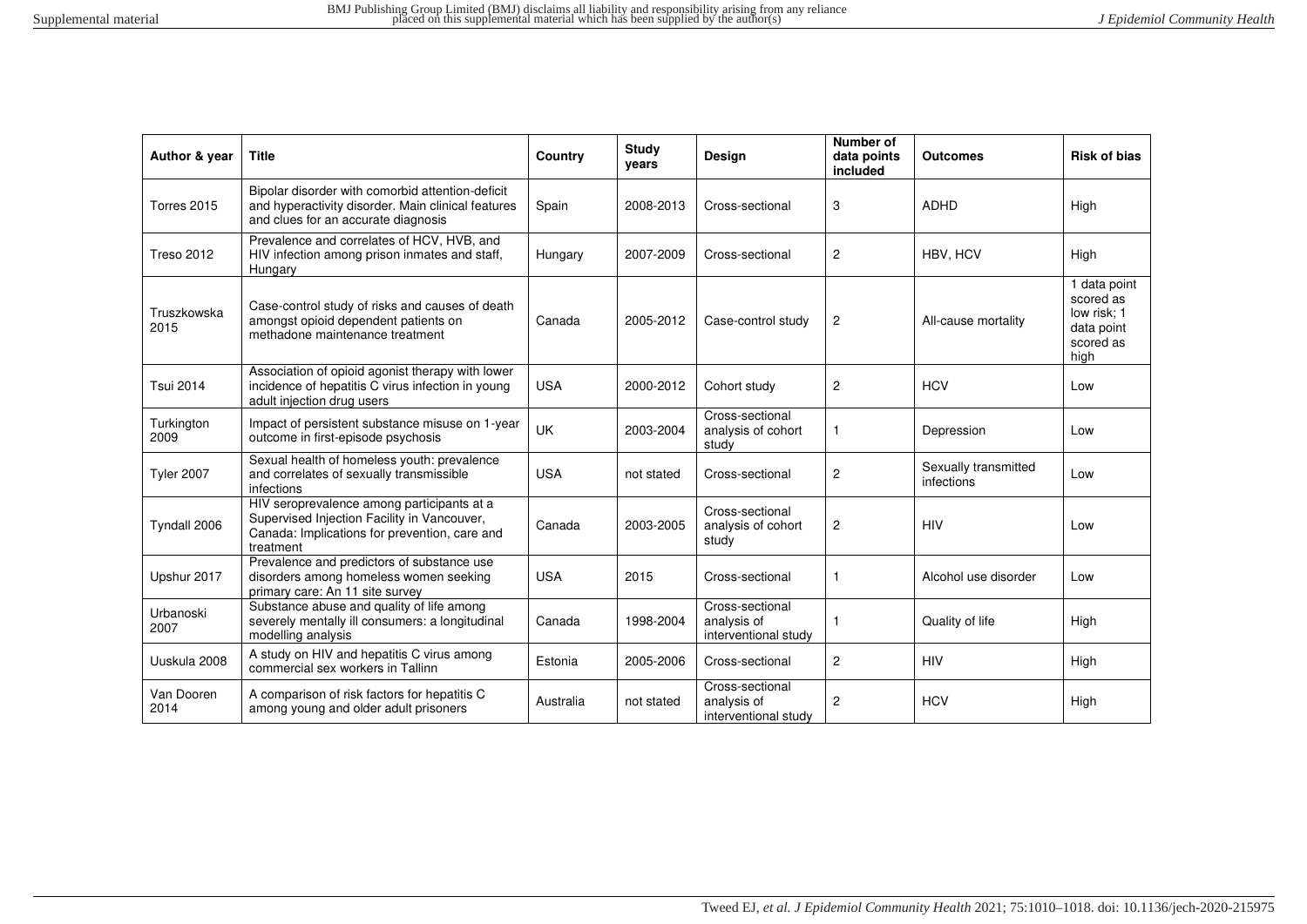| Author & year | Title | Country | Study years | Design | Number of data points included | Outcomes | Risk of bias |
|---|---|---|---|---|---|---|---|
| Torres 2015 | Bipolar disorder with comorbid attention-deficit and hyperactivity disorder. Main clinical features and clues for an accurate diagnosis | Spain | 2008-2013 | Cross-sectional | 3 | ADHD | High |
| Treso 2012 | Prevalence and correlates of HCV, HVB, and HIV infection among prison inmates and staff, Hungary | Hungary | 2007-2009 | Cross-sectional | 2 | HBV, HCV | High |
| Truszkowska 2015 | Case-control study of risks and causes of death amongst opioid dependent patients on methadone maintenance treatment | Canada | 2005-2012 | Case-control study | 2 | All-cause mortality | 1 data point scored as low risk; 1 data point scored as high |
| Tsui 2014 | Association of opioid agonist therapy with lower incidence of hepatitis C virus infection in young adult injection drug users | USA | 2000-2012 | Cohort study | 2 | HCV | Low |
| Turkington 2009 | Impact of persistent substance misuse on 1-year outcome in first-episode psychosis | UK | 2003-2004 | Cross-sectional analysis of cohort study | 1 | Depression | Low |
| Tyler 2007 | Sexual health of homeless youth: prevalence and correlates of sexually transmissible infections | USA | not stated | Cross-sectional | 2 | Sexually transmitted infections | Low |
| Tyndall 2006 | HIV seroprevalence among participants at a Supervised Injection Facility in Vancouver, Canada: Implications for prevention, care and treatment | Canada | 2003-2005 | Cross-sectional analysis of cohort study | 2 | HIV | Low |
| Upshur 2017 | Prevalence and predictors of substance use disorders among homeless women seeking primary care: An 11 site survey | USA | 2015 | Cross-sectional | 1 | Alcohol use disorder | Low |
| Urbanoski 2007 | Substance abuse and quality of life among severely mentally ill consumers: a longitudinal modelling analysis | Canada | 1998-2004 | Cross-sectional analysis of interventional study | 1 | Quality of life | High |
| Uuskula 2008 | A study on HIV and hepatitis C virus among commercial sex workers in Tallinn | Estonia | 2005-2006 | Cross-sectional | 2 | HIV | High |
| Van Dooren 2014 | A comparison of risk factors for hepatitis C among young and older adult prisoners | Australia | not stated | Cross-sectional analysis of interventional study | 2 | HCV | High |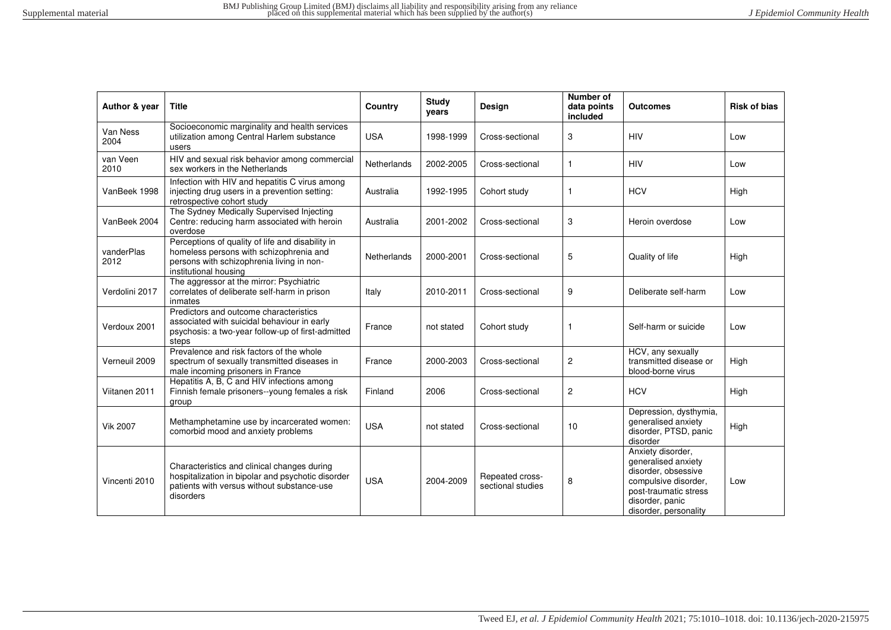| Author & year | Title | Country | Study years | Design | Number of data points included | Outcomes | Risk of bias |
|---|---|---|---|---|---|---|---|
| Van Ness 2004 | Socioeconomic marginality and health services utilization among Central Harlem substance users | USA | 1998-1999 | Cross-sectional | 3 | HIV | Low |
| van Veen 2010 | HIV and sexual risk behavior among commercial sex workers in the Netherlands | Netherlands | 2002-2005 | Cross-sectional | 1 | HIV | Low |
| VanBeek 1998 | Infection with HIV and hepatitis C virus among injecting drug users in a prevention setting: retrospective cohort study | Australia | 1992-1995 | Cohort study | 1 | HCV | High |
| VanBeek 2004 | The Sydney Medically Supervised Injecting Centre: reducing harm associated with heroin overdose | Australia | 2001-2002 | Cross-sectional | 3 | Heroin overdose | Low |
| vanderPlas 2012 | Perceptions of quality of life and disability in homeless persons with schizophrenia and persons with schizophrenia living in non-institutional housing | Netherlands | 2000-2001 | Cross-sectional | 5 | Quality of life | High |
| Verdolini 2017 | The aggressor at the mirror: Psychiatric correlates of deliberate self-harm in prison inmates | Italy | 2010-2011 | Cross-sectional | 9 | Deliberate self-harm | Low |
| Verdoux 2001 | Predictors and outcome characteristics associated with suicidal behaviour in early psychosis: a two-year follow-up of first-admitted steps | France | not stated | Cohort study | 1 | Self-harm or suicide | Low |
| Verneuil 2009 | Prevalence and risk factors of the whole spectrum of sexually transmitted diseases in male incoming prisoners in France | France | 2000-2003 | Cross-sectional | 2 | HCV, any sexually transmitted disease or blood-borne virus | High |
| Viitanen 2011 | Hepatitis A, B, C and HIV infections among Finnish female prisoners--young females a risk group | Finland | 2006 | Cross-sectional | 2 | HCV | High |
| Vik 2007 | Methamphetamine use by incarcerated women: comorbid mood and anxiety problems | USA | not stated | Cross-sectional | 10 | Depression, dysthymia, generalised anxiety disorder, PTSD, panic disorder | High |
| Vincenti 2010 | Characteristics and clinical changes during hospitalization in bipolar and psychotic disorder patients with versus without substance-use disorders | USA | 2004-2009 | Repeated cross-sectional studies | 8 | Anxiety disorder, generalised anxiety disorder, obsessive compulsive disorder, post-traumatic stress disorder, panic disorder, personality | Low |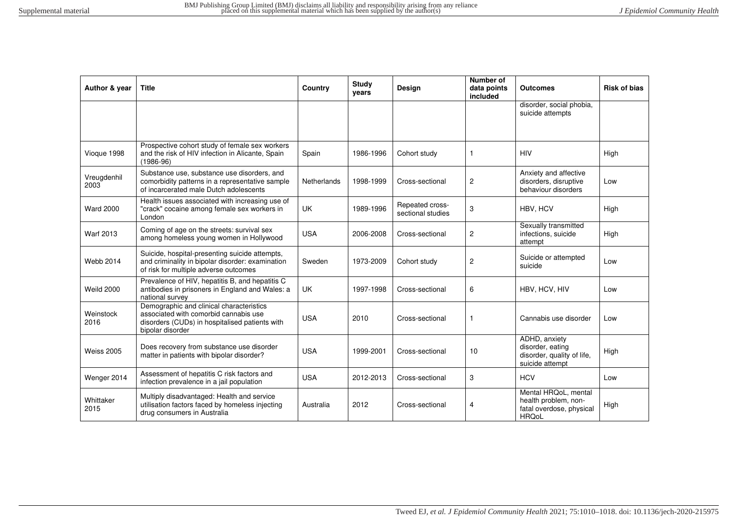| Author & year | Title | Country | Study years | Design | Number of data points included | Outcomes | Risk of bias |
|---|---|---|---|---|---|---|---|
| | | | | | | disorder, social phobia, suicide attempts | |
| Vioque 1998 | Prospective cohort study of female sex workers and the risk of HIV infection in Alicante, Spain (1986-96) | Spain | 1986-1996 | Cohort study | 1 | HIV | High |
| Vreugdenhil 2003 | Substance use, substance use disorders, and comorbidity patterns in a representative sample of incarcerated male Dutch adolescents | Netherlands | 1998-1999 | Cross-sectional | 2 | Anxiety and affective disorders, disruptive behaviour disorders | Low |
| Ward 2000 | Health issues associated with increasing use of "crack" cocaine among female sex workers in London | UK | 1989-1996 | Repeated cross-sectional studies | 3 | HBV, HCV | High |
| Warf 2013 | Coming of age on the streets: survival sex among homeless young women in Hollywood | USA | 2006-2008 | Cross-sectional | 2 | Sexually transmitted infections, suicide attempt | High |
| Webb 2014 | Suicide, hospital-presenting suicide attempts, and criminality in bipolar disorder: examination of risk for multiple adverse outcomes | Sweden | 1973-2009 | Cohort study | 2 | Suicide or attempted suicide | Low |
| Weild 2000 | Prevalence of HIV, hepatitis B, and hepatitis C antibodies in prisoners in England and Wales: a national survey | UK | 1997-1998 | Cross-sectional | 6 | HBV, HCV, HIV | Low |
| Weinstock 2016 | Demographic and clinical characteristics associated with comorbid cannabis use disorders (CUDs) in hospitalised patients with bipolar disorder | USA | 2010 | Cross-sectional | 1 | Cannabis use disorder | Low |
| Weiss 2005 | Does recovery from substance use disorder matter in patients with bipolar disorder? | USA | 1999-2001 | Cross-sectional | 10 | ADHD, anxiety disorder, eating disorder, quality of life, suicide attempt | High |
| Wenger 2014 | Assessment of hepatitis C risk factors and infection prevalence in a jail population | USA | 2012-2013 | Cross-sectional | 3 | HCV | Low |
| Whittaker 2015 | Multiply disadvantaged: Health and service utilisation factors faced by homeless injecting drug consumers in Australia | Australia | 2012 | Cross-sectional | 4 | Mental HRQoL, mental health problem, non-fatal overdose, physical HRQoL | High |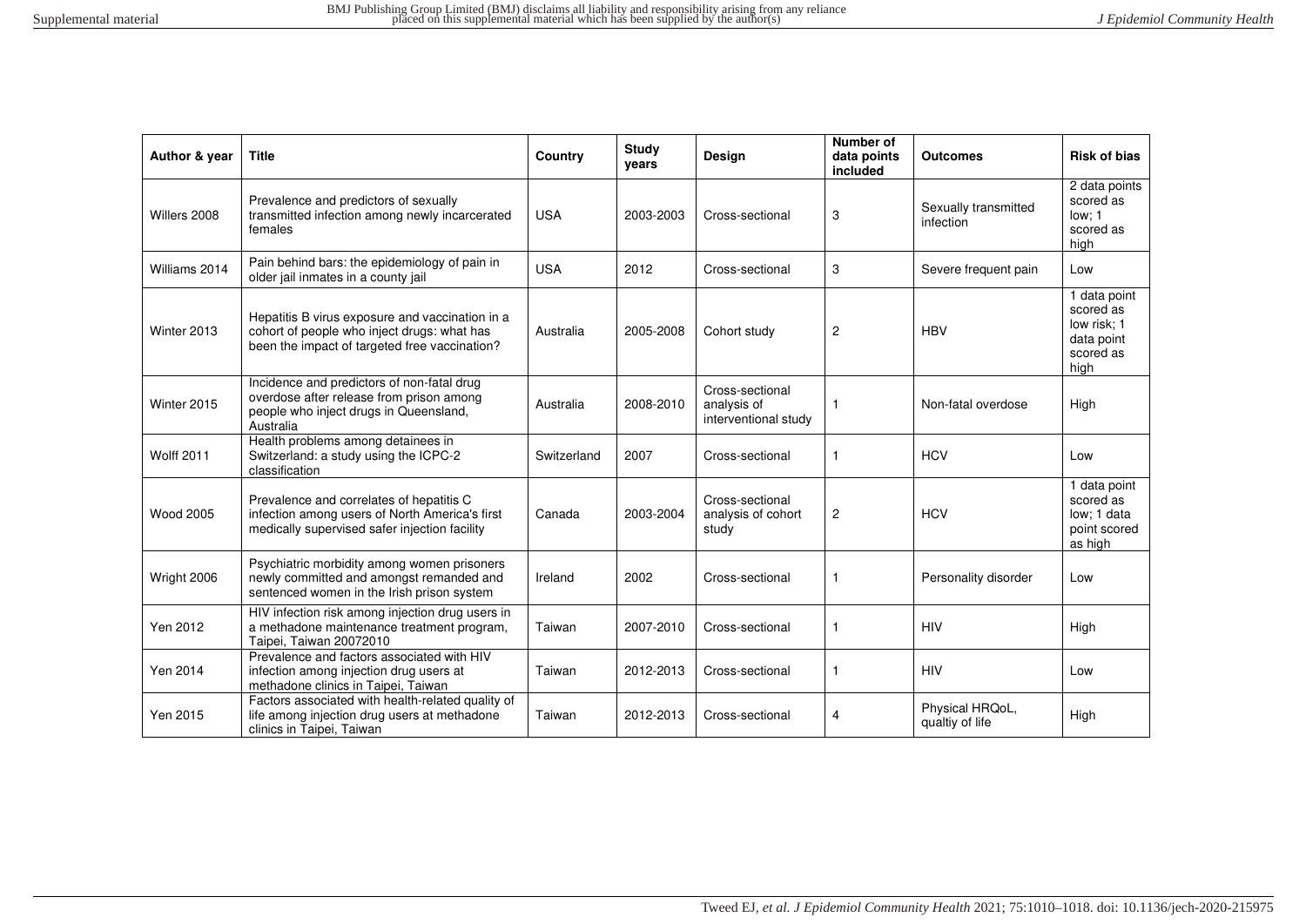| Author & year | Title | Country | Study years | Design | Number of data points included | Outcomes | Risk of bias |
|---|---|---|---|---|---|---|---|
| Willers 2008 | Prevalence and predictors of sexually transmitted infection among newly incarcerated females | USA | 2003-2003 | Cross-sectional | 3 | Sexually transmitted infection | 2 data points scored as low; 1 scored as high |
| Williams 2014 | Pain behind bars: the epidemiology of pain in older jail inmates in a county jail | USA | 2012 | Cross-sectional | 3 | Severe frequent pain | Low |
| Winter 2013 | Hepatitis B virus exposure and vaccination in a cohort of people who inject drugs: what has been the impact of targeted free vaccination? | Australia | 2005-2008 | Cohort study | 2 | HBV | 1 data point scored as low risk; 1 data point scored as high |
| Winter 2015 | Incidence and predictors of non-fatal drug overdose after release from prison among people who inject drugs in Queensland, Australia | Australia | 2008-2010 | Cross-sectional analysis of interventional study | 1 | Non-fatal overdose | High |
| Wolff 2011 | Health problems among detainees in Switzerland: a study using the ICPC-2 classification | Switzerland | 2007 | Cross-sectional | 1 | HCV | Low |
| Wood 2005 | Prevalence and correlates of hepatitis C infection among users of North America's first medically supervised safer injection facility | Canada | 2003-2004 | Cross-sectional analysis of cohort study | 2 | HCV | 1 data point scored as low; 1 data point scored as high |
| Wright 2006 | Psychiatric morbidity among women prisoners newly committed and amongst remanded and sentenced women in the Irish prison system | Ireland | 2002 | Cross-sectional | 1 | Personality disorder | Low |
| Yen 2012 | HIV infection risk among injection drug users in a methadone maintenance treatment program, Taipei, Taiwan 20072010 | Taiwan | 2007-2010 | Cross-sectional | 1 | HIV | High |
| Yen 2014 | Prevalence and factors associated with HIV infection among injection drug users at methadone clinics in Taipei, Taiwan | Taiwan | 2012-2013 | Cross-sectional | 1 | HIV | Low |
| Yen 2015 | Factors associated with health-related quality of life among injection drug users at methadone clinics in Taipei, Taiwan | Taiwan | 2012-2013 | Cross-sectional | 4 | Physical HRQoL, qualtiy of life | High |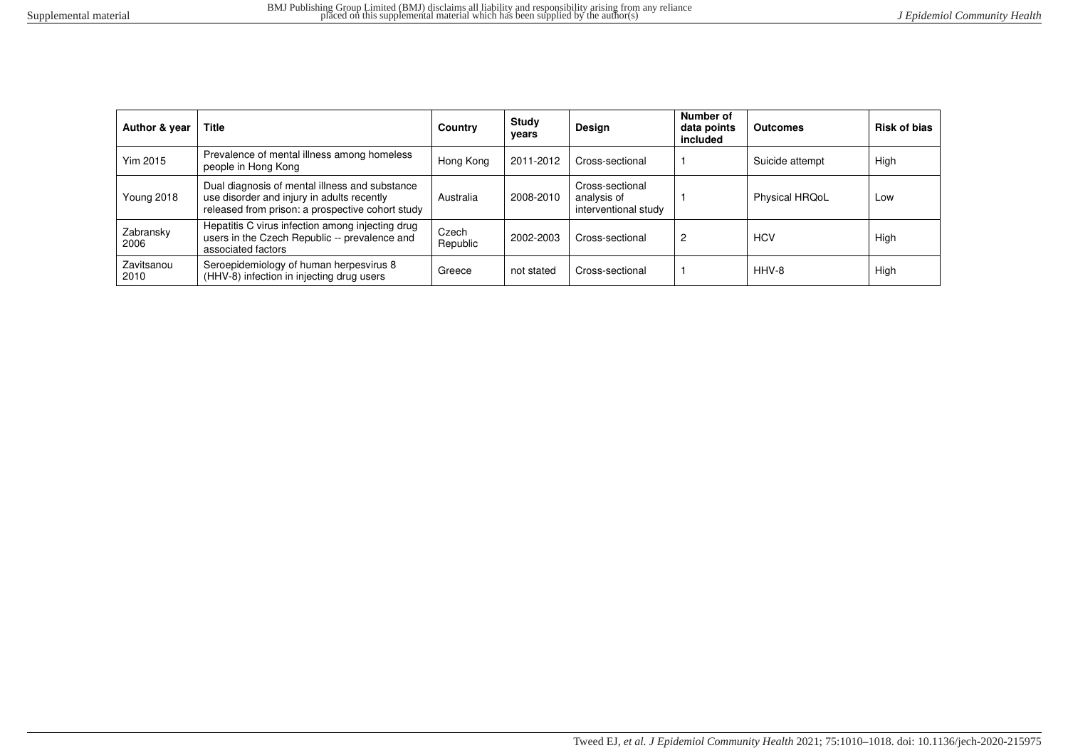| Author & year | Title | Country | Study years | Design | Number of data points included | Outcomes | Risk of bias |
|---|---|---|---|---|---|---|---|
| Yim 2015 | Prevalence of mental illness among homeless people in Hong Kong | Hong Kong | 2011-2012 | Cross-sectional | 1 | Suicide attempt | High |
| Young 2018 | Dual diagnosis of mental illness and substance use disorder and injury in adults recently released from prison: a prospective cohort study | Australia | 2008-2010 | Cross-sectional analysis of interventional study | 1 | Physical HRQoL | Low |
| Zabransky 2006 | Hepatitis C virus infection among injecting drug users in the Czech Republic -- prevalence and associated factors | Czech Republic | 2002-2003 | Cross-sectional | 2 | HCV | High |
| Zavitsanou 2010 | Seroepidemiology of human herpesvirus 8 (HHV-8) infection in injecting drug users | Greece | not stated | Cross-sectional | 1 | HHV-8 | High |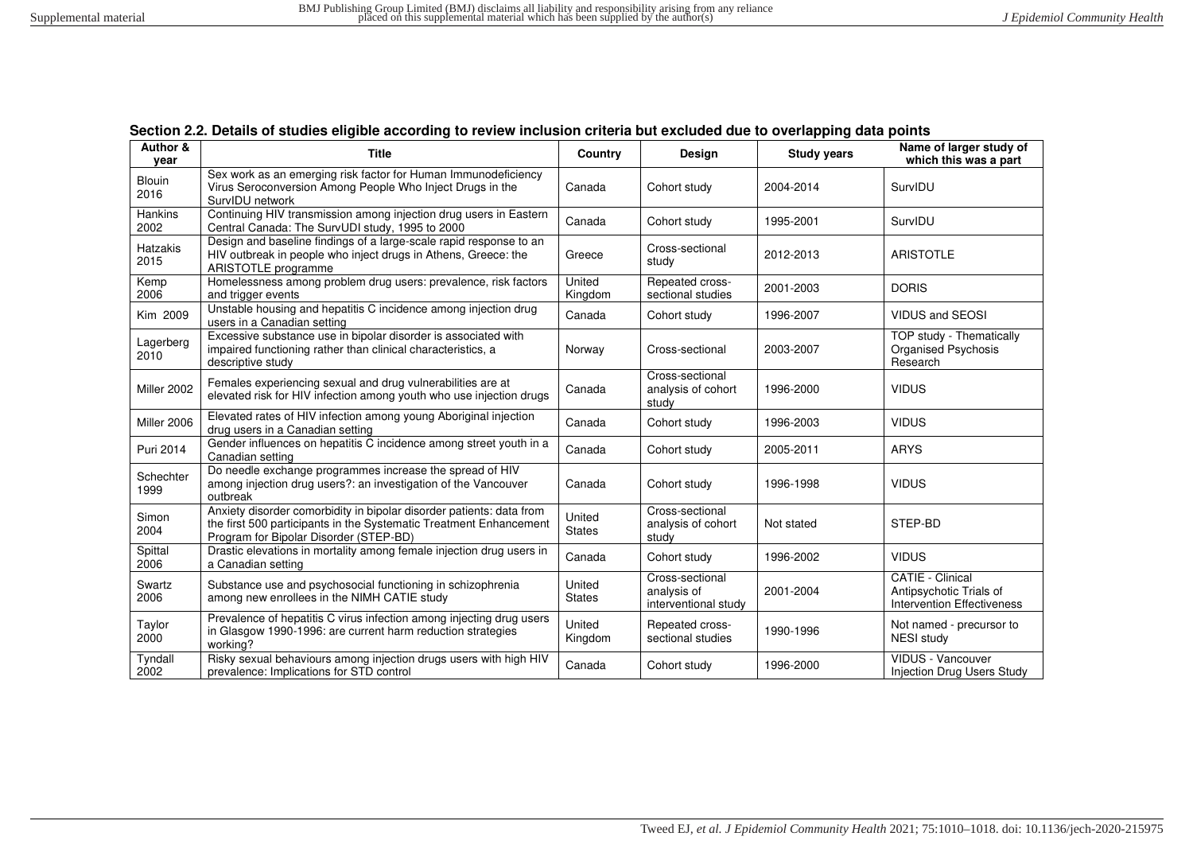**Section 2.2. Details of studies eligible according to review inclusion criteria but excluded due to overlapping data points**

| Author & year | Title | Country | Design | Study years | Name of larger study of which this was a part |
|---|---|---|---|---|---|
| Blouin 2016 | Sex work as an emerging risk factor for Human Immunodeficiency Virus Seroconversion Among People Who Inject Drugs in the SurvIDU network | Canada | Cohort study | 2004-2014 | SurvIDU |
| Hankins 2002 | Continuing HIV transmission among injection drug users in Eastern Central Canada: The SurvUDI study, 1995 to 2000 | Canada | Cohort study | 1995-2001 | SurvIDU |
| Hatzakis 2015 | Design and baseline findings of a large-scale rapid response to an HIV outbreak in people who inject drugs in Athens, Greece: the ARISTOTLE programme | Greece | Cross-sectional study | 2012-2013 | ARISTOTLE |
| Kemp 2006 | Homelessness among problem drug users: prevalence, risk factors and trigger events | United Kingdom | Repeated cross-sectional studies | 2001-2003 | DORIS |
| Kim 2009 | Unstable housing and hepatitis C incidence among injection drug users in a Canadian setting | Canada | Cohort study | 1996-2007 | VIDUS and SEOSI |
| Lagerberg 2010 | Excessive substance use in bipolar disorder is associated with impaired functioning rather than clinical characteristics, a descriptive study | Norway | Cross-sectional | 2003-2007 | TOP study - Thematically Organised Psychosis Research |
| Miller 2002 | Females experiencing sexual and drug vulnerabilities are at elevated risk for HIV infection among youth who use injection drugs | Canada | Cross-sectional analysis of cohort study | 1996-2000 | VIDUS |
| Miller 2006 | Elevated rates of HIV infection among young Aboriginal injection drug users in a Canadian setting | Canada | Cohort study | 1996-2003 | VIDUS |
| Puri 2014 | Gender influences on hepatitis C incidence among street youth in a Canadian setting | Canada | Cohort study | 2005-2011 | ARYS |
| Schechter 1999 | Do needle exchange programmes increase the spread of HIV among injection drug users?: an investigation of the Vancouver outbreak | Canada | Cohort study | 1996-1998 | VIDUS |
| Simon 2004 | Anxiety disorder comorbidity in bipolar disorder patients: data from the first 500 participants in the Systematic Treatment Enhancement Program for Bipolar Disorder (STEP-BD) | United States | Cross-sectional analysis of cohort study | Not stated | STEP-BD |
| Spittal 2006 | Drastic elevations in mortality among female injection drug users in a Canadian setting | Canada | Cohort study | 1996-2002 | VIDUS |
| Swartz 2006 | Substance use and psychosocial functioning in schizophrenia among new enrollees in the NIMH CATIE study | United States | Cross-sectional analysis of interventional study | 2001-2004 | CATIE - Clinical Antipsychotic Trials of Intervention Effectiveness |
| Taylor 2000 | Prevalence of hepatitis C virus infection among injecting drug users in Glasgow 1990-1996: are current harm reduction strategies working? | United Kingdom | Repeated cross-sectional studies | 1990-1996 | Not named - precursor to NESI study |
| Tyndall 2002 | Risky sexual behaviours among injection drugs users with high HIV prevalence: Implications for STD control | Canada | Cohort study | 1996-2000 | VIDUS - Vancouver Injection Drug Users Study |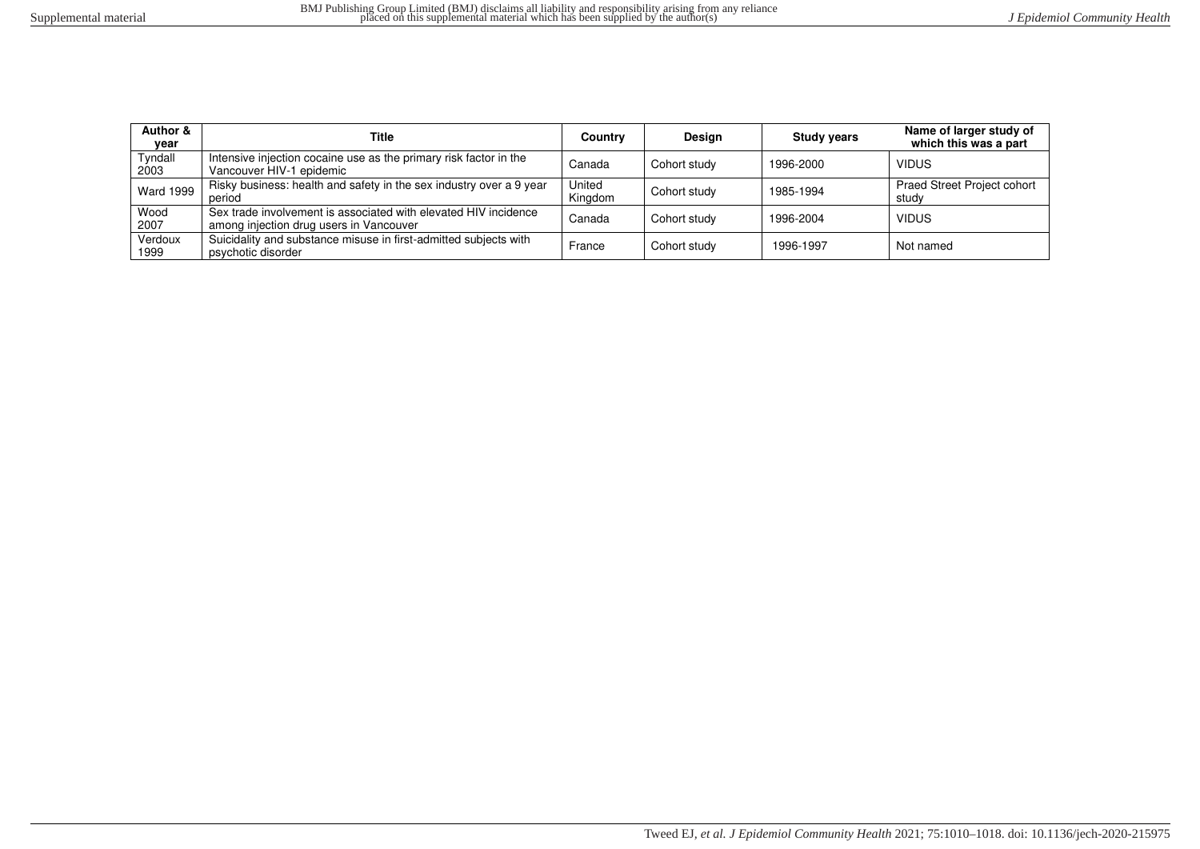| Author & year | Title | Country | Design | Study years | Name of larger study of which this was a part |
|---|---|---|---|---|---|
| Tyndall 2003 | Intensive injection cocaine use as the primary risk factor in the Vancouver HIV-1 epidemic | Canada | Cohort study | 1996-2000 | VIDUS |
| Ward 1999 | Risky business: health and safety in the sex industry over a 9 year period | United Kingdom | Cohort study | 1985-1994 | Praed Street Project cohort study |
| Wood 2007 | Sex trade involvement is associated with elevated HIV incidence among injection drug users in Vancouver | Canada | Cohort study | 1996-2004 | VIDUS |
| Verdoux 1999 | Suicidality and substance misuse in first-admitted subjects with psychotic disorder | France | Cohort study | 1996-1997 | Not named |